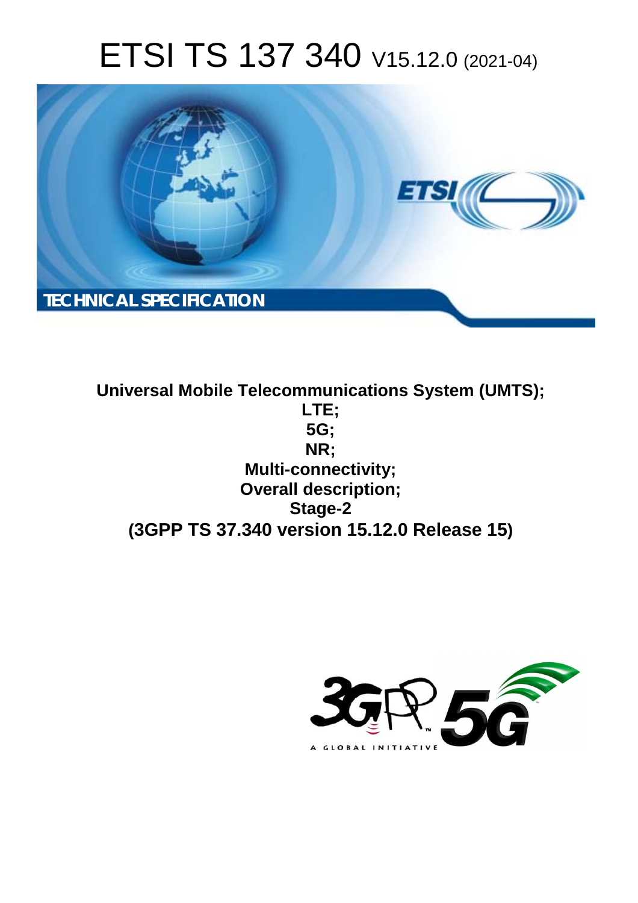# ETSI TS 137 340 V15.12.0 (2021-04)

TECHNICAL SPECIFICATION

**Universal Mobile Telecommunications System (UMTS);**
**LTE;**
**5G;**
**NR;**
**Multi-connectivity;**
**Overall description;**
**Stage-2**
**(3GPP TS 37.340 version 15.12.0 Release 15)**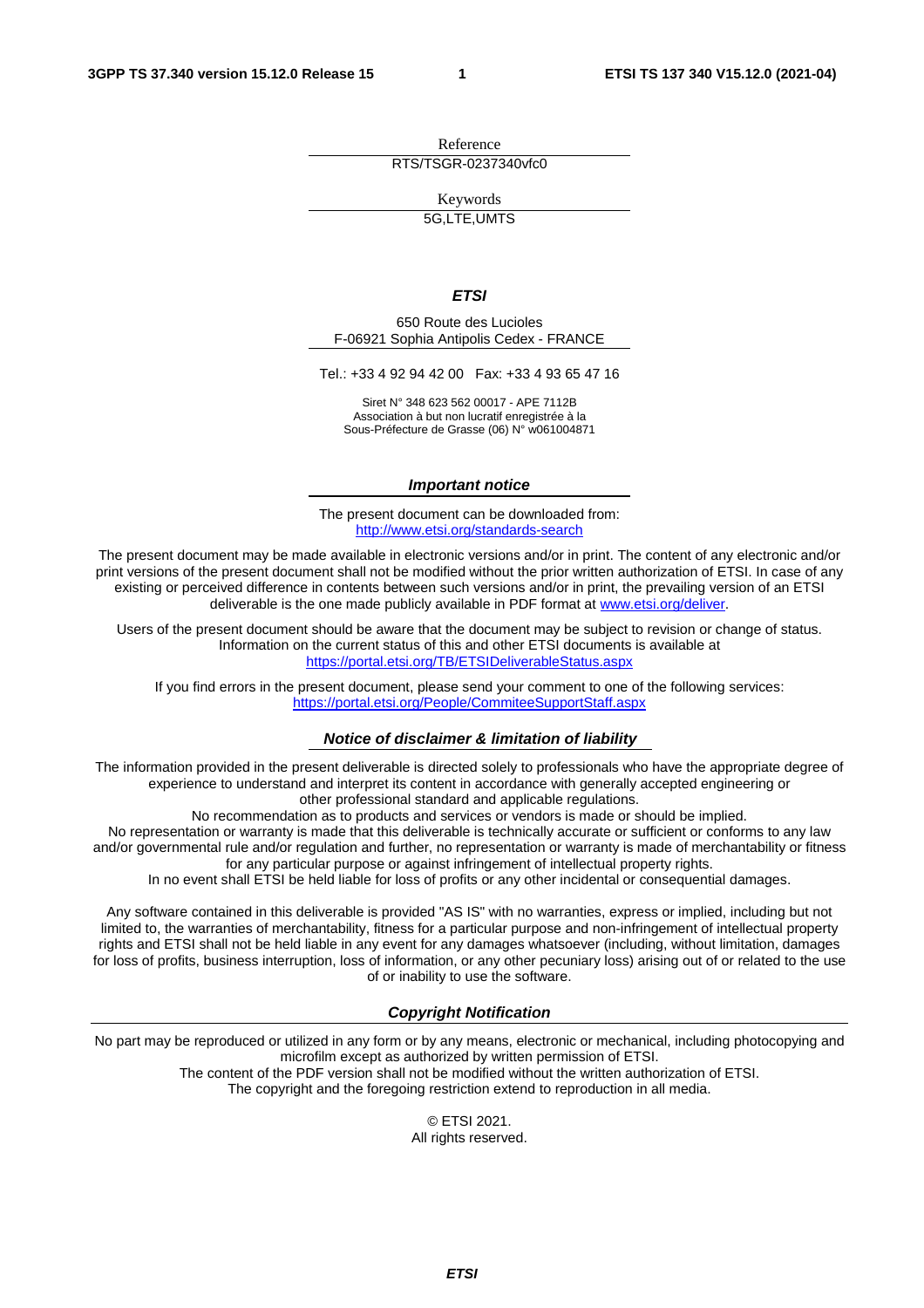Reference

RTS/TSGR-0237340vfc0

Keywords

5G,LTE,UMTS

***ETSI***

650 Route des Lucioles
F-06921 Sophia Antipolis Cedex - FRANCE

Tel.: +33 4 92 94 42 00   Fax: +33 4 93 65 47 16

Siret N° 348 623 562 00017 - APE 7112B
Association à but non lucratif enregistrée à la
Sous-Préfecture de Grasse (06) N° w061004871

***Important notice***

The present document can be downloaded from:
http://www.etsi.org/standards-search

The present document may be made available in electronic versions and/or in print. The content of any electronic and/or print versions of the present document shall not be modified without the prior written authorization of ETSI. In case of any existing or perceived difference in contents between such versions and/or in print, the prevailing version of an ETSI deliverable is the one made publicly available in PDF format at www.etsi.org/deliver.

Users of the present document should be aware that the document may be subject to revision or change of status. Information on the current status of this and other ETSI documents is available at
https://portal.etsi.org/TB/ETSIDeliverableStatus.aspx

If you find errors in the present document, please send your comment to one of the following services:
https://portal.etsi.org/People/CommiteeSupportStaff.aspx

***Notice of disclaimer & limitation of liability***

The information provided in the present deliverable is directed solely to professionals who have the appropriate degree of experience to understand and interpret its content in accordance with generally accepted engineering or other professional standard and applicable regulations.
No recommendation as to products and services or vendors is made or should be implied.
No representation or warranty is made that this deliverable is technically accurate or sufficient or conforms to any law and/or governmental rule and/or regulation and further, no representation or warranty is made of merchantability or fitness for any particular purpose or against infringement of intellectual property rights.
In no event shall ETSI be held liable for loss of profits or any other incidental or consequential damages.

Any software contained in this deliverable is provided "AS IS" with no warranties, express or implied, including but not limited to, the warranties of merchantability, fitness for a particular purpose and non-infringement of intellectual property rights and ETSI shall not be held liable in any event for any damages whatsoever (including, without limitation, damages for loss of profits, business interruption, loss of information, or any other pecuniary loss) arising out of or related to the use of or inability to use the software.

***Copyright Notification***

No part may be reproduced or utilized in any form or by any means, electronic or mechanical, including photocopying and microfilm except as authorized by written permission of ETSI.
The content of the PDF version shall not be modified without the written authorization of ETSI.
The copyright and the foregoing restriction extend to reproduction in all media.

© ETSI 2021.
All rights reserved.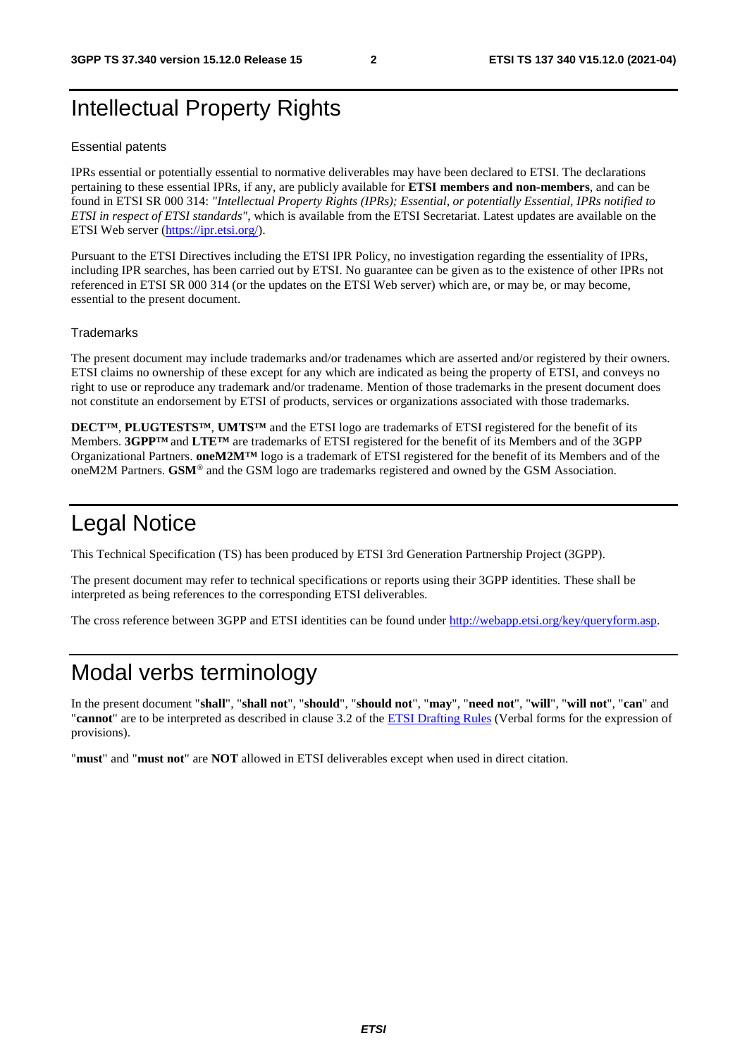# Intellectual Property Rights

## Essential patents

IPRs essential or potentially essential to normative deliverables may have been declared to ETSI. The declarations pertaining to these essential IPRs, if any, are publicly available for **ETSI members and non-members**, and can be found in ETSI SR 000 314: *"Intellectual Property Rights (IPRs); Essential, or potentially Essential, IPRs notified to ETSI in respect of ETSI standards"*, which is available from the ETSI Secretariat. Latest updates are available on the ETSI Web server (https://ipr.etsi.org/).

Pursuant to the ETSI Directives including the ETSI IPR Policy, no investigation regarding the essentiality of IPRs, including IPR searches, has been carried out by ETSI. No guarantee can be given as to the existence of other IPRs not referenced in ETSI SR 000 314 (or the updates on the ETSI Web server) which are, or may be, or may become, essential to the present document.

## Trademarks

The present document may include trademarks and/or tradenames which are asserted and/or registered by their owners. ETSI claims no ownership of these except for any which are indicated as being the property of ETSI, and conveys no right to use or reproduce any trademark and/or tradename. Mention of those trademarks in the present document does not constitute an endorsement by ETSI of products, services or organizations associated with those trademarks.

**DECT™**, **PLUGTESTS™**, **UMTS™** and the ETSI logo are trademarks of ETSI registered for the benefit of its Members. **3GPP™** and **LTE™** are trademarks of ETSI registered for the benefit of its Members and of the 3GPP Organizational Partners. **oneM2M™** logo is a trademark of ETSI registered for the benefit of its Members and of the oneM2M Partners. **GSM**® and the GSM logo are trademarks registered and owned by the GSM Association.

# Legal Notice

This Technical Specification (TS) has been produced by ETSI 3rd Generation Partnership Project (3GPP).

The present document may refer to technical specifications or reports using their 3GPP identities. These shall be interpreted as being references to the corresponding ETSI deliverables.

The cross reference between 3GPP and ETSI identities can be found under http://webapp.etsi.org/key/queryform.asp.

# Modal verbs terminology

In the present document "**shall**", "**shall not**", "**should**", "**should not**", "**may**", "**need not**", "**will**", "**will not**", "**can**" and "**cannot**" are to be interpreted as described in clause 3.2 of the ETSI Drafting Rules (Verbal forms for the expression of provisions).

"**must**" and "**must not**" are **NOT** allowed in ETSI deliverables except when used in direct citation.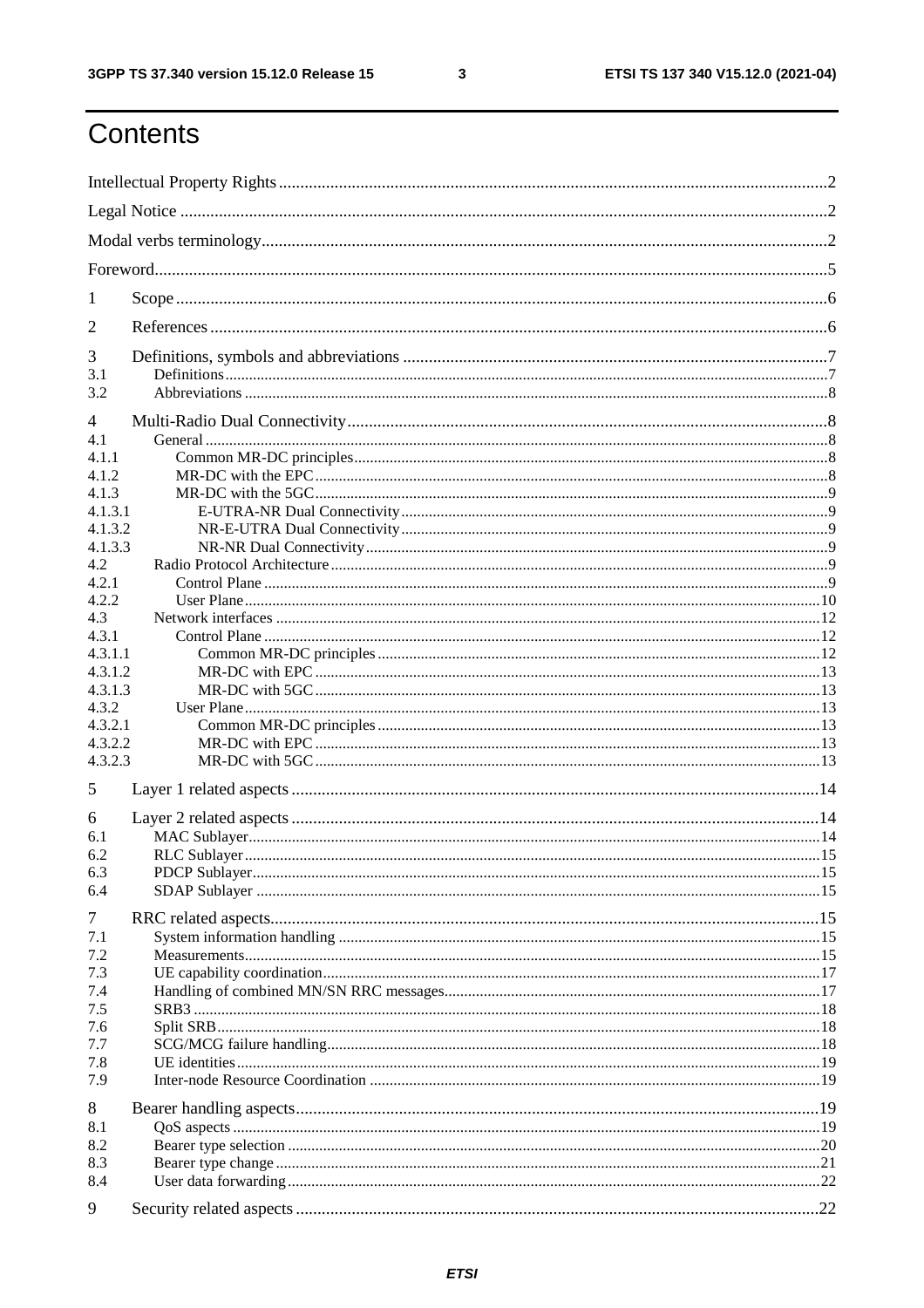# Contents

Intellectual Property Rights .....2

Legal Notice .....2

Modal verbs terminology .....2

Foreword .....5

1 Scope .....6

2 References .....6

3 Definitions, symbols and abbreviations .....7

3.1 Definitions .....7

3.2 Abbreviations .....8

4 Multi-Radio Dual Connectivity .....8

4.1 General .....8

4.1.1 Common MR-DC principles .....8

4.1.2 MR-DC with the EPC .....8

4.1.3 MR-DC with the 5GC .....9

4.1.3.1 E-UTRA-NR Dual Connectivity .....9

4.1.3.2 NR-E-UTRA Dual Connectivity .....9

4.1.3.3 NR-NR Dual Connectivity .....9

4.2 Radio Protocol Architecture .....9

4.2.1 Control Plane .....9

4.2.2 User Plane .....10

4.3 Network interfaces .....12

4.3.1 Control Plane .....12

4.3.1.1 Common MR-DC principles .....12

4.3.1.2 MR-DC with EPC .....13

4.3.1.3 MR-DC with 5GC .....13

4.3.2 User Plane .....13

4.3.2.1 Common MR-DC principles .....13

4.3.2.2 MR-DC with EPC .....13

4.3.2.3 MR-DC with 5GC .....13

5 Layer 1 related aspects .....14

6 Layer 2 related aspects .....14

6.1 MAC Sublayer .....14

6.2 RLC Sublayer .....15

6.3 PDCP Sublayer .....15

6.4 SDAP Sublayer .....15

7 RRC related aspects .....15

7.1 System information handling .....15

7.2 Measurements .....15

7.3 UE capability coordination .....17

7.4 Handling of combined MN/SN RRC messages .....17

7.5 SRB3 .....18

7.6 Split SRB .....18

7.7 SCG/MCG failure handling .....18

7.8 UE identities .....19

7.9 Inter-node Resource Coordination .....19

8 Bearer handling aspects .....19

8.1 QoS aspects .....19

8.2 Bearer type selection .....20

8.3 Bearer type change .....21

8.4 User data forwarding .....22

9 Security related aspects .....22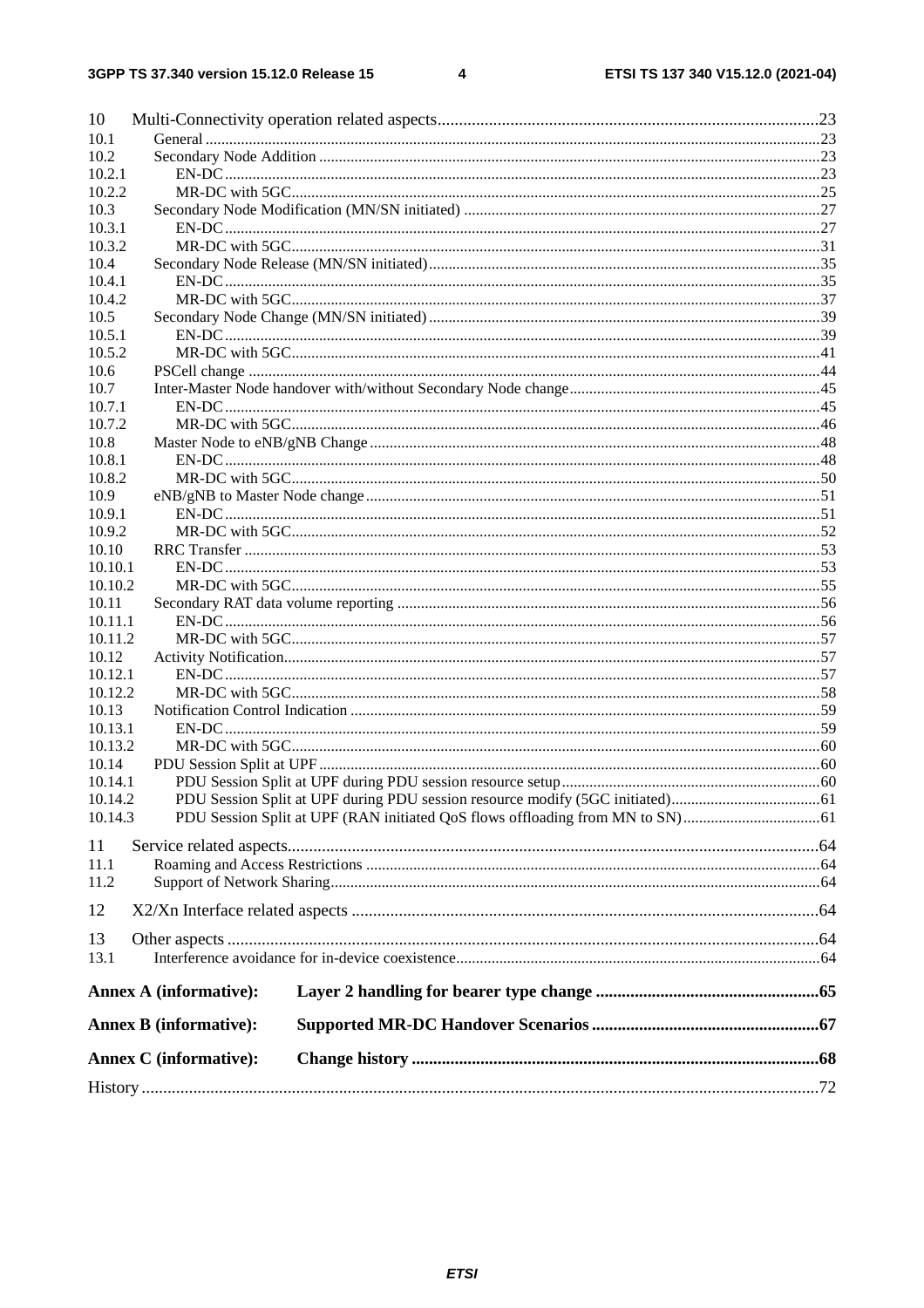10 Multi-Connectivity operation related aspects........................................................................................23
10.1 General ...........................................................................................................................................23
10.2 Secondary Node Addition ..............................................................................................................23
10.2.1 EN-DC.......................................................................................................................................23
10.2.2 MR-DC with 5GC......................................................................................................................25
10.3 Secondary Node Modification (MN/SN initiated) ..........................................................................27
10.3.1 EN-DC.......................................................................................................................................27
10.3.2 MR-DC with 5GC......................................................................................................................31
10.4 Secondary Node Release (MN/SN initiated)...................................................................................35
10.4.1 EN-DC.......................................................................................................................................35
10.4.2 MR-DC with 5GC......................................................................................................................37
10.5 Secondary Node Change (MN/SN initiated)...................................................................................39
10.5.1 EN-DC.......................................................................................................................................39
10.5.2 MR-DC with 5GC......................................................................................................................41
10.6 PSCell change .................................................................................................................................44
10.7 Inter-Master Node handover with/without Secondary Node change...............................................45
10.7.1 EN-DC.......................................................................................................................................45
10.7.2 MR-DC with 5GC......................................................................................................................46
10.8 Master Node to eNB/gNB Change..................................................................................................48
10.8.1 EN-DC.......................................................................................................................................48
10.8.2 MR-DC with 5GC......................................................................................................................50
10.9 eNB/gNB to Master Node change...................................................................................................51
10.9.1 EN-DC.......................................................................................................................................51
10.9.2 MR-DC with 5GC......................................................................................................................52
10.10 RRC Transfer .................................................................................................................................53
10.10.1 EN-DC.......................................................................................................................................53
10.10.2 MR-DC with 5GC......................................................................................................................55
10.11 Secondary RAT data volume reporting ...........................................................................................56
10.11.1 EN-DC.......................................................................................................................................56
10.11.2 MR-DC with 5GC......................................................................................................................57
10.12 Activity Notification........................................................................................................................57
10.12.1 EN-DC.......................................................................................................................................57
10.12.2 MR-DC with 5GC......................................................................................................................58
10.13 Notification Control Indication .......................................................................................................59
10.13.1 EN-DC.......................................................................................................................................59
10.13.2 MR-DC with 5GC......................................................................................................................60
10.14 PDU Session Split at UPF ...............................................................................................................60
10.14.1 PDU Session Split at UPF during PDU session resource setup.................................................60
10.14.2 PDU Session Split at UPF during PDU session resource modify (5GC initiated)......................................61
10.14.3 PDU Session Split at UPF (RAN initiated QoS flows offloading from MN to SN)...................................61

11 Service related aspects...........................................................................................................................64
11.1 Roaming and Access Restrictions ...................................................................................................64
11.2 Support of Network Sharing............................................................................................................64

12 X2/Xn Interface related aspects ............................................................................................................64

13 Other aspects .........................................................................................................................................64
13.1 Interference avoidance for in-device coexistence............................................................................64

**Annex A (informative): Layer 2 handling for bearer type change ....................................................65**

**Annex B (informative): Supported MR-DC Handover Scenarios .....................................................67**

**Annex C (informative): Change history .............................................................................................68**

History ............................................................................................................................................................72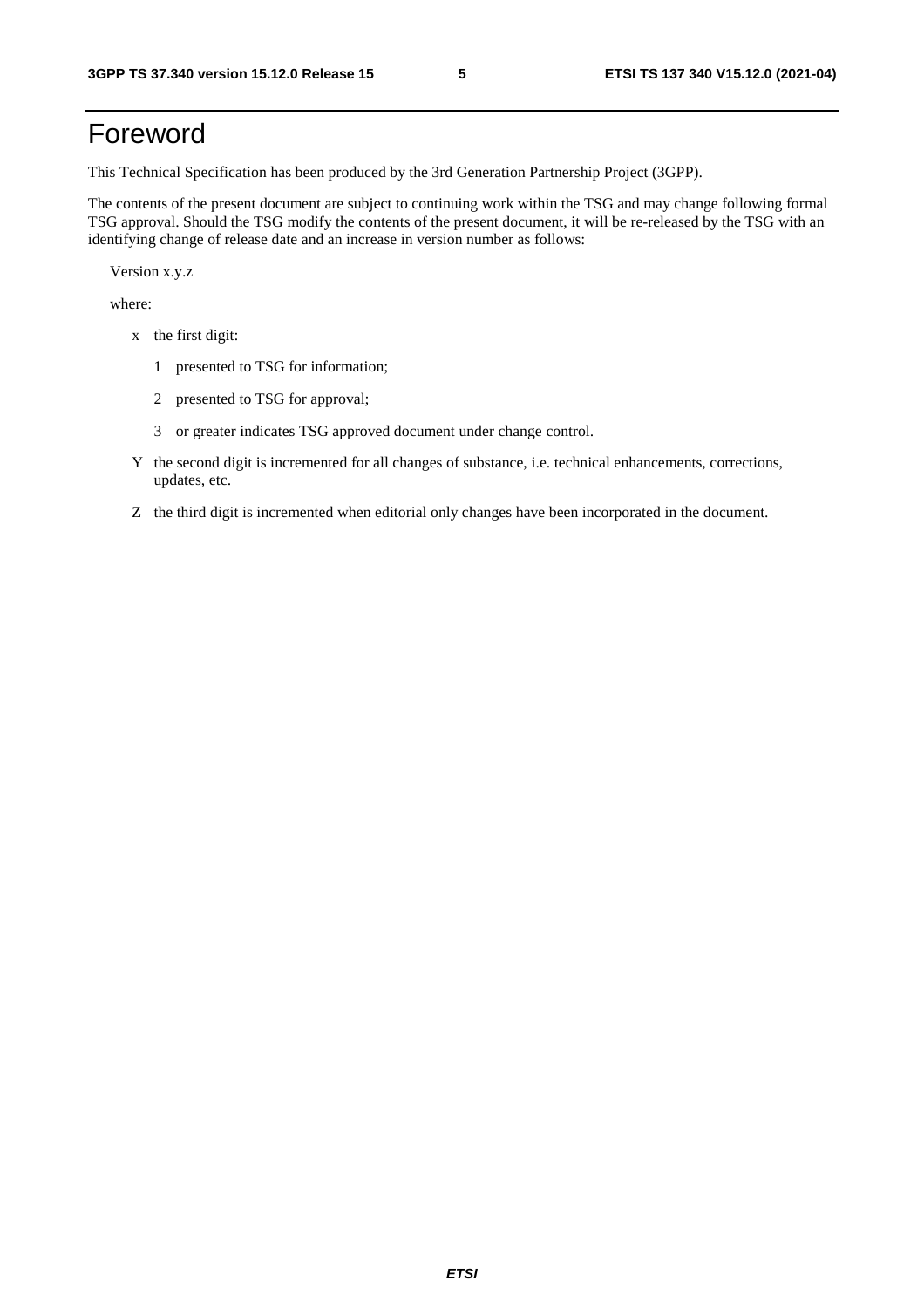# Foreword

This Technical Specification has been produced by the 3rd Generation Partnership Project (3GPP).

The contents of the present document are subject to continuing work within the TSG and may change following formal TSG approval. Should the TSG modify the contents of the present document, it will be re-released by the TSG with an identifying change of release date and an increase in version number as follows:

Version x.y.z

where:

- x the first digit:
  - 1 presented to TSG for information;
  - 2 presented to TSG for approval;
  - 3 or greater indicates TSG approved document under change control.
- Y the second digit is incremented for all changes of substance, i.e. technical enhancements, corrections, updates, etc.
- Z the third digit is incremented when editorial only changes have been incorporated in the document.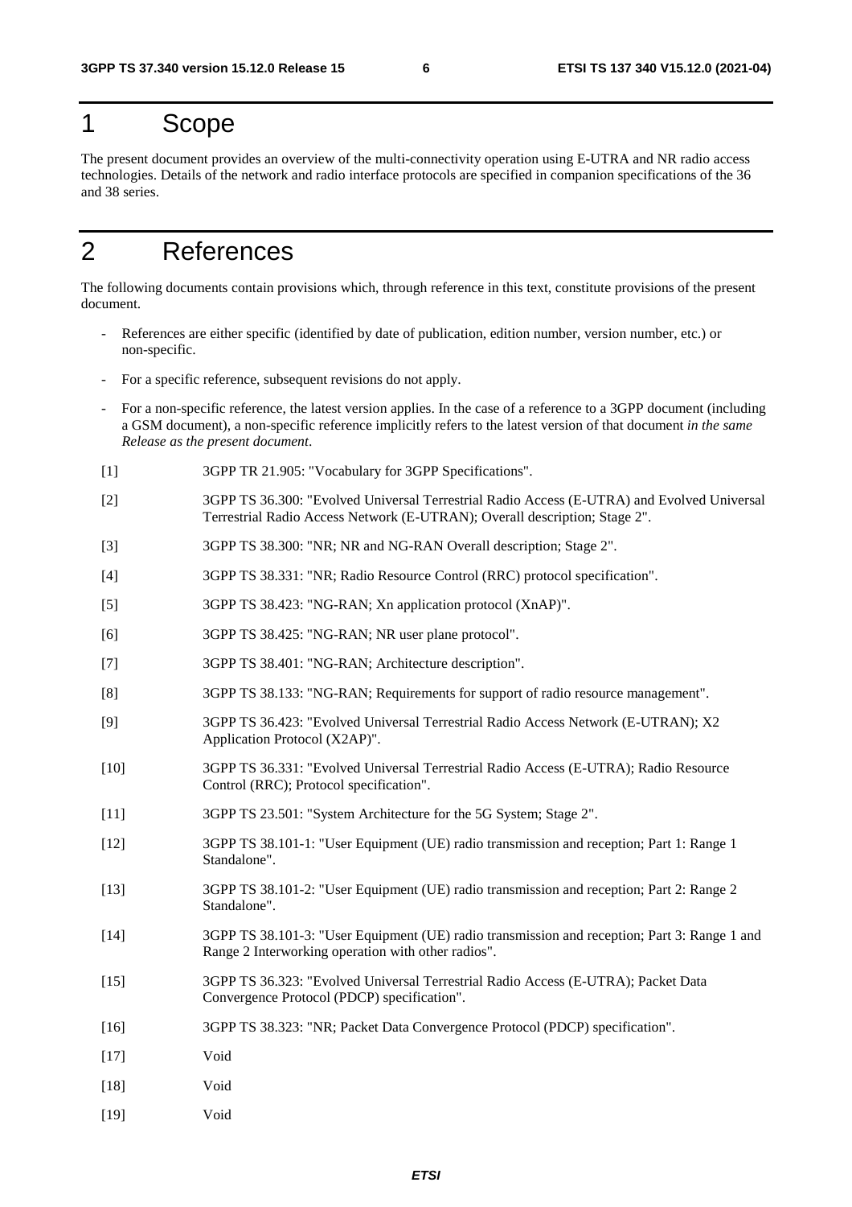# 1 Scope

The present document provides an overview of the multi-connectivity operation using E-UTRA and NR radio access technologies. Details of the network and radio interface protocols are specified in companion specifications of the 36 and 38 series.

# 2 References

The following documents contain provisions which, through reference in this text, constitute provisions of the present document.

- References are either specific (identified by date of publication, edition number, version number, etc.) or non-specific.
- For a specific reference, subsequent revisions do not apply.
- For a non-specific reference, the latest version applies. In the case of a reference to a 3GPP document (including a GSM document), a non-specific reference implicitly refers to the latest version of that document *in the same Release as the present document*.

[1] 3GPP TR 21.905: "Vocabulary for 3GPP Specifications".

[2] 3GPP TS 36.300: "Evolved Universal Terrestrial Radio Access (E-UTRA) and Evolved Universal Terrestrial Radio Access Network (E-UTRAN); Overall description; Stage 2".

[3] 3GPP TS 38.300: "NR; NR and NG-RAN Overall description; Stage 2".

[4] 3GPP TS 38.331: "NR; Radio Resource Control (RRC) protocol specification".

[5] 3GPP TS 38.423: "NG-RAN; Xn application protocol (XnAP)".

[6] 3GPP TS 38.425: "NG-RAN; NR user plane protocol".

[7] 3GPP TS 38.401: "NG-RAN; Architecture description".

[8] 3GPP TS 38.133: "NG-RAN; Requirements for support of radio resource management".

[9] 3GPP TS 36.423: "Evolved Universal Terrestrial Radio Access Network (E-UTRAN); X2 Application Protocol (X2AP)".

[10] 3GPP TS 36.331: "Evolved Universal Terrestrial Radio Access (E-UTRA); Radio Resource Control (RRC); Protocol specification".

[11] 3GPP TS 23.501: "System Architecture for the 5G System; Stage 2".

[12] 3GPP TS 38.101-1: "User Equipment (UE) radio transmission and reception; Part 1: Range 1 Standalone".

[13] 3GPP TS 38.101-2: "User Equipment (UE) radio transmission and reception; Part 2: Range 2 Standalone".

[14] 3GPP TS 38.101-3: "User Equipment (UE) radio transmission and reception; Part 3: Range 1 and Range 2 Interworking operation with other radios".

[15] 3GPP TS 36.323: "Evolved Universal Terrestrial Radio Access (E-UTRA); Packet Data Convergence Protocol (PDCP) specification".

[16] 3GPP TS 38.323: "NR; Packet Data Convergence Protocol (PDCP) specification".

[17] Void

[18] Void

[19] Void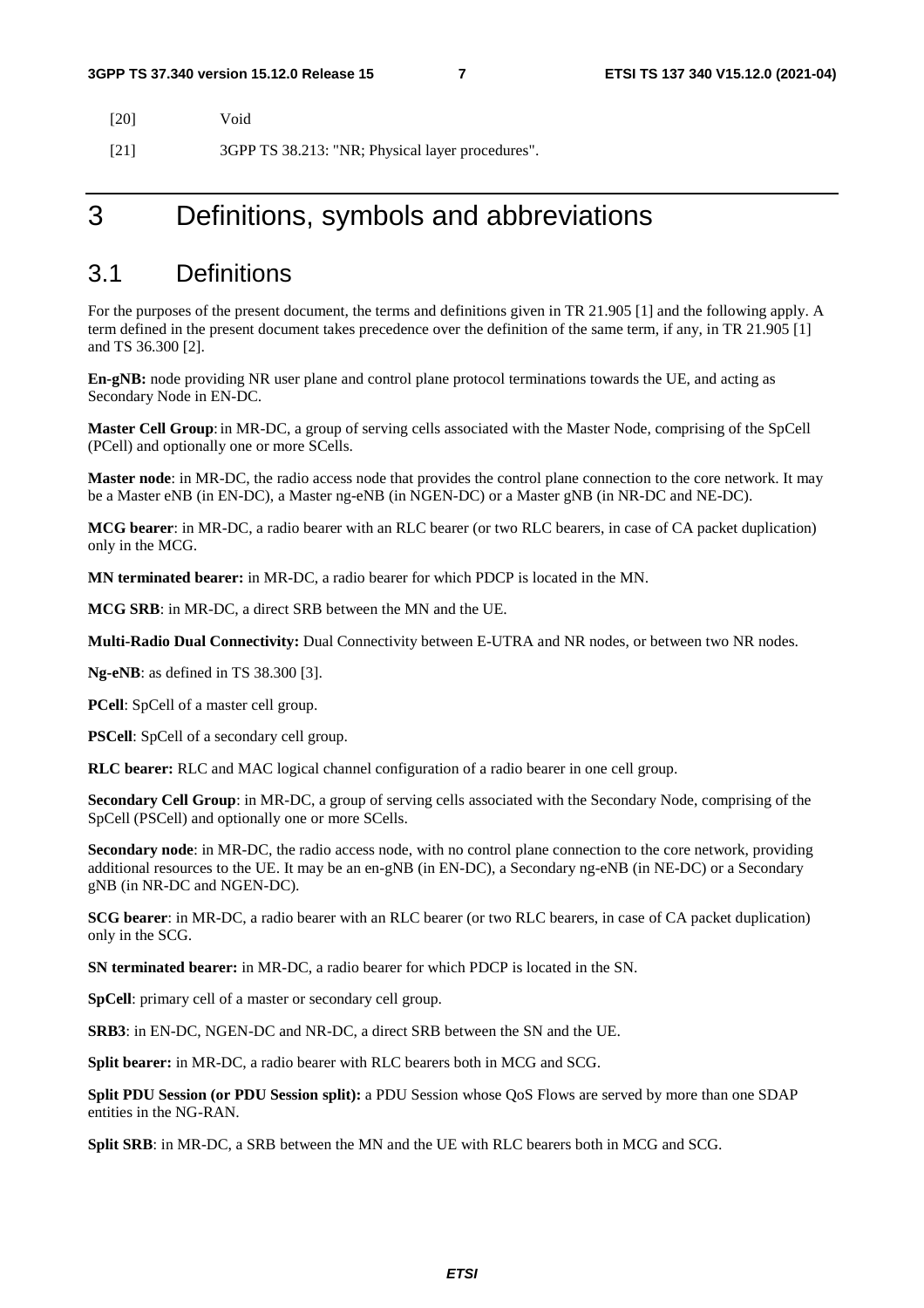[20] Void

[21] 3GPP TS 38.213: "NR; Physical layer procedures".

# 3 Definitions, symbols and abbreviations

## 3.1 Definitions

For the purposes of the present document, the terms and definitions given in TR 21.905 [1] and the following apply. A term defined in the present document takes precedence over the definition of the same term, if any, in TR 21.905 [1] and TS 36.300 [2].

**En-gNB:** node providing NR user plane and control plane protocol terminations towards the UE, and acting as Secondary Node in EN-DC.

**Master Cell Group**: in MR-DC, a group of serving cells associated with the Master Node, comprising of the SpCell (PCell) and optionally one or more SCells.

**Master node**: in MR-DC, the radio access node that provides the control plane connection to the core network. It may be a Master eNB (in EN-DC), a Master ng-eNB (in NGEN-DC) or a Master gNB (in NR-DC and NE-DC).

**MCG bearer**: in MR-DC, a radio bearer with an RLC bearer (or two RLC bearers, in case of CA packet duplication) only in the MCG.

**MN terminated bearer:** in MR-DC, a radio bearer for which PDCP is located in the MN.

**MCG SRB**: in MR-DC, a direct SRB between the MN and the UE.

**Multi-Radio Dual Connectivity:** Dual Connectivity between E-UTRA and NR nodes, or between two NR nodes.

**Ng-eNB**: as defined in TS 38.300 [3].

**PCell**: SpCell of a master cell group.

**PSCell**: SpCell of a secondary cell group.

**RLC bearer:** RLC and MAC logical channel configuration of a radio bearer in one cell group.

**Secondary Cell Group**: in MR-DC, a group of serving cells associated with the Secondary Node, comprising of the SpCell (PSCell) and optionally one or more SCells.

**Secondary node**: in MR-DC, the radio access node, with no control plane connection to the core network, providing additional resources to the UE. It may be an en-gNB (in EN-DC), a Secondary ng-eNB (in NE-DC) or a Secondary gNB (in NR-DC and NGEN-DC).

**SCG bearer**: in MR-DC, a radio bearer with an RLC bearer (or two RLC bearers, in case of CA packet duplication) only in the SCG.

**SN terminated bearer:** in MR-DC, a radio bearer for which PDCP is located in the SN.

**SpCell**: primary cell of a master or secondary cell group.

**SRB3**: in EN-DC, NGEN-DC and NR-DC, a direct SRB between the SN and the UE.

**Split bearer:** in MR-DC, a radio bearer with RLC bearers both in MCG and SCG.

**Split PDU Session (or PDU Session split):** a PDU Session whose QoS Flows are served by more than one SDAP entities in the NG-RAN.

**Split SRB**: in MR-DC, a SRB between the MN and the UE with RLC bearers both in MCG and SCG.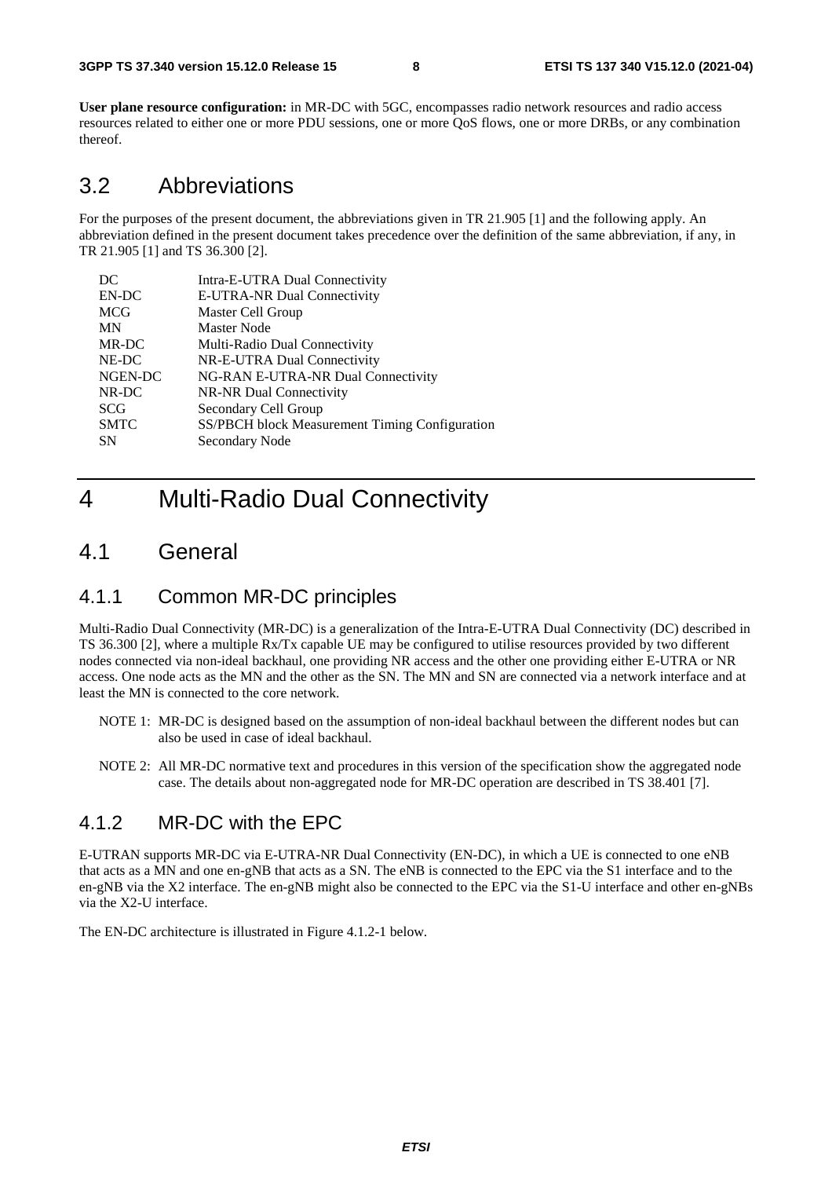**User plane resource configuration:** in MR-DC with 5GC, encompasses radio network resources and radio access resources related to either one or more PDU sessions, one or more QoS flows, one or more DRBs, or any combination thereof.

## 3.2 Abbreviations

For the purposes of the present document, the abbreviations given in TR 21.905 [1] and the following apply. An abbreviation defined in the present document takes precedence over the definition of the same abbreviation, if any, in TR 21.905 [1] and TS 36.300 [2].

| | |
|---|---|
| DC | Intra-E-UTRA Dual Connectivity |
| EN-DC | E-UTRA-NR Dual Connectivity |
| MCG | Master Cell Group |
| MN | Master Node |
| MR-DC | Multi-Radio Dual Connectivity |
| NE-DC | NR-E-UTRA Dual Connectivity |
| NGEN-DC | NG-RAN E-UTRA-NR Dual Connectivity |
| NR-DC | NR-NR Dual Connectivity |
| SCG | Secondary Cell Group |
| SMTC | SS/PBCH block Measurement Timing Configuration |
| SN | Secondary Node |

# 4 Multi-Radio Dual Connectivity

## 4.1 General

### 4.1.1 Common MR-DC principles

Multi-Radio Dual Connectivity (MR-DC) is a generalization of the Intra-E-UTRA Dual Connectivity (DC) described in TS 36.300 [2], where a multiple Rx/Tx capable UE may be configured to utilise resources provided by two different nodes connected via non-ideal backhaul, one providing NR access and the other one providing either E-UTRA or NR access. One node acts as the MN and the other as the SN. The MN and SN are connected via a network interface and at least the MN is connected to the core network.

NOTE 1: MR-DC is designed based on the assumption of non-ideal backhaul between the different nodes but can also be used in case of ideal backhaul.

NOTE 2: All MR-DC normative text and procedures in this version of the specification show the aggregated node case. The details about non-aggregated node for MR-DC operation are described in TS 38.401 [7].

### 4.1.2 MR-DC with the EPC

E-UTRAN supports MR-DC via E-UTRA-NR Dual Connectivity (EN-DC), in which a UE is connected to one eNB that acts as a MN and one en-gNB that acts as a SN. The eNB is connected to the EPC via the S1 interface and to the en-gNB via the X2 interface. The en-gNB might also be connected to the EPC via the S1-U interface and other en-gNBs via the X2-U interface.

The EN-DC architecture is illustrated in Figure 4.1.2-1 below.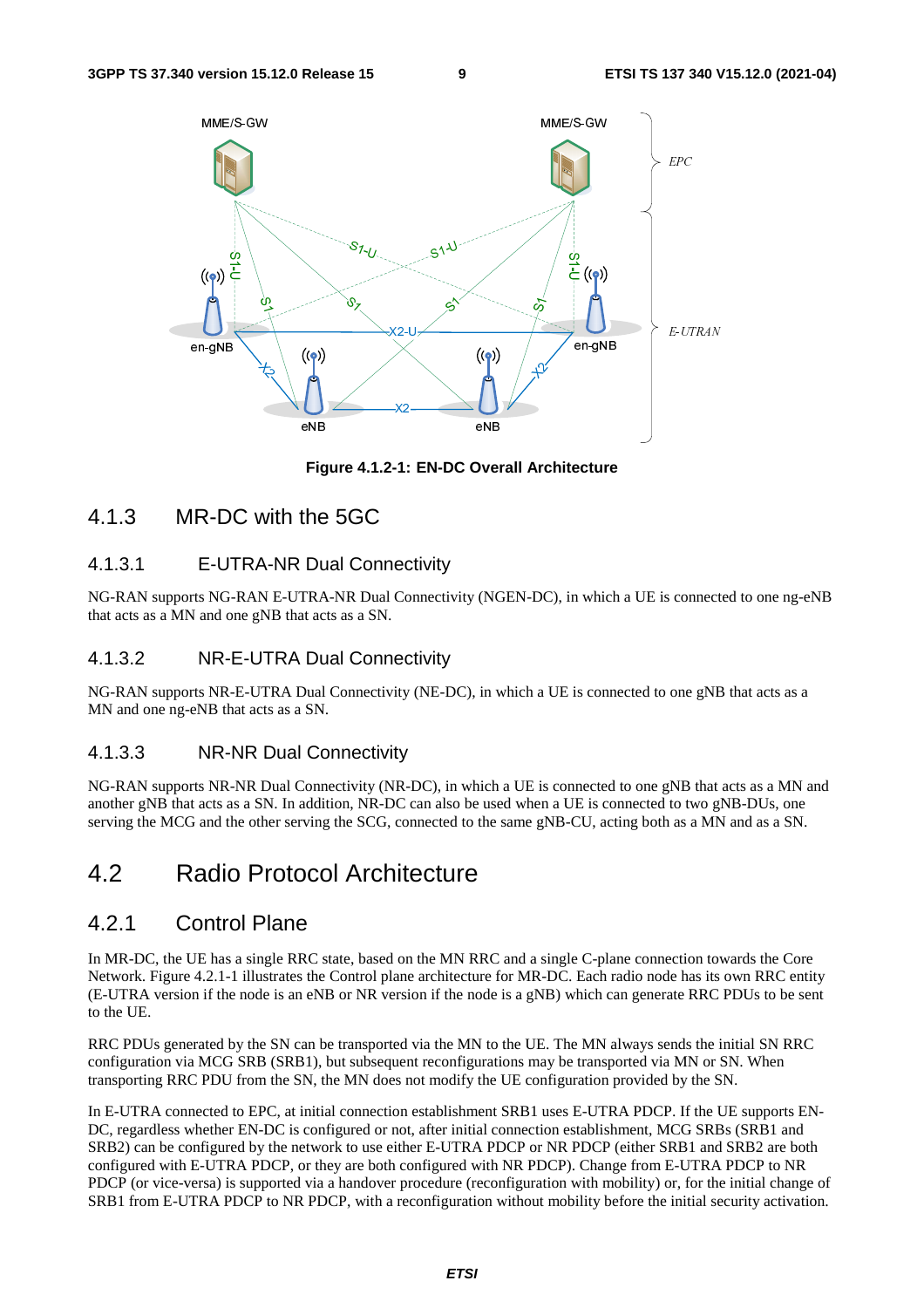Figure 4.1.2-1: EN-DC Overall Architecture

### 4.1.3 MR-DC with the 5GC

#### 4.1.3.1 E-UTRA-NR Dual Connectivity

NG-RAN supports NG-RAN E-UTRA-NR Dual Connectivity (NGEN-DC), in which a UE is connected to one ng-eNB that acts as a MN and one gNB that acts as a SN.

#### 4.1.3.2 NR-E-UTRA Dual Connectivity

NG-RAN supports NR-E-UTRA Dual Connectivity (NE-DC), in which a UE is connected to one gNB that acts as a MN and one ng-eNB that acts as a SN.

#### 4.1.3.3 NR-NR Dual Connectivity

NG-RAN supports NR-NR Dual Connectivity (NR-DC), in which a UE is connected to one gNB that acts as a MN and another gNB that acts as a SN. In addition, NR-DC can also be used when a UE is connected to two gNB-DUs, one serving the MCG and the other serving the SCG, connected to the same gNB-CU, acting both as a MN and as a SN.

## 4.2 Radio Protocol Architecture

### 4.2.1 Control Plane

In MR-DC, the UE has a single RRC state, based on the MN RRC and a single C-plane connection towards the Core Network. Figure 4.2.1-1 illustrates the Control plane architecture for MR-DC. Each radio node has its own RRC entity (E-UTRA version if the node is an eNB or NR version if the node is a gNB) which can generate RRC PDUs to be sent to the UE.

RRC PDUs generated by the SN can be transported via the MN to the UE. The MN always sends the initial SN RRC configuration via MCG SRB (SRB1), but subsequent reconfigurations may be transported via MN or SN. When transporting RRC PDU from the SN, the MN does not modify the UE configuration provided by the SN.

In E-UTRA connected to EPC, at initial connection establishment SRB1 uses E-UTRA PDCP. If the UE supports EN-DC, regardless whether EN-DC is configured or not, after initial connection establishment, MCG SRBs (SRB1 and SRB2) can be configured by the network to use either E-UTRA PDCP or NR PDCP (either SRB1 and SRB2 are both configured with E-UTRA PDCP, or they are both configured with NR PDCP). Change from E-UTRA PDCP to NR PDCP (or vice-versa) is supported via a handover procedure (reconfiguration with mobility) or, for the initial change of SRB1 from E-UTRA PDCP to NR PDCP, with a reconfiguration without mobility before the initial security activation.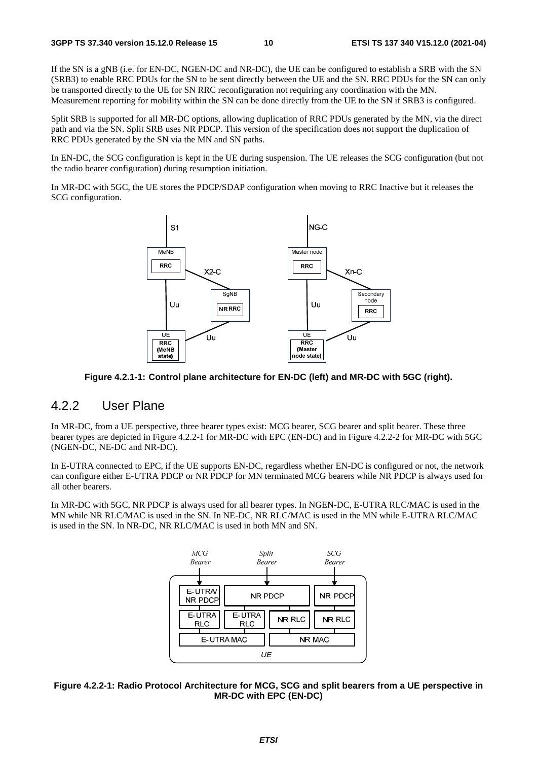If the SN is a gNB (i.e. for EN-DC, NGEN-DC and NR-DC), the UE can be configured to establish a SRB with the SN (SRB3) to enable RRC PDUs for the SN to be sent directly between the UE and the SN. RRC PDUs for the SN can only be transported directly to the UE for SN RRC reconfiguration not requiring any coordination with the MN. Measurement reporting for mobility within the SN can be done directly from the UE to the SN if SRB3 is configured.

Split SRB is supported for all MR-DC options, allowing duplication of RRC PDUs generated by the MN, via the direct path and via the SN. Split SRB uses NR PDCP. This version of the specification does not support the duplication of RRC PDUs generated by the SN via the MN and SN paths.

In EN-DC, the SCG configuration is kept in the UE during suspension. The UE releases the SCG configuration (but not the radio bearer configuration) during resumption initiation.

In MR-DC with 5GC, the UE stores the PDCP/SDAP configuration when moving to RRC Inactive but it releases the SCG configuration.

**Figure 4.2.1-1: Control plane architecture for EN-DC (left) and MR-DC with 5GC (right).**

## 4.2.2 User Plane

In MR-DC, from a UE perspective, three bearer types exist: MCG bearer, SCG bearer and split bearer. These three bearer types are depicted in Figure 4.2.2-1 for MR-DC with EPC (EN-DC) and in Figure 4.2.2-2 for MR-DC with 5GC (NGEN-DC, NE-DC and NR-DC).

In E-UTRA connected to EPC, if the UE supports EN-DC, regardless whether EN-DC is configured or not, the network can configure either E-UTRA PDCP or NR PDCP for MN terminated MCG bearers while NR PDCP is always used for all other bearers.

In MR-DC with 5GC, NR PDCP is always used for all bearer types. In NGEN-DC, E-UTRA RLC/MAC is used in the MN while NR RLC/MAC is used in the SN. In NE-DC, NR RLC/MAC is used in the MN while E-UTRA RLC/MAC is used in the SN. In NR-DC, NR RLC/MAC is used in both MN and SN.

**Figure 4.2.2-1: Radio Protocol Architecture for MCG, SCG and split bearers from a UE perspective in MR-DC with EPC (EN-DC)**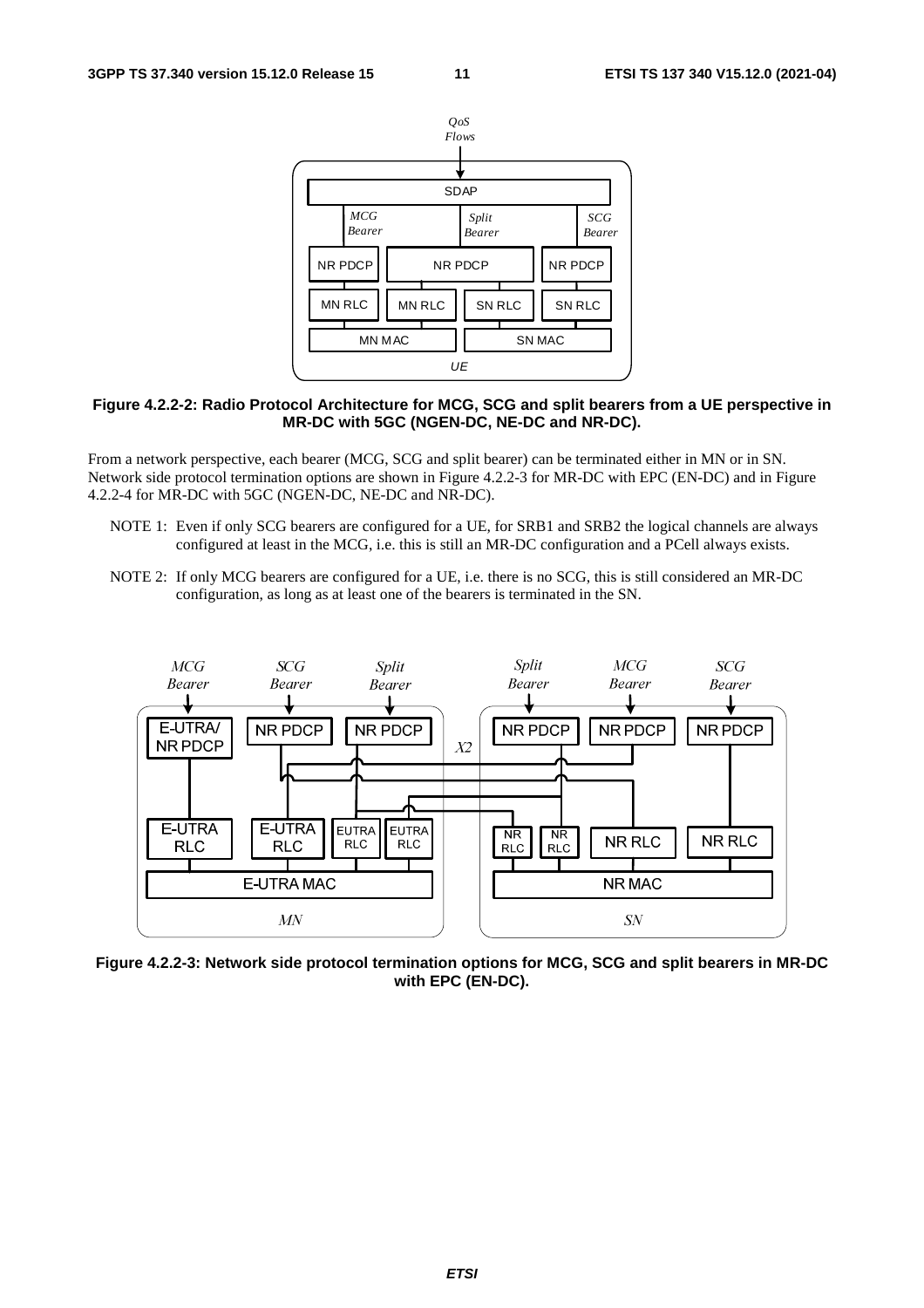**Figure 4.2.2-2: Radio Protocol Architecture for MCG, SCG and split bearers from a UE perspective in MR-DC with 5GC (NGEN-DC, NE-DC and NR-DC).**

From a network perspective, each bearer (MCG, SCG and split bearer) can be terminated either in MN or in SN. Network side protocol termination options are shown in Figure 4.2.2-3 for MR-DC with EPC (EN-DC) and in Figure 4.2.2-4 for MR-DC with 5GC (NGEN-DC, NE-DC and NR-DC).

NOTE 1: Even if only SCG bearers are configured for a UE, for SRB1 and SRB2 the logical channels are always configured at least in the MCG, i.e. this is still an MR-DC configuration and a PCell always exists.

NOTE 2: If only MCG bearers are configured for a UE, i.e. there is no SCG, this is still considered an MR-DC configuration, as long as at least one of the bearers is terminated in the SN.

**Figure 4.2.2-3: Network side protocol termination options for MCG, SCG and split bearers in MR-DC with EPC (EN-DC).**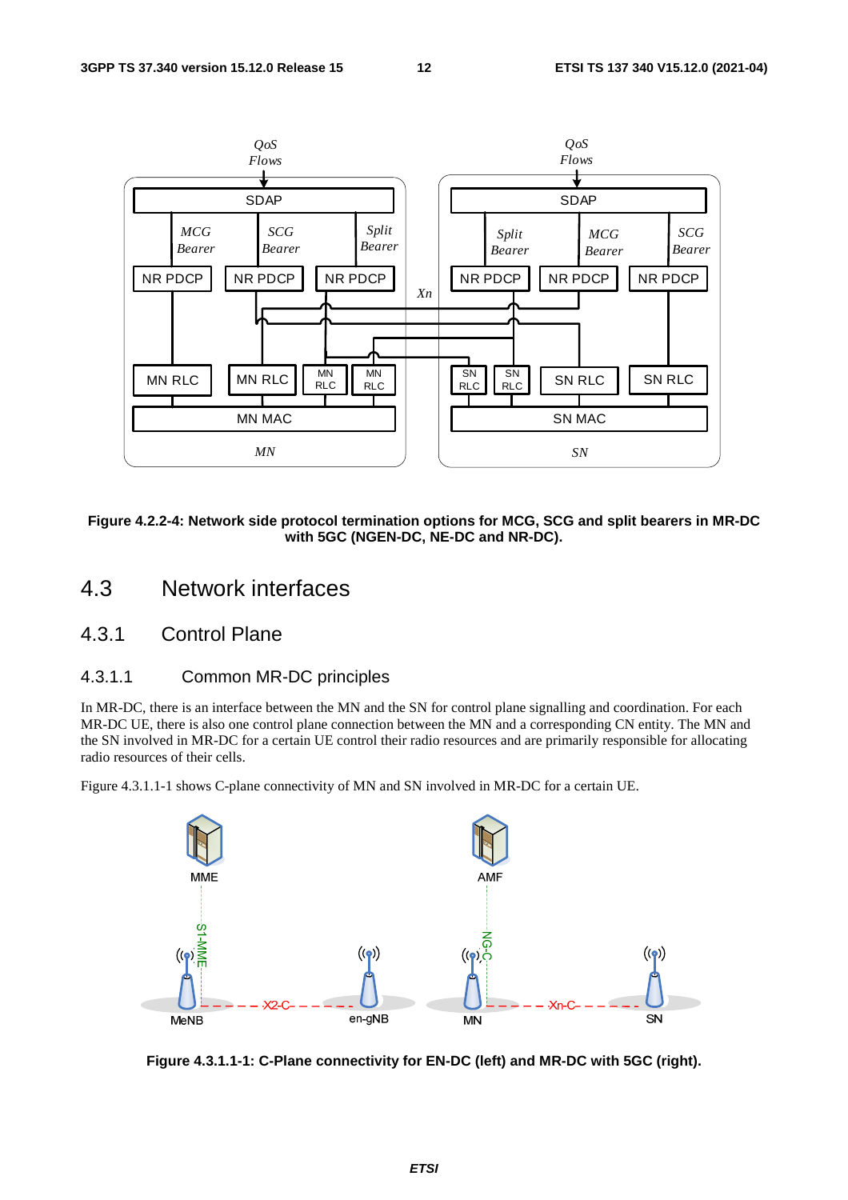Figure 4.2.2-4: Network side protocol termination options for MCG, SCG and split bearers in MR-DC with 5GC (NGEN-DC, NE-DC and NR-DC).

## 4.3 Network interfaces

### 4.3.1 Control Plane

#### 4.3.1.1 Common MR-DC principles

In MR-DC, there is an interface between the MN and the SN for control plane signalling and coordination. For each MR-DC UE, there is also one control plane connection between the MN and a corresponding CN entity. The MN and the SN involved in MR-DC for a certain UE control their radio resources and are primarily responsible for allocating radio resources of their cells.

Figure 4.3.1.1-1 shows C-plane connectivity of MN and SN involved in MR-DC for a certain UE.

Figure 4.3.1.1-1: C-Plane connectivity for EN-DC (left) and MR-DC with 5GC (right).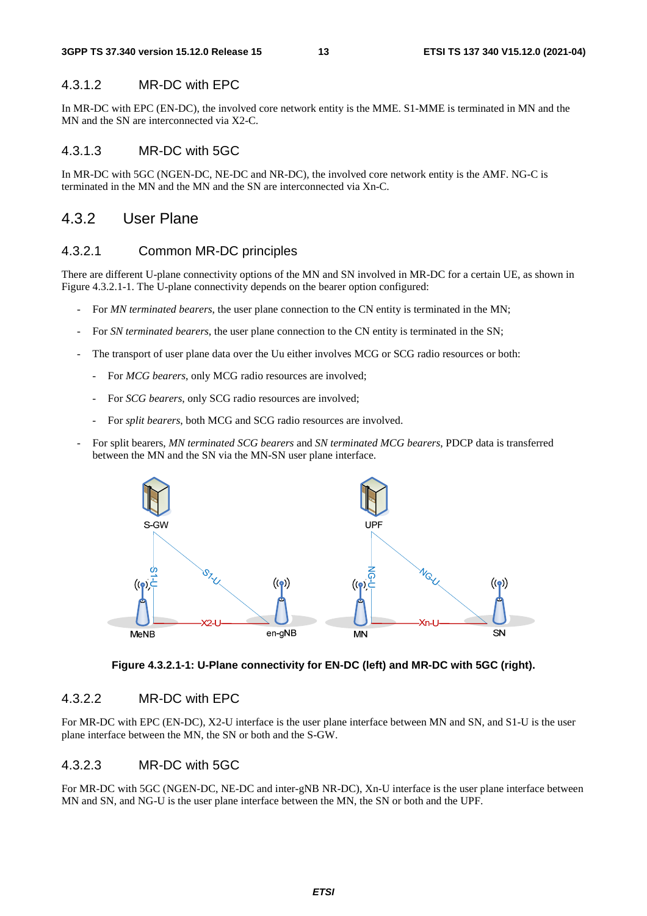#### 4.3.1.2 MR-DC with EPC

In MR-DC with EPC (EN-DC), the involved core network entity is the MME. S1-MME is terminated in MN and the MN and the SN are interconnected via X2-C.

#### 4.3.1.3 MR-DC with 5GC

In MR-DC with 5GC (NGEN-DC, NE-DC and NR-DC), the involved core network entity is the AMF. NG-C is terminated in the MN and the MN and the SN are interconnected via Xn-C.

### 4.3.2 User Plane

#### 4.3.2.1 Common MR-DC principles

There are different U-plane connectivity options of the MN and SN involved in MR-DC for a certain UE, as shown in Figure 4.3.2.1-1. The U-plane connectivity depends on the bearer option configured:

- For *MN terminated bearers*, the user plane connection to the CN entity is terminated in the MN;
- For *SN terminated bearers*, the user plane connection to the CN entity is terminated in the SN;
- The transport of user plane data over the Uu either involves MCG or SCG radio resources or both:
  - For *MCG bearers*, only MCG radio resources are involved;
  - For *SCG bearers*, only SCG radio resources are involved;
  - For *split bearers*, both MCG and SCG radio resources are involved.
- For split bearers, *MN terminated SCG bearers* and *SN terminated MCG bearers*, PDCP data is transferred between the MN and the SN via the MN-SN user plane interface.

**Figure 4.3.2.1-1: U-Plane connectivity for EN-DC (left) and MR-DC with 5GC (right).**

#### 4.3.2.2 MR-DC with EPC

For MR-DC with EPC (EN-DC), X2-U interface is the user plane interface between MN and SN, and S1-U is the user plane interface between the MN, the SN or both and the S-GW.

#### 4.3.2.3 MR-DC with 5GC

For MR-DC with 5GC (NGEN-DC, NE-DC and inter-gNB NR-DC), Xn-U interface is the user plane interface between MN and SN, and NG-U is the user plane interface between the MN, the SN or both and the UPF.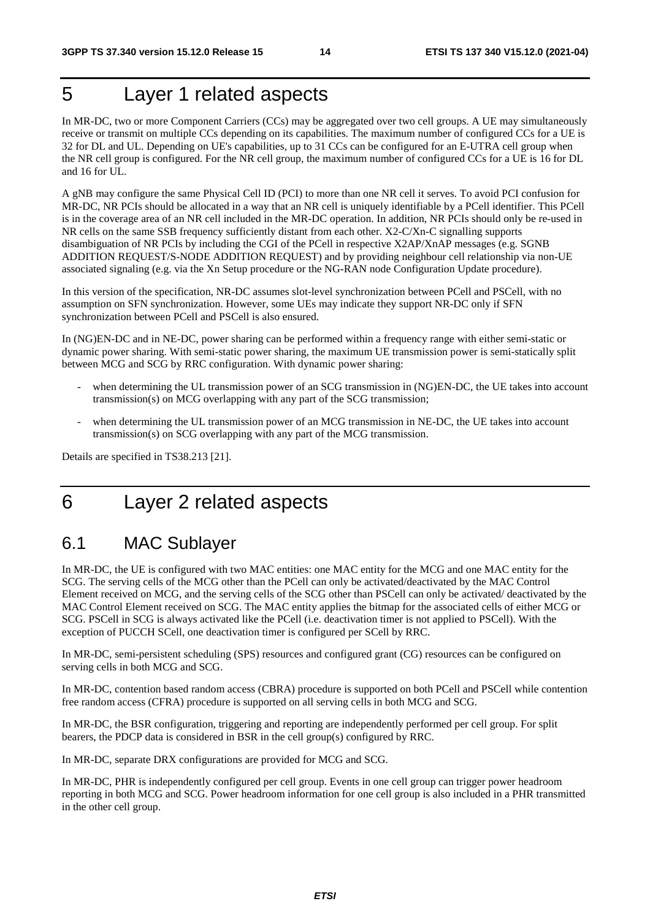# 5 Layer 1 related aspects

In MR-DC, two or more Component Carriers (CCs) may be aggregated over two cell groups. A UE may simultaneously receive or transmit on multiple CCs depending on its capabilities. The maximum number of configured CCs for a UE is 32 for DL and UL. Depending on UE's capabilities, up to 31 CCs can be configured for an E-UTRA cell group when the NR cell group is configured. For the NR cell group, the maximum number of configured CCs for a UE is 16 for DL and 16 for UL.

A gNB may configure the same Physical Cell ID (PCI) to more than one NR cell it serves. To avoid PCI confusion for MR-DC, NR PCIs should be allocated in a way that an NR cell is uniquely identifiable by a PCell identifier. This PCell is in the coverage area of an NR cell included in the MR-DC operation. In addition, NR PCIs should only be re-used in NR cells on the same SSB frequency sufficiently distant from each other. X2-C/Xn-C signalling supports disambiguation of NR PCIs by including the CGI of the PCell in respective X2AP/XnAP messages (e.g. SGNB ADDITION REQUEST/S-NODE ADDITION REQUEST) and by providing neighbour cell relationship via non-UE associated signaling (e.g. via the Xn Setup procedure or the NG-RAN node Configuration Update procedure).

In this version of the specification, NR-DC assumes slot-level synchronization between PCell and PSCell, with no assumption on SFN synchronization. However, some UEs may indicate they support NR-DC only if SFN synchronization between PCell and PSCell is also ensured.

In (NG)EN-DC and in NE-DC, power sharing can be performed within a frequency range with either semi-static or dynamic power sharing. With semi-static power sharing, the maximum UE transmission power is semi-statically split between MCG and SCG by RRC configuration. With dynamic power sharing:

- when determining the UL transmission power of an SCG transmission in (NG)EN-DC, the UE takes into account transmission(s) on MCG overlapping with any part of the SCG transmission;
- when determining the UL transmission power of an MCG transmission in NE-DC, the UE takes into account transmission(s) on SCG overlapping with any part of the MCG transmission.

Details are specified in TS38.213 [21].

# 6 Layer 2 related aspects

## 6.1 MAC Sublayer

In MR-DC, the UE is configured with two MAC entities: one MAC entity for the MCG and one MAC entity for the SCG. The serving cells of the MCG other than the PCell can only be activated/deactivated by the MAC Control Element received on MCG, and the serving cells of the SCG other than PSCell can only be activated/ deactivated by the MAC Control Element received on SCG. The MAC entity applies the bitmap for the associated cells of either MCG or SCG. PSCell in SCG is always activated like the PCell (i.e. deactivation timer is not applied to PSCell). With the exception of PUCCH SCell, one deactivation timer is configured per SCell by RRC.

In MR-DC, semi-persistent scheduling (SPS) resources and configured grant (CG) resources can be configured on serving cells in both MCG and SCG.

In MR-DC, contention based random access (CBRA) procedure is supported on both PCell and PSCell while contention free random access (CFRA) procedure is supported on all serving cells in both MCG and SCG.

In MR-DC, the BSR configuration, triggering and reporting are independently performed per cell group. For split bearers, the PDCP data is considered in BSR in the cell group(s) configured by RRC.

In MR-DC, separate DRX configurations are provided for MCG and SCG.

In MR-DC, PHR is independently configured per cell group. Events in one cell group can trigger power headroom reporting in both MCG and SCG. Power headroom information for one cell group is also included in a PHR transmitted in the other cell group.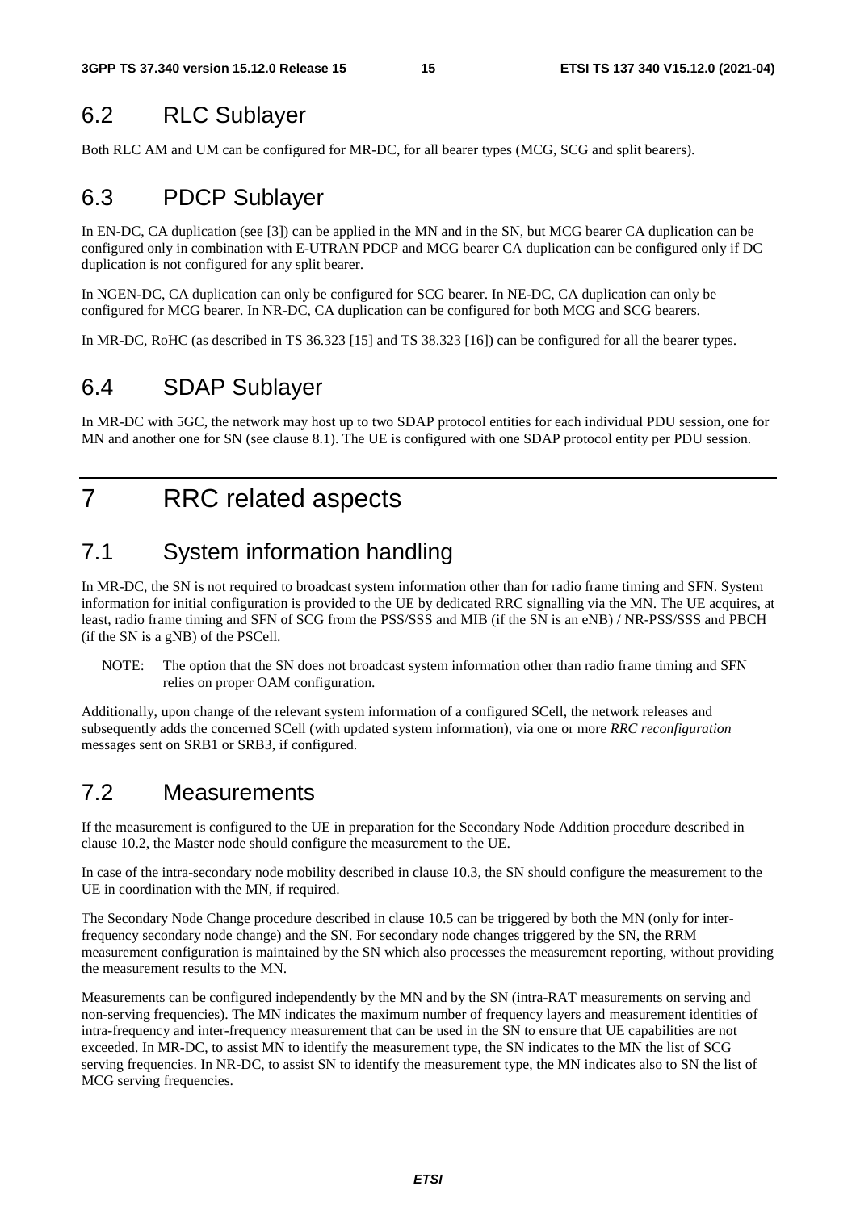## 6.2 RLC Sublayer

Both RLC AM and UM can be configured for MR-DC, for all bearer types (MCG, SCG and split bearers).

## 6.3 PDCP Sublayer

In EN-DC, CA duplication (see [3]) can be applied in the MN and in the SN, but MCG bearer CA duplication can be configured only in combination with E-UTRAN PDCP and MCG bearer CA duplication can be configured only if DC duplication is not configured for any split bearer.

In NGEN-DC, CA duplication can only be configured for SCG bearer. In NE-DC, CA duplication can only be configured for MCG bearer. In NR-DC, CA duplication can be configured for both MCG and SCG bearers.

In MR-DC, RoHC (as described in TS 36.323 [15] and TS 38.323 [16]) can be configured for all the bearer types.

## 6.4 SDAP Sublayer

In MR-DC with 5GC, the network may host up to two SDAP protocol entities for each individual PDU session, one for MN and another one for SN (see clause 8.1). The UE is configured with one SDAP protocol entity per PDU session.

# 7 RRC related aspects

## 7.1 System information handling

In MR-DC, the SN is not required to broadcast system information other than for radio frame timing and SFN. System information for initial configuration is provided to the UE by dedicated RRC signalling via the MN. The UE acquires, at least, radio frame timing and SFN of SCG from the PSS/SSS and MIB (if the SN is an eNB) / NR-PSS/SSS and PBCH (if the SN is a gNB) of the PSCell.

NOTE: The option that the SN does not broadcast system information other than radio frame timing and SFN relies on proper OAM configuration.

Additionally, upon change of the relevant system information of a configured SCell, the network releases and subsequently adds the concerned SCell (with updated system information), via one or more *RRC reconfiguration* messages sent on SRB1 or SRB3, if configured.

## 7.2 Measurements

If the measurement is configured to the UE in preparation for the Secondary Node Addition procedure described in clause 10.2, the Master node should configure the measurement to the UE.

In case of the intra-secondary node mobility described in clause 10.3, the SN should configure the measurement to the UE in coordination with the MN, if required.

The Secondary Node Change procedure described in clause 10.5 can be triggered by both the MN (only for inter-frequency secondary node change) and the SN. For secondary node changes triggered by the SN, the RRM measurement configuration is maintained by the SN which also processes the measurement reporting, without providing the measurement results to the MN.

Measurements can be configured independently by the MN and by the SN (intra-RAT measurements on serving and non-serving frequencies). The MN indicates the maximum number of frequency layers and measurement identities of intra-frequency and inter-frequency measurement that can be used in the SN to ensure that UE capabilities are not exceeded. In MR-DC, to assist MN to identify the measurement type, the SN indicates to the MN the list of SCG serving frequencies. In NR-DC, to assist SN to identify the measurement type, the MN indicates also to SN the list of MCG serving frequencies.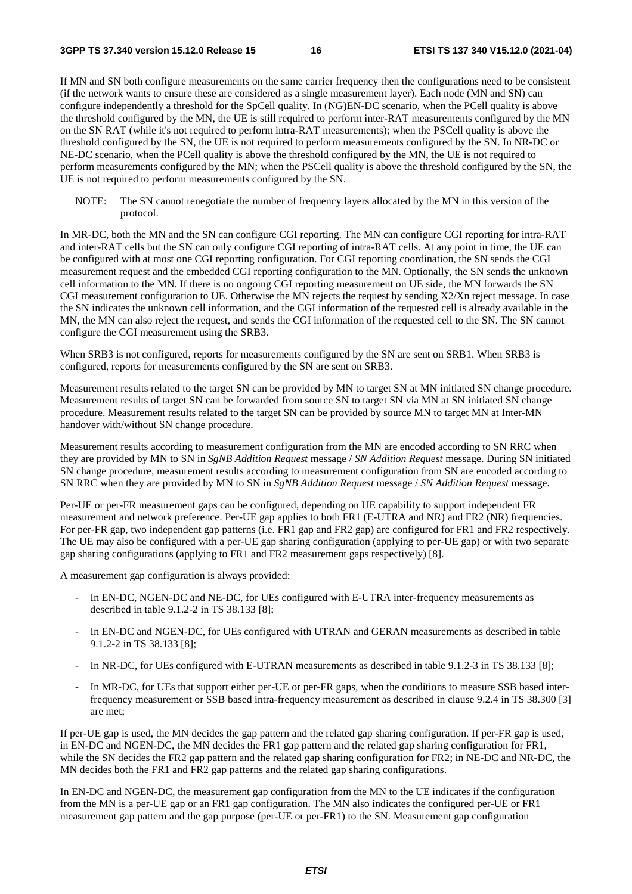If MN and SN both configure measurements on the same carrier frequency then the configurations need to be consistent (if the network wants to ensure these are considered as a single measurement layer). Each node (MN and SN) can configure independently a threshold for the SpCell quality. In (NG)EN-DC scenario, when the PCell quality is above the threshold configured by the MN, the UE is still required to perform inter-RAT measurements configured by the MN on the SN RAT (while it's not required to perform intra-RAT measurements); when the PSCell quality is above the threshold configured by the SN, the UE is not required to perform measurements configured by the SN. In NR-DC or NE-DC scenario, when the PCell quality is above the threshold configured by the MN, the UE is not required to perform measurements configured by the MN; when the PSCell quality is above the threshold configured by the SN, the UE is not required to perform measurements configured by the SN.

NOTE: The SN cannot renegotiate the number of frequency layers allocated by the MN in this version of the protocol.

In MR-DC, both the MN and the SN can configure CGI reporting. The MN can configure CGI reporting for intra-RAT and inter-RAT cells but the SN can only configure CGI reporting of intra-RAT cells. At any point in time, the UE can be configured with at most one CGI reporting configuration. For CGI reporting coordination, the SN sends the CGI measurement request and the embedded CGI reporting configuration to the MN. Optionally, the SN sends the unknown cell information to the MN. If there is no ongoing CGI reporting measurement on UE side, the MN forwards the SN CGI measurement configuration to UE. Otherwise the MN rejects the request by sending X2/Xn reject message. In case the SN indicates the unknown cell information, and the CGI information of the requested cell is already available in the MN, the MN can also reject the request, and sends the CGI information of the requested cell to the SN. The SN cannot configure the CGI measurement using the SRB3.

When SRB3 is not configured, reports for measurements configured by the SN are sent on SRB1. When SRB3 is configured, reports for measurements configured by the SN are sent on SRB3.

Measurement results related to the target SN can be provided by MN to target SN at MN initiated SN change procedure. Measurement results of target SN can be forwarded from source SN to target SN via MN at SN initiated SN change procedure. Measurement results related to the target SN can be provided by source MN to target MN at Inter-MN handover with/without SN change procedure.

Measurement results according to measurement configuration from the MN are encoded according to SN RRC when they are provided by MN to SN in *SgNB Addition Request* message / *SN Addition Request* message. During SN initiated SN change procedure, measurement results according to measurement configuration from SN are encoded according to SN RRC when they are provided by MN to SN in *SgNB Addition Request* message / *SN Addition Request* message.

Per-UE or per-FR measurement gaps can be configured, depending on UE capability to support independent FR measurement and network preference. Per-UE gap applies to both FR1 (E-UTRA and NR) and FR2 (NR) frequencies. For per-FR gap, two independent gap patterns (i.e. FR1 gap and FR2 gap) are configured for FR1 and FR2 respectively. The UE may also be configured with a per-UE gap sharing configuration (applying to per-UE gap) or with two separate gap sharing configurations (applying to FR1 and FR2 measurement gaps respectively) [8].

A measurement gap configuration is always provided:

- In EN-DC, NGEN-DC and NE-DC, for UEs configured with E-UTRA inter-frequency measurements as described in table 9.1.2-2 in TS 38.133 [8];
- In EN-DC and NGEN-DC, for UEs configured with UTRAN and GERAN measurements as described in table 9.1.2-2 in TS 38.133 [8];
- In NR-DC, for UEs configured with E-UTRAN measurements as described in table 9.1.2-3 in TS 38.133 [8];
- In MR-DC, for UEs that support either per-UE or per-FR gaps, when the conditions to measure SSB based inter-frequency measurement or SSB based intra-frequency measurement as described in clause 9.2.4 in TS 38.300 [3] are met;

If per-UE gap is used, the MN decides the gap pattern and the related gap sharing configuration. If per-FR gap is used, in EN-DC and NGEN-DC, the MN decides the FR1 gap pattern and the related gap sharing configuration for FR1, while the SN decides the FR2 gap pattern and the related gap sharing configuration for FR2; in NE-DC and NR-DC, the MN decides both the FR1 and FR2 gap patterns and the related gap sharing configurations.

In EN-DC and NGEN-DC, the measurement gap configuration from the MN to the UE indicates if the configuration from the MN is a per-UE gap or an FR1 gap configuration. The MN also indicates the configured per-UE or FR1 measurement gap pattern and the gap purpose (per-UE or per-FR1) to the SN. Measurement gap configuration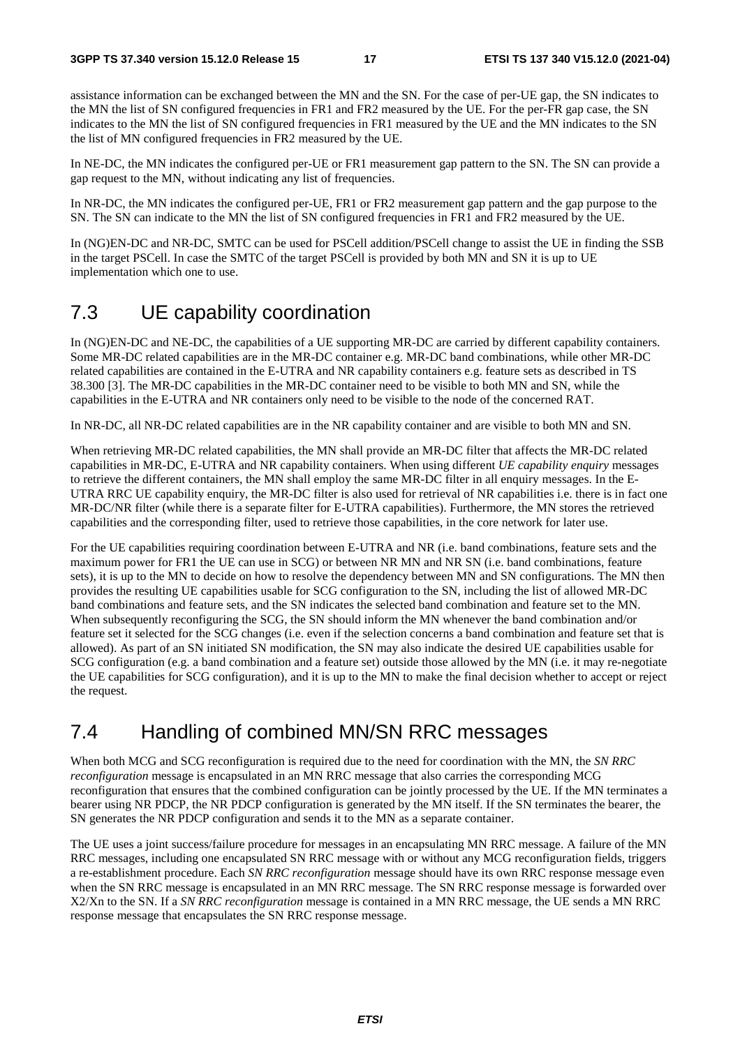assistance information can be exchanged between the MN and the SN. For the case of per-UE gap, the SN indicates to the MN the list of SN configured frequencies in FR1 and FR2 measured by the UE. For the per-FR gap case, the SN indicates to the MN the list of SN configured frequencies in FR1 measured by the UE and the MN indicates to the SN the list of MN configured frequencies in FR2 measured by the UE.

In NE-DC, the MN indicates the configured per-UE or FR1 measurement gap pattern to the SN. The SN can provide a gap request to the MN, without indicating any list of frequencies.

In NR-DC, the MN indicates the configured per-UE, FR1 or FR2 measurement gap pattern and the gap purpose to the SN. The SN can indicate to the MN the list of SN configured frequencies in FR1 and FR2 measured by the UE.

In (NG)EN-DC and NR-DC, SMTC can be used for PSCell addition/PSCell change to assist the UE in finding the SSB in the target PSCell. In case the SMTC of the target PSCell is provided by both MN and SN it is up to UE implementation which one to use.

## 7.3 UE capability coordination

In (NG)EN-DC and NE-DC, the capabilities of a UE supporting MR-DC are carried by different capability containers. Some MR-DC related capabilities are in the MR-DC container e.g. MR-DC band combinations, while other MR-DC related capabilities are contained in the E-UTRA and NR capability containers e.g. feature sets as described in TS 38.300 [3]. The MR-DC capabilities in the MR-DC container need to be visible to both MN and SN, while the capabilities in the E-UTRA and NR containers only need to be visible to the node of the concerned RAT.

In NR-DC, all NR-DC related capabilities are in the NR capability container and are visible to both MN and SN.

When retrieving MR-DC related capabilities, the MN shall provide an MR-DC filter that affects the MR-DC related capabilities in MR-DC, E-UTRA and NR capability containers. When using different *UE capability enquiry* messages to retrieve the different containers, the MN shall employ the same MR-DC filter in all enquiry messages. In the E-UTRA RRC UE capability enquiry, the MR-DC filter is also used for retrieval of NR capabilities i.e. there is in fact one MR-DC/NR filter (while there is a separate filter for E-UTRA capabilities). Furthermore, the MN stores the retrieved capabilities and the corresponding filter, used to retrieve those capabilities, in the core network for later use.

For the UE capabilities requiring coordination between E-UTRA and NR (i.e. band combinations, feature sets and the maximum power for FR1 the UE can use in SCG) or between NR MN and NR SN (i.e. band combinations, feature sets), it is up to the MN to decide on how to resolve the dependency between MN and SN configurations. The MN then provides the resulting UE capabilities usable for SCG configuration to the SN, including the list of allowed MR-DC band combinations and feature sets, and the SN indicates the selected band combination and feature set to the MN. When subsequently reconfiguring the SCG, the SN should inform the MN whenever the band combination and/or feature set it selected for the SCG changes (i.e. even if the selection concerns a band combination and feature set that is allowed). As part of an SN initiated SN modification, the SN may also indicate the desired UE capabilities usable for SCG configuration (e.g. a band combination and a feature set) outside those allowed by the MN (i.e. it may re-negotiate the UE capabilities for SCG configuration), and it is up to the MN to make the final decision whether to accept or reject the request.

## 7.4 Handling of combined MN/SN RRC messages

When both MCG and SCG reconfiguration is required due to the need for coordination with the MN, the *SN RRC reconfiguration* message is encapsulated in an MN RRC message that also carries the corresponding MCG reconfiguration that ensures that the combined configuration can be jointly processed by the UE. If the MN terminates a bearer using NR PDCP, the NR PDCP configuration is generated by the MN itself. If the SN terminates the bearer, the SN generates the NR PDCP configuration and sends it to the MN as a separate container.

The UE uses a joint success/failure procedure for messages in an encapsulating MN RRC message. A failure of the MN RRC messages, including one encapsulated SN RRC message with or without any MCG reconfiguration fields, triggers a re-establishment procedure. Each *SN RRC reconfiguration* message should have its own RRC response message even when the SN RRC message is encapsulated in an MN RRC message. The SN RRC response message is forwarded over X2/Xn to the SN. If a *SN RRC reconfiguration* message is contained in a MN RRC message, the UE sends a MN RRC response message that encapsulates the SN RRC response message.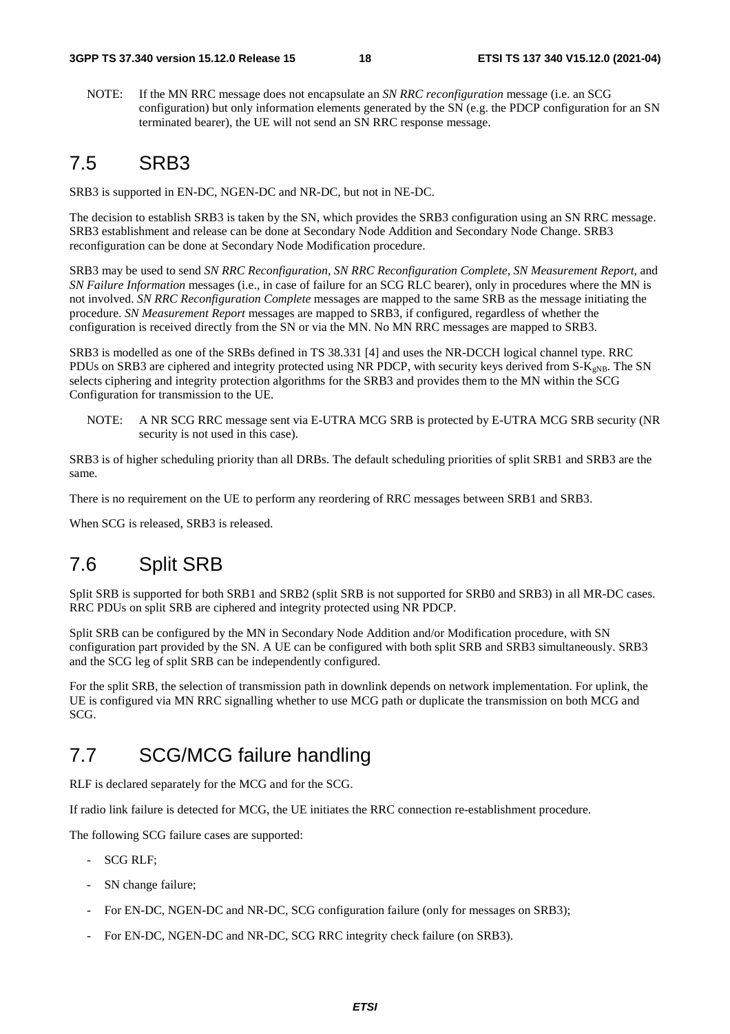NOTE: If the MN RRC message does not encapsulate an *SN RRC reconfiguration* message (i.e. an SCG configuration) but only information elements generated by the SN (e.g. the PDCP configuration for an SN terminated bearer), the UE will not send an SN RRC response message.

## 7.5 SRB3

SRB3 is supported in EN-DC, NGEN-DC and NR-DC, but not in NE-DC.

The decision to establish SRB3 is taken by the SN, which provides the SRB3 configuration using an SN RRC message. SRB3 establishment and release can be done at Secondary Node Addition and Secondary Node Change. SRB3 reconfiguration can be done at Secondary Node Modification procedure.

SRB3 may be used to send *SN RRC Reconfiguration*, *SN RRC Reconfiguration Complete*, *SN Measurement Report*, and *SN Failure Information* messages (i.e., in case of failure for an SCG RLC bearer), only in procedures where the MN is not involved. *SN RRC Reconfiguration Complete* messages are mapped to the same SRB as the message initiating the procedure. *SN Measurement Report* messages are mapped to SRB3, if configured, regardless of whether the configuration is received directly from the SN or via the MN. No MN RRC messages are mapped to SRB3.

SRB3 is modelled as one of the SRBs defined in TS 38.331 [4] and uses the NR-DCCH logical channel type. RRC PDUs on SRB3 are ciphered and integrity protected using NR PDCP, with security keys derived from S-$K_{gNB}$. The SN selects ciphering and integrity protection algorithms for the SRB3 and provides them to the MN within the SCG Configuration for transmission to the UE.

NOTE: A NR SCG RRC message sent via E-UTRA MCG SRB is protected by E-UTRA MCG SRB security (NR security is not used in this case).

SRB3 is of higher scheduling priority than all DRBs. The default scheduling priorities of split SRB1 and SRB3 are the same.

There is no requirement on the UE to perform any reordering of RRC messages between SRB1 and SRB3.

When SCG is released, SRB3 is released.

## 7.6 Split SRB

Split SRB is supported for both SRB1 and SRB2 (split SRB is not supported for SRB0 and SRB3) in all MR-DC cases. RRC PDUs on split SRB are ciphered and integrity protected using NR PDCP.

Split SRB can be configured by the MN in Secondary Node Addition and/or Modification procedure, with SN configuration part provided by the SN. A UE can be configured with both split SRB and SRB3 simultaneously. SRB3 and the SCG leg of split SRB can be independently configured.

For the split SRB, the selection of transmission path in downlink depends on network implementation. For uplink, the UE is configured via MN RRC signalling whether to use MCG path or duplicate the transmission on both MCG and SCG.

## 7.7 SCG/MCG failure handling

RLF is declared separately for the MCG and for the SCG.

If radio link failure is detected for MCG, the UE initiates the RRC connection re-establishment procedure.

The following SCG failure cases are supported:

- SCG RLF;
- SN change failure;
- For EN-DC, NGEN-DC and NR-DC, SCG configuration failure (only for messages on SRB3);
- For EN-DC, NGEN-DC and NR-DC, SCG RRC integrity check failure (on SRB3).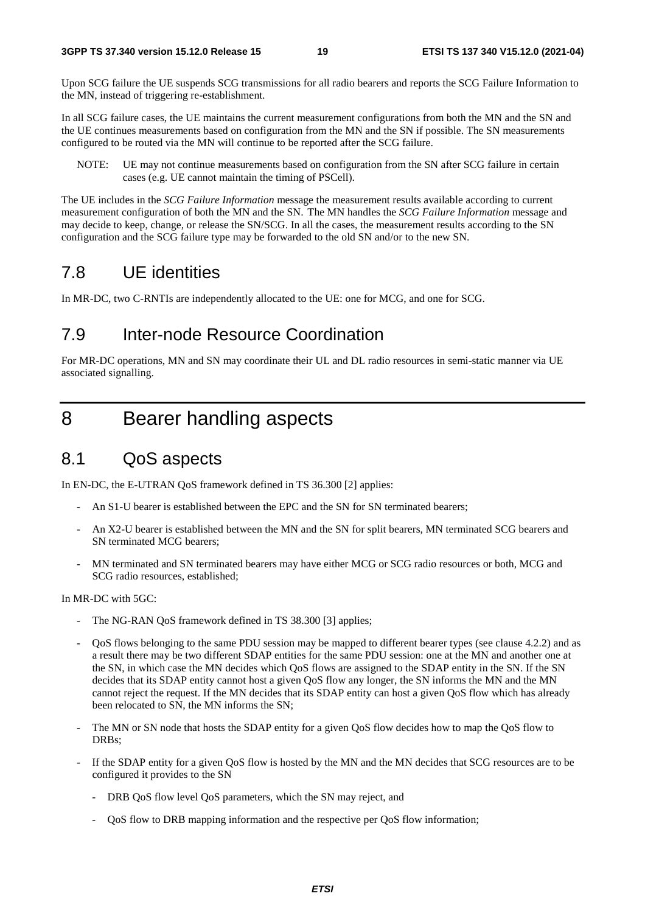Upon SCG failure the UE suspends SCG transmissions for all radio bearers and reports the SCG Failure Information to the MN, instead of triggering re-establishment.

In all SCG failure cases, the UE maintains the current measurement configurations from both the MN and the SN and the UE continues measurements based on configuration from the MN and the SN if possible. The SN measurements configured to be routed via the MN will continue to be reported after the SCG failure.

NOTE: UE may not continue measurements based on configuration from the SN after SCG failure in certain cases (e.g. UE cannot maintain the timing of PSCell).

The UE includes in the *SCG Failure Information* message the measurement results available according to current measurement configuration of both the MN and the SN. The MN handles the *SCG Failure Information* message and may decide to keep, change, or release the SN/SCG. In all the cases, the measurement results according to the SN configuration and the SCG failure type may be forwarded to the old SN and/or to the new SN.

## 7.8 UE identities

In MR-DC, two C-RNTIs are independently allocated to the UE: one for MCG, and one for SCG.

## 7.9 Inter-node Resource Coordination

For MR-DC operations, MN and SN may coordinate their UL and DL radio resources in semi-static manner via UE associated signalling.

# 8 Bearer handling aspects

## 8.1 QoS aspects

In EN-DC, the E-UTRAN QoS framework defined in TS 36.300 [2] applies:

- An S1-U bearer is established between the EPC and the SN for SN terminated bearers;
- An X2-U bearer is established between the MN and the SN for split bearers, MN terminated SCG bearers and SN terminated MCG bearers;
- MN terminated and SN terminated bearers may have either MCG or SCG radio resources or both, MCG and SCG radio resources, established;

In MR-DC with 5GC:

- The NG-RAN QoS framework defined in TS 38.300 [3] applies;
- QoS flows belonging to the same PDU session may be mapped to different bearer types (see clause 4.2.2) and as a result there may be two different SDAP entities for the same PDU session: one at the MN and another one at the SN, in which case the MN decides which QoS flows are assigned to the SDAP entity in the SN. If the SN decides that its SDAP entity cannot host a given QoS flow any longer, the SN informs the MN and the MN cannot reject the request. If the MN decides that its SDAP entity can host a given QoS flow which has already been relocated to SN, the MN informs the SN;
- The MN or SN node that hosts the SDAP entity for a given QoS flow decides how to map the QoS flow to DRBs;
- If the SDAP entity for a given QoS flow is hosted by the MN and the MN decides that SCG resources are to be configured it provides to the SN
  - DRB QoS flow level QoS parameters, which the SN may reject, and
  - QoS flow to DRB mapping information and the respective per QoS flow information;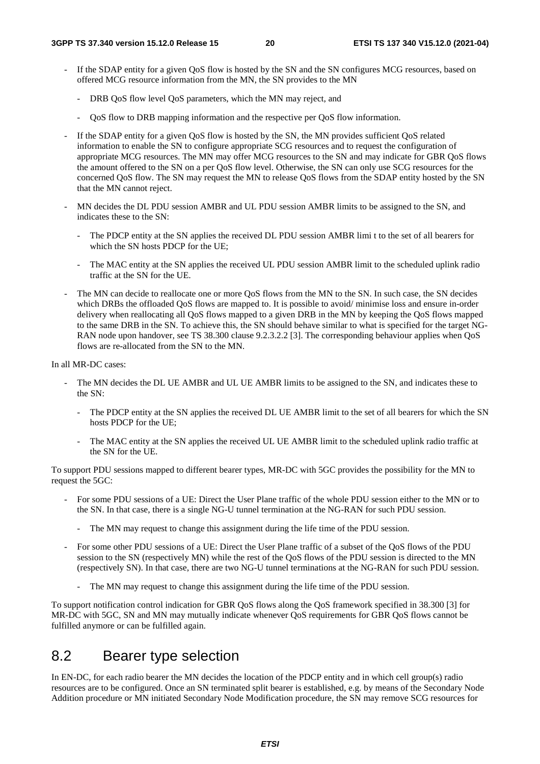- If the SDAP entity for a given QoS flow is hosted by the SN and the SN configures MCG resources, based on offered MCG resource information from the MN, the SN provides to the MN
  - DRB QoS flow level QoS parameters, which the MN may reject, and
  - QoS flow to DRB mapping information and the respective per QoS flow information.
- If the SDAP entity for a given QoS flow is hosted by the SN, the MN provides sufficient QoS related information to enable the SN to configure appropriate SCG resources and to request the configuration of appropriate MCG resources. The MN may offer MCG resources to the SN and may indicate for GBR QoS flows the amount offered to the SN on a per QoS flow level. Otherwise, the SN can only use SCG resources for the concerned QoS flow. The SN may request the MN to release QoS flows from the SDAP entity hosted by the SN that the MN cannot reject.
- MN decides the DL PDU session AMBR and UL PDU session AMBR limits to be assigned to the SN, and indicates these to the SN:
  - The PDCP entity at the SN applies the received DL PDU session AMBR limi t to the set of all bearers for which the SN hosts PDCP for the UE;
  - The MAC entity at the SN applies the received UL PDU session AMBR limit to the scheduled uplink radio traffic at the SN for the UE.
- The MN can decide to reallocate one or more QoS flows from the MN to the SN. In such case, the SN decides which DRBs the offloaded QoS flows are mapped to. It is possible to avoid/ minimise loss and ensure in-order delivery when reallocating all QoS flows mapped to a given DRB in the MN by keeping the QoS flows mapped to the same DRB in the SN. To achieve this, the SN should behave similar to what is specified for the target NG-RAN node upon handover, see TS 38.300 clause 9.2.3.2.2 [3]. The corresponding behaviour applies when QoS flows are re-allocated from the SN to the MN.

In all MR-DC cases:

- The MN decides the DL UE AMBR and UL UE AMBR limits to be assigned to the SN, and indicates these to the SN:
  - The PDCP entity at the SN applies the received DL UE AMBR limit to the set of all bearers for which the SN hosts PDCP for the UE;
  - The MAC entity at the SN applies the received UL UE AMBR limit to the scheduled uplink radio traffic at the SN for the UE.

To support PDU sessions mapped to different bearer types, MR-DC with 5GC provides the possibility for the MN to request the 5GC:

- For some PDU sessions of a UE: Direct the User Plane traffic of the whole PDU session either to the MN or to the SN. In that case, there is a single NG-U tunnel termination at the NG-RAN for such PDU session.
  - The MN may request to change this assignment during the life time of the PDU session.
- For some other PDU sessions of a UE: Direct the User Plane traffic of a subset of the QoS flows of the PDU session to the SN (respectively MN) while the rest of the QoS flows of the PDU session is directed to the MN (respectively SN). In that case, there are two NG-U tunnel terminations at the NG-RAN for such PDU session.
  - The MN may request to change this assignment during the life time of the PDU session.

To support notification control indication for GBR QoS flows along the QoS framework specified in 38.300 [3] for MR-DC with 5GC, SN and MN may mutually indicate whenever QoS requirements for GBR QoS flows cannot be fulfilled anymore or can be fulfilled again.

## 8.2 Bearer type selection

In EN-DC, for each radio bearer the MN decides the location of the PDCP entity and in which cell group(s) radio resources are to be configured. Once an SN terminated split bearer is established, e.g. by means of the Secondary Node Addition procedure or MN initiated Secondary Node Modification procedure, the SN may remove SCG resources for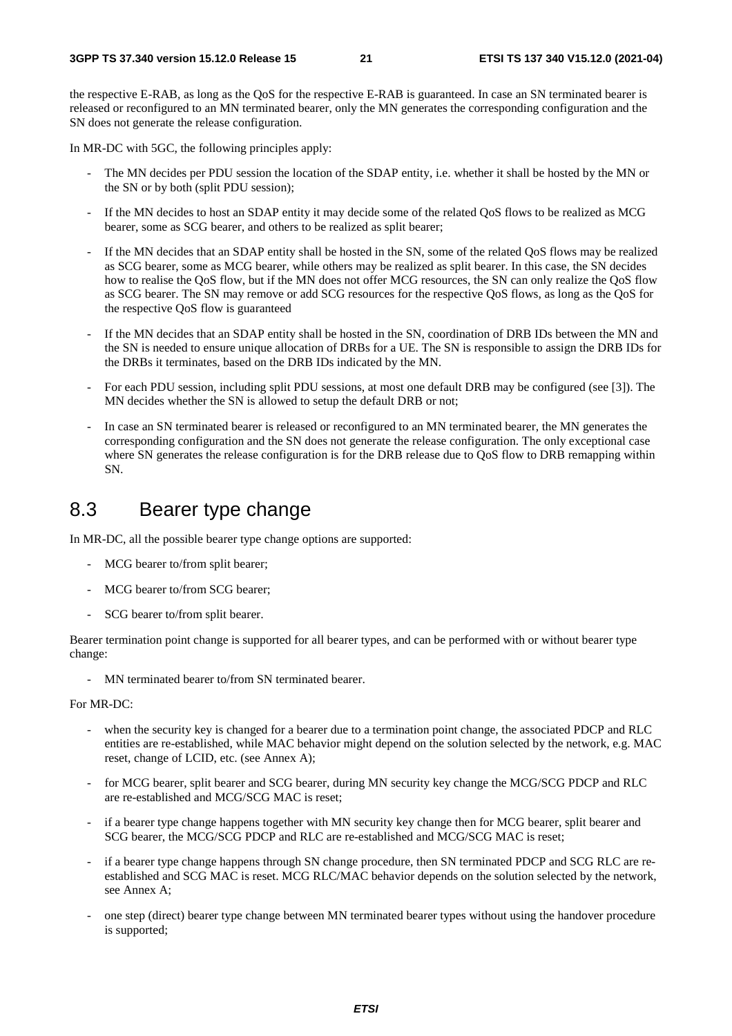the respective E-RAB, as long as the QoS for the respective E-RAB is guaranteed. In case an SN terminated bearer is released or reconfigured to an MN terminated bearer, only the MN generates the corresponding configuration and the SN does not generate the release configuration.

In MR-DC with 5GC, the following principles apply:

- The MN decides per PDU session the location of the SDAP entity, i.e. whether it shall be hosted by the MN or the SN or by both (split PDU session);
- If the MN decides to host an SDAP entity it may decide some of the related QoS flows to be realized as MCG bearer, some as SCG bearer, and others to be realized as split bearer;
- If the MN decides that an SDAP entity shall be hosted in the SN, some of the related QoS flows may be realized as SCG bearer, some as MCG bearer, while others may be realized as split bearer. In this case, the SN decides how to realise the QoS flow, but if the MN does not offer MCG resources, the SN can only realize the QoS flow as SCG bearer. The SN may remove or add SCG resources for the respective QoS flows, as long as the QoS for the respective QoS flow is guaranteed
- If the MN decides that an SDAP entity shall be hosted in the SN, coordination of DRB IDs between the MN and the SN is needed to ensure unique allocation of DRBs for a UE. The SN is responsible to assign the DRB IDs for the DRBs it terminates, based on the DRB IDs indicated by the MN.
- For each PDU session, including split PDU sessions, at most one default DRB may be configured (see [3]). The MN decides whether the SN is allowed to setup the default DRB or not;
- In case an SN terminated bearer is released or reconfigured to an MN terminated bearer, the MN generates the corresponding configuration and the SN does not generate the release configuration. The only exceptional case where SN generates the release configuration is for the DRB release due to QoS flow to DRB remapping within SN.

## 8.3 Bearer type change

In MR-DC, all the possible bearer type change options are supported:

- MCG bearer to/from split bearer;
- MCG bearer to/from SCG bearer;
- SCG bearer to/from split bearer.

Bearer termination point change is supported for all bearer types, and can be performed with or without bearer type change:

- MN terminated bearer to/from SN terminated bearer.

For MR-DC:

- when the security key is changed for a bearer due to a termination point change, the associated PDCP and RLC entities are re-established, while MAC behavior might depend on the solution selected by the network, e.g. MAC reset, change of LCID, etc. (see Annex A);
- for MCG bearer, split bearer and SCG bearer, during MN security key change the MCG/SCG PDCP and RLC are re-established and MCG/SCG MAC is reset;
- if a bearer type change happens together with MN security key change then for MCG bearer, split bearer and SCG bearer, the MCG/SCG PDCP and RLC are re-established and MCG/SCG MAC is reset;
- if a bearer type change happens through SN change procedure, then SN terminated PDCP and SCG RLC are re-established and SCG MAC is reset. MCG RLC/MAC behavior depends on the solution selected by the network, see Annex A;
- one step (direct) bearer type change between MN terminated bearer types without using the handover procedure is supported;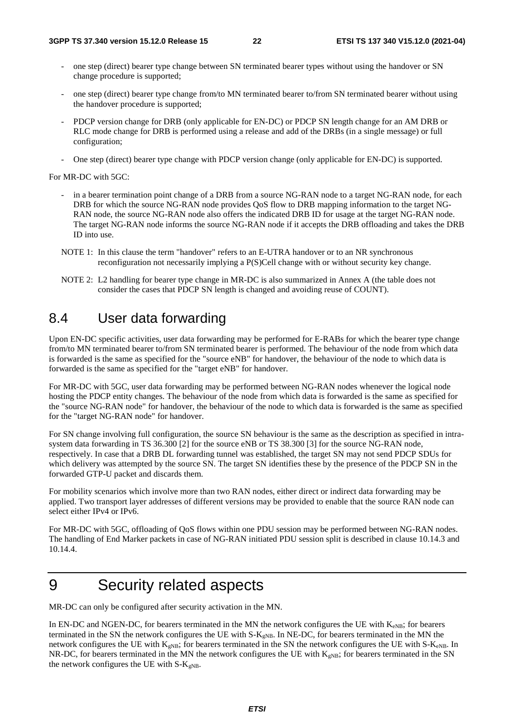- one step (direct) bearer type change between SN terminated bearer types without using the handover or SN change procedure is supported;
- one step (direct) bearer type change from/to MN terminated bearer to/from SN terminated bearer without using the handover procedure is supported;
- PDCP version change for DRB (only applicable for EN-DC) or PDCP SN length change for an AM DRB or RLC mode change for DRB is performed using a release and add of the DRBs (in a single message) or full configuration;
- One step (direct) bearer type change with PDCP version change (only applicable for EN-DC) is supported.

For MR-DC with 5GC:

- in a bearer termination point change of a DRB from a source NG-RAN node to a target NG-RAN node, for each DRB for which the source NG-RAN node provides QoS flow to DRB mapping information to the target NG-RAN node, the source NG-RAN node also offers the indicated DRB ID for usage at the target NG-RAN node. The target NG-RAN node informs the source NG-RAN node if it accepts the DRB offloading and takes the DRB ID into use.

NOTE 1: In this clause the term "handover" refers to an E-UTRA handover or to an NR synchronous reconfiguration not necessarily implying a P(S)Cell change with or without security key change.

NOTE 2: L2 handling for bearer type change in MR-DC is also summarized in Annex A (the table does not consider the cases that PDCP SN length is changed and avoiding reuse of COUNT).

## 8.4 User data forwarding

Upon EN-DC specific activities, user data forwarding may be performed for E-RABs for which the bearer type change from/to MN terminated bearer to/from SN terminated bearer is performed. The behaviour of the node from which data is forwarded is the same as specified for the "source eNB" for handover, the behaviour of the node to which data is forwarded is the same as specified for the "target eNB" for handover.

For MR-DC with 5GC, user data forwarding may be performed between NG-RAN nodes whenever the logical node hosting the PDCP entity changes. The behaviour of the node from which data is forwarded is the same as specified for the "source NG-RAN node" for handover, the behaviour of the node to which data is forwarded is the same as specified for the "target NG-RAN node" for handover.

For SN change involving full configuration, the source SN behaviour is the same as the description as specified in intra-system data forwarding in TS 36.300 [2] for the source eNB or TS 38.300 [3] for the source NG-RAN node, respectively. In case that a DRB DL forwarding tunnel was established, the target SN may not send PDCP SDUs for which delivery was attempted by the source SN. The target SN identifies these by the presence of the PDCP SN in the forwarded GTP-U packet and discards them.

For mobility scenarios which involve more than two RAN nodes, either direct or indirect data forwarding may be applied. Two transport layer addresses of different versions may be provided to enable that the source RAN node can select either IPv4 or IPv6.

For MR-DC with 5GC, offloading of QoS flows within one PDU session may be performed between NG-RAN nodes. The handling of End Marker packets in case of NG-RAN initiated PDU session split is described in clause 10.14.3 and 10.14.4.

# 9 Security related aspects

MR-DC can only be configured after security activation in the MN.

In EN-DC and NGEN-DC, for bearers terminated in the MN the network configures the UE with $K_{eNB}$; for bearers terminated in the SN the network configures the UE with S-$K_{gNB}$. In NE-DC, for bearers terminated in the MN the network configures the UE with $K_{gNB}$; for bearers terminated in the SN the network configures the UE with S-$K_{eNB}$. In NR-DC, for bearers terminated in the MN the network configures the UE with $K_{gNB}$; for bearers terminated in the SN the network configures the UE with S-$K_{gNB}$.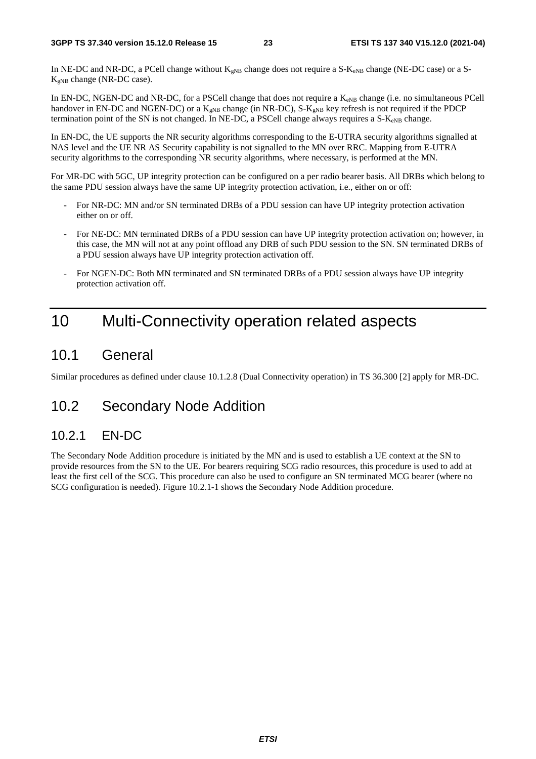In NE-DC and NR-DC, a PCell change without $K_{gNB}$ change does not require a S-$K_{eNB}$ change (NE-DC case) or a S-$K_{gNB}$ change (NR-DC case).

In EN-DC, NGEN-DC and NR-DC, for a PSCell change that does not require a $K_{eNB}$ change (i.e. no simultaneous PCell handover in EN-DC and NGEN-DC) or a $K_{gNB}$ change (in NR-DC), S-$K_{gNB}$ key refresh is not required if the PDCP termination point of the SN is not changed. In NE-DC, a PSCell change always requires a S-$K_{eNB}$ change.

In EN-DC, the UE supports the NR security algorithms corresponding to the E-UTRA security algorithms signalled at NAS level and the UE NR AS Security capability is not signalled to the MN over RRC. Mapping from E-UTRA security algorithms to the corresponding NR security algorithms, where necessary, is performed at the MN.

For MR-DC with 5GC, UP integrity protection can be configured on a per radio bearer basis. All DRBs which belong to the same PDU session always have the same UP integrity protection activation, i.e., either on or off:

- For NR-DC: MN and/or SN terminated DRBs of a PDU session can have UP integrity protection activation either on or off.
- For NE-DC: MN terminated DRBs of a PDU session can have UP integrity protection activation on; however, in this case, the MN will not at any point offload any DRB of such PDU session to the SN. SN terminated DRBs of a PDU session always have UP integrity protection activation off.
- For NGEN-DC: Both MN terminated and SN terminated DRBs of a PDU session always have UP integrity protection activation off.

# 10 Multi-Connectivity operation related aspects

## 10.1 General

Similar procedures as defined under clause 10.1.2.8 (Dual Connectivity operation) in TS 36.300 [2] apply for MR-DC.

## 10.2 Secondary Node Addition

### 10.2.1 EN-DC

The Secondary Node Addition procedure is initiated by the MN and is used to establish a UE context at the SN to provide resources from the SN to the UE. For bearers requiring SCG radio resources, this procedure is used to add at least the first cell of the SCG. This procedure can also be used to configure an SN terminated MCG bearer (where no SCG configuration is needed). Figure 10.2.1-1 shows the Secondary Node Addition procedure.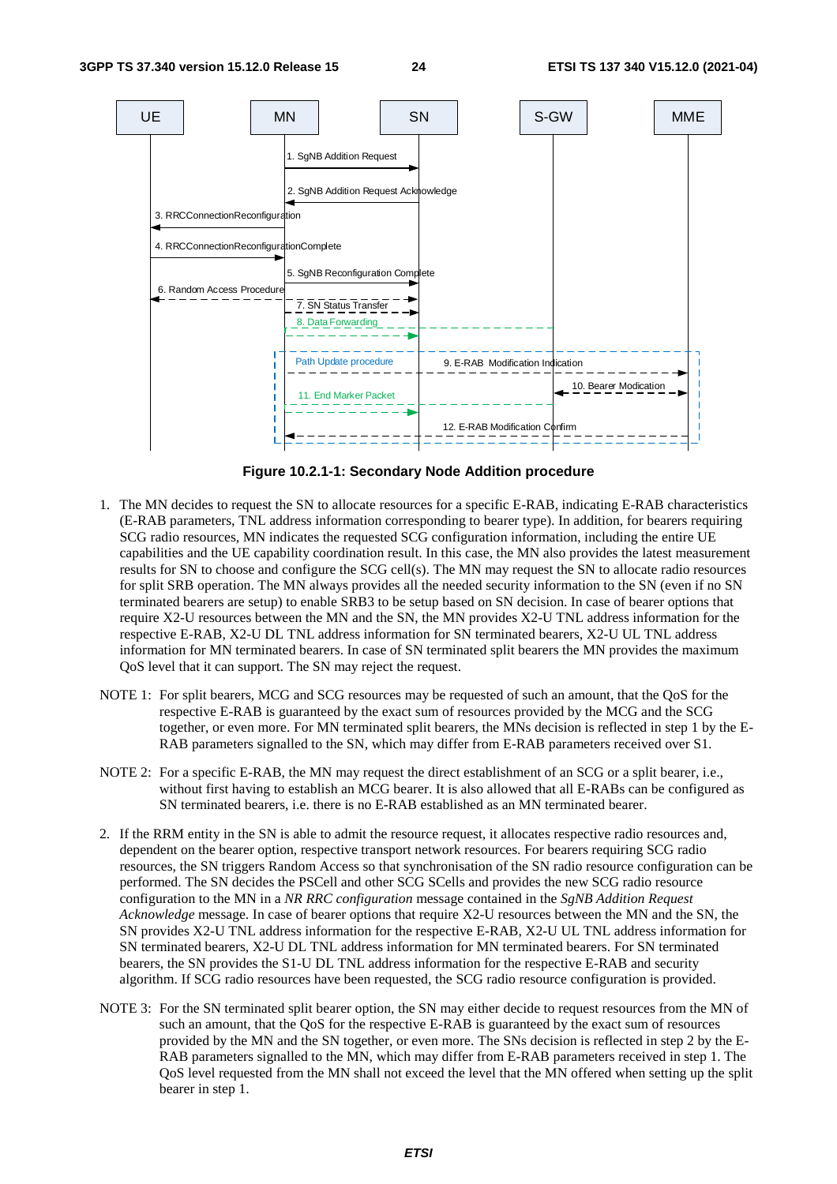**Figure 10.2.1-1: Secondary Node Addition procedure**

1. The MN decides to request the SN to allocate resources for a specific E-RAB, indicating E-RAB characteristics (E-RAB parameters, TNL address information corresponding to bearer type). In addition, for bearers requiring SCG radio resources, MN indicates the requested SCG configuration information, including the entire UE capabilities and the UE capability coordination result. In this case, the MN also provides the latest measurement results for SN to choose and configure the SCG cell(s). The MN may request the SN to allocate radio resources for split SRB operation. The MN always provides all the needed security information to the SN (even if no SN terminated bearers are setup) to enable SRB3 to be setup based on SN decision. In case of bearer options that require X2-U resources between the MN and the SN, the MN provides X2-U TNL address information for the respective E-RAB, X2-U DL TNL address information for SN terminated bearers, X2-U UL TNL address information for MN terminated bearers. In case of SN terminated split bearers the MN provides the maximum QoS level that it can support. The SN may reject the request.

NOTE 1: For split bearers, MCG and SCG resources may be requested of such an amount, that the QoS for the respective E-RAB is guaranteed by the exact sum of resources provided by the MCG and the SCG together, or even more. For MN terminated split bearers, the MNs decision is reflected in step 1 by the E-RAB parameters signalled to the SN, which may differ from E-RAB parameters received over S1.

NOTE 2: For a specific E-RAB, the MN may request the direct establishment of an SCG or a split bearer, i.e., without first having to establish an MCG bearer. It is also allowed that all E-RABs can be configured as SN terminated bearers, i.e. there is no E-RAB established as an MN terminated bearer.

2. If the RRM entity in the SN is able to admit the resource request, it allocates respective radio resources and, dependent on the bearer option, respective transport network resources. For bearers requiring SCG radio resources, the SN triggers Random Access so that synchronisation of the SN radio resource configuration can be performed. The SN decides the PSCell and other SCG SCells and provides the new SCG radio resource configuration to the MN in a *NR RRC configuration* message contained in the *SgNB Addition Request Acknowledge* message. In case of bearer options that require X2-U resources between the MN and the SN, the SN provides X2-U TNL address information for the respective E-RAB, X2-U UL TNL address information for SN terminated bearers, X2-U DL TNL address information for MN terminated bearers. For SN terminated bearers, the SN provides the S1-U DL TNL address information for the respective E-RAB and security algorithm. If SCG radio resources have been requested, the SCG radio resource configuration is provided.

NOTE 3: For the SN terminated split bearer option, the SN may either decide to request resources from the MN of such an amount, that the QoS for the respective E-RAB is guaranteed by the exact sum of resources provided by the MN and the SN together, or even more. The SNs decision is reflected in step 2 by the E-RAB parameters signalled to the MN, which may differ from E-RAB parameters received in step 1. The QoS level requested from the MN shall not exceed the level that the MN offered when setting up the split bearer in step 1.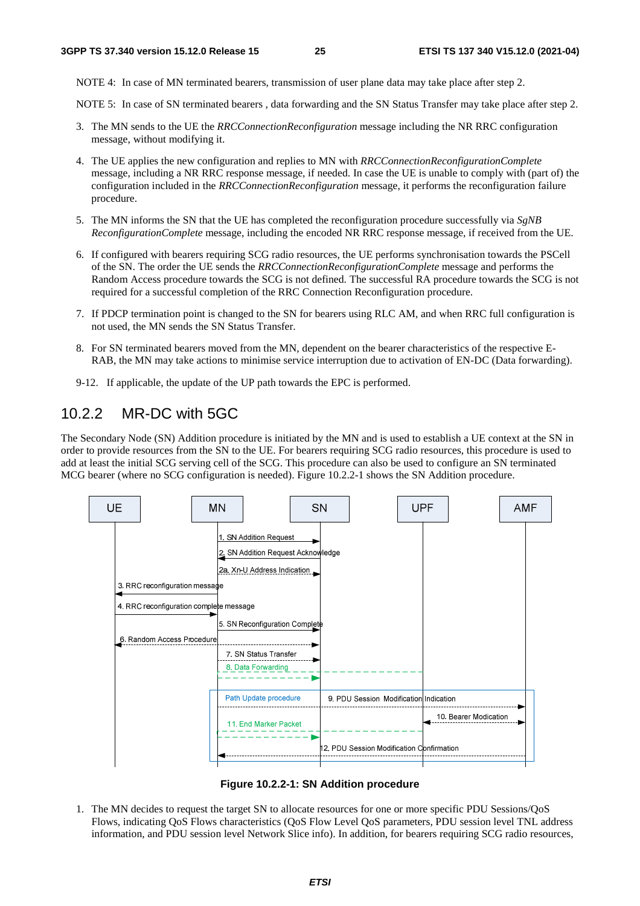NOTE 4: In case of MN terminated bearers, transmission of user plane data may take place after step 2.

NOTE 5: In case of SN terminated bearers , data forwarding and the SN Status Transfer may take place after step 2.

3. The MN sends to the UE the *RRCConnectionReconfiguration* message including the NR RRC configuration message, without modifying it.

4. The UE applies the new configuration and replies to MN with *RRCConnectionReconfigurationComplete* message, including a NR RRC response message, if needed. In case the UE is unable to comply with (part of) the configuration included in the *RRCConnectionReconfiguration* message, it performs the reconfiguration failure procedure.

5. The MN informs the SN that the UE has completed the reconfiguration procedure successfully via *SgNB ReconfigurationComplete* message, including the encoded NR RRC response message, if received from the UE.

6. If configured with bearers requiring SCG radio resources, the UE performs synchronisation towards the PSCell of the SN. The order the UE sends the *RRCConnectionReconfigurationComplete* message and performs the Random Access procedure towards the SCG is not defined. The successful RA procedure towards the SCG is not required for a successful completion of the RRC Connection Reconfiguration procedure.

7. If PDCP termination point is changed to the SN for bearers using RLC AM, and when RRC full configuration is not used, the MN sends the SN Status Transfer.

8. For SN terminated bearers moved from the MN, dependent on the bearer characteristics of the respective E-RAB, the MN may take actions to minimise service interruption due to activation of EN-DC (Data forwarding).

9-12. If applicable, the update of the UP path towards the EPC is performed.

## 10.2.2 MR-DC with 5GC

The Secondary Node (SN) Addition procedure is initiated by the MN and is used to establish a UE context at the SN in order to provide resources from the SN to the UE. For bearers requiring SCG radio resources, this procedure is used to add at least the initial SCG serving cell of the SCG. This procedure can also be used to configure an SN terminated MCG bearer (where no SCG configuration is needed). Figure 10.2.2-1 shows the SN Addition procedure.

UE | MN | SN | UPF | AMF

1. SN Addition Request
2. SN Addition Request Acknowledge
2a. Xn-U Address Indication
3. RRC reconfiguration message
4. RRC reconfiguration complete message
5. SN Reconfiguration Complete
6. Random Access Procedure
7. SN Status Transfer
8. Data Forwarding
Path Update procedure
9. PDU Session Modification Indication
10. Bearer Modication
11. End Marker Packet
12. PDU Session Modification Confirmation

**Figure 10.2.2-1: SN Addition procedure**

1. The MN decides to request the target SN to allocate resources for one or more specific PDU Sessions/QoS Flows, indicating QoS Flows characteristics (QoS Flow Level QoS parameters, PDU session level TNL address information, and PDU session level Network Slice info). In addition, for bearers requiring SCG radio resources,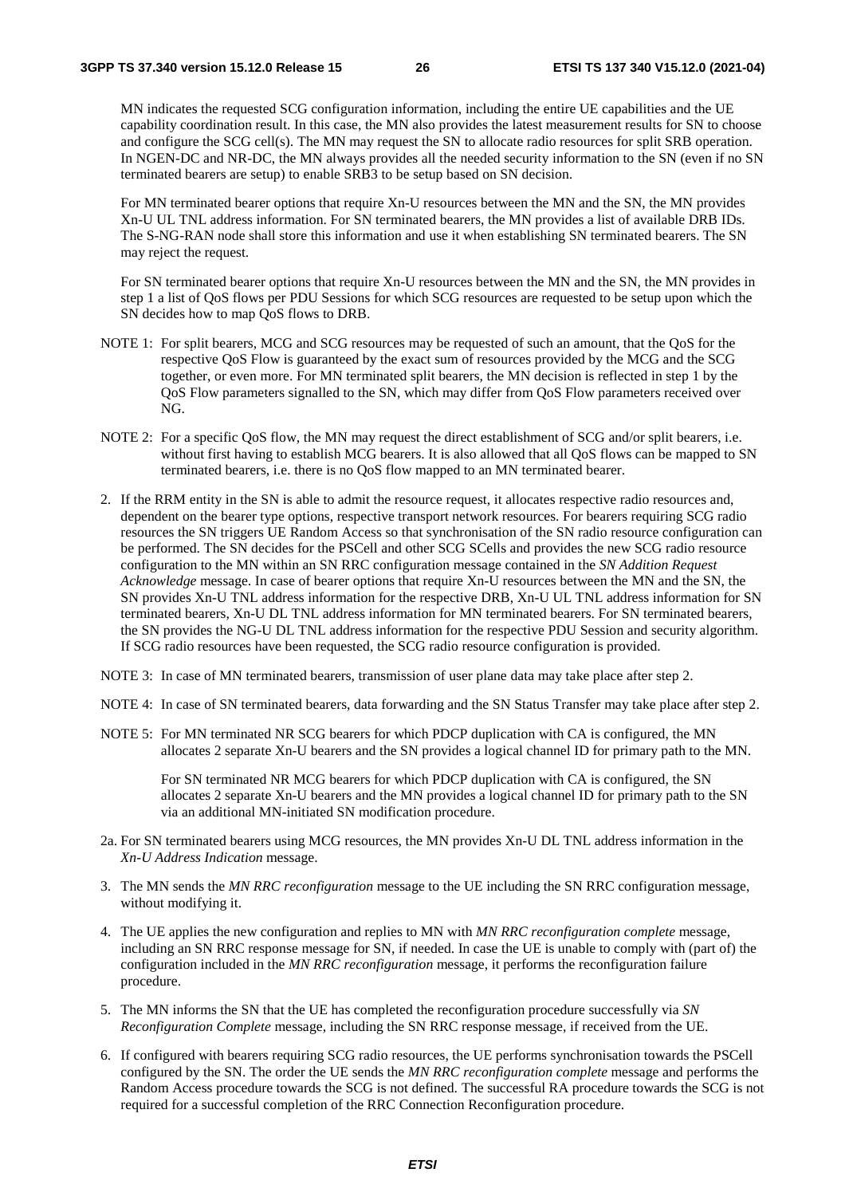MN indicates the requested SCG configuration information, including the entire UE capabilities and the UE capability coordination result. In this case, the MN also provides the latest measurement results for SN to choose and configure the SCG cell(s). The MN may request the SN to allocate radio resources for split SRB operation. In NGEN-DC and NR-DC, the MN always provides all the needed security information to the SN (even if no SN terminated bearers are setup) to enable SRB3 to be setup based on SN decision.

For MN terminated bearer options that require Xn-U resources between the MN and the SN, the MN provides Xn-U UL TNL address information. For SN terminated bearers, the MN provides a list of available DRB IDs. The S-NG-RAN node shall store this information and use it when establishing SN terminated bearers. The SN may reject the request.

For SN terminated bearer options that require Xn-U resources between the MN and the SN, the MN provides in step 1 a list of QoS flows per PDU Sessions for which SCG resources are requested to be setup upon which the SN decides how to map QoS flows to DRB.

NOTE 1: For split bearers, MCG and SCG resources may be requested of such an amount, that the QoS for the respective QoS Flow is guaranteed by the exact sum of resources provided by the MCG and the SCG together, or even more. For MN terminated split bearers, the MN decision is reflected in step 1 by the QoS Flow parameters signalled to the SN, which may differ from QoS Flow parameters received over NG.

NOTE 2: For a specific QoS flow, the MN may request the direct establishment of SCG and/or split bearers, i.e. without first having to establish MCG bearers. It is also allowed that all QoS flows can be mapped to SN terminated bearers, i.e. there is no QoS flow mapped to an MN terminated bearer.

2. If the RRM entity in the SN is able to admit the resource request, it allocates respective radio resources and, dependent on the bearer type options, respective transport network resources. For bearers requiring SCG radio resources the SN triggers UE Random Access so that synchronisation of the SN radio resource configuration can be performed. The SN decides for the PSCell and other SCG SCells and provides the new SCG radio resource configuration to the MN within an SN RRC configuration message contained in the *SN Addition Request Acknowledge* message. In case of bearer options that require Xn-U resources between the MN and the SN, the SN provides Xn-U TNL address information for the respective DRB, Xn-U UL TNL address information for SN terminated bearers, Xn-U DL TNL address information for MN terminated bearers. For SN terminated bearers, the SN provides the NG-U DL TNL address information for the respective PDU Session and security algorithm. If SCG radio resources have been requested, the SCG radio resource configuration is provided.

NOTE 3: In case of MN terminated bearers, transmission of user plane data may take place after step 2.

NOTE 4: In case of SN terminated bearers, data forwarding and the SN Status Transfer may take place after step 2.

NOTE 5: For MN terminated NR SCG bearers for which PDCP duplication with CA is configured, the MN allocates 2 separate Xn-U bearers and the SN provides a logical channel ID for primary path to the MN.

For SN terminated NR MCG bearers for which PDCP duplication with CA is configured, the SN allocates 2 separate Xn-U bearers and the MN provides a logical channel ID for primary path to the SN via an additional MN-initiated SN modification procedure.

2a. For SN terminated bearers using MCG resources, the MN provides Xn-U DL TNL address information in the *Xn-U Address Indication* message.

3. The MN sends the *MN RRC reconfiguration* message to the UE including the SN RRC configuration message, without modifying it.

4. The UE applies the new configuration and replies to MN with *MN RRC reconfiguration complete* message, including an SN RRC response message for SN, if needed. In case the UE is unable to comply with (part of) the configuration included in the *MN RRC reconfiguration* message, it performs the reconfiguration failure procedure.

5. The MN informs the SN that the UE has completed the reconfiguration procedure successfully via *SN Reconfiguration Complete* message, including the SN RRC response message, if received from the UE.

6. If configured with bearers requiring SCG radio resources, the UE performs synchronisation towards the PSCell configured by the SN. The order the UE sends the *MN RRC reconfiguration complete* message and performs the Random Access procedure towards the SCG is not defined. The successful RA procedure towards the SCG is not required for a successful completion of the RRC Connection Reconfiguration procedure.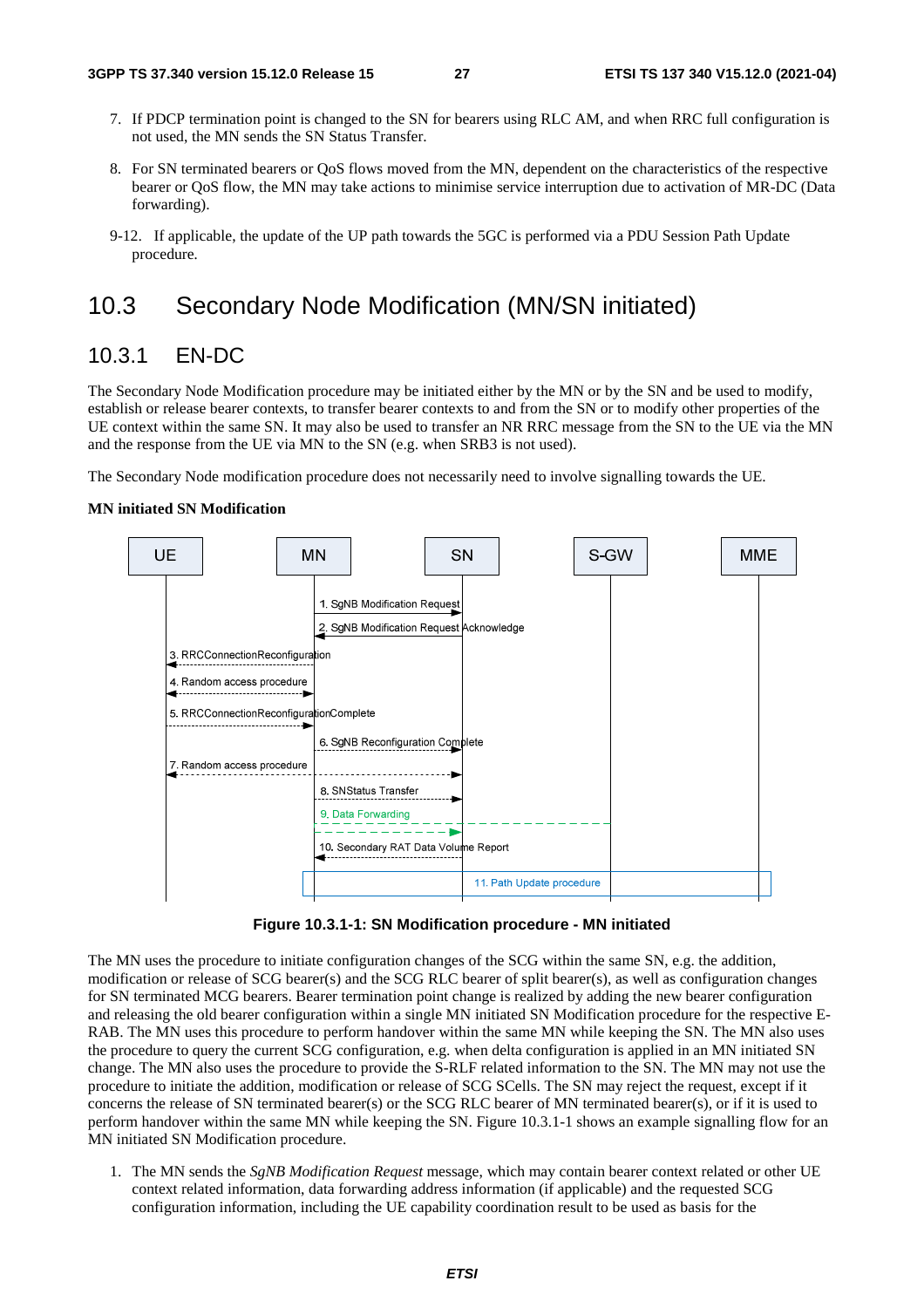7. If PDCP termination point is changed to the SN for bearers using RLC AM, and when RRC full configuration is not used, the MN sends the SN Status Transfer.

8. For SN terminated bearers or QoS flows moved from the MN, dependent on the characteristics of the respective bearer or QoS flow, the MN may take actions to minimise service interruption due to activation of MR-DC (Data forwarding).

9-12. If applicable, the update of the UP path towards the 5GC is performed via a PDU Session Path Update procedure.

# 10.3 Secondary Node Modification (MN/SN initiated)

## 10.3.1 EN-DC

The Secondary Node Modification procedure may be initiated either by the MN or by the SN and be used to modify, establish or release bearer contexts, to transfer bearer contexts to and from the SN or to modify other properties of the UE context within the same SN. It may also be used to transfer an NR RRC message from the SN to the UE via the MN and the response from the UE via MN to the SN (e.g. when SRB3 is not used).

The Secondary Node modification procedure does not necessarily need to involve signalling towards the UE.

**MN initiated SN Modification**

UE | MN | SN | S-GW | MME

1. SgNB Modification Request
2. SgNB Modification Request Acknowledge
3. RRCConnectionReconfiguration
4. Random access procedure
5. RRCConnectionReconfigurationComplete
6. SgNB Reconfiguration Complete
7. Random access procedure
8. SNStatus Transfer
9. Data Forwarding
10. Secondary RAT Data Volume Report
11. Path Update procedure

**Figure 10.3.1-1: SN Modification procedure - MN initiated**

The MN uses the procedure to initiate configuration changes of the SCG within the same SN, e.g. the addition, modification or release of SCG bearer(s) and the SCG RLC bearer of split bearer(s), as well as configuration changes for SN terminated MCG bearers. Bearer termination point change is realized by adding the new bearer configuration and releasing the old bearer configuration within a single MN initiated SN Modification procedure for the respective E-RAB. The MN uses this procedure to perform handover within the same MN while keeping the SN. The MN also uses the procedure to query the current SCG configuration, e.g. when delta configuration is applied in an MN initiated SN change. The MN also uses the procedure to provide the S-RLF related information to the SN. The MN may not use the procedure to initiate the addition, modification or release of SCG SCells. The SN may reject the request, except if it concerns the release of SN terminated bearer(s) or the SCG RLC bearer of MN terminated bearer(s), or if it is used to perform handover within the same MN while keeping the SN. Figure 10.3.1-1 shows an example signalling flow for an MN initiated SN Modification procedure.

1. The MN sends the *SgNB Modification Request* message, which may contain bearer context related or other UE context related information, data forwarding address information (if applicable) and the requested SCG configuration information, including the UE capability coordination result to be used as basis for the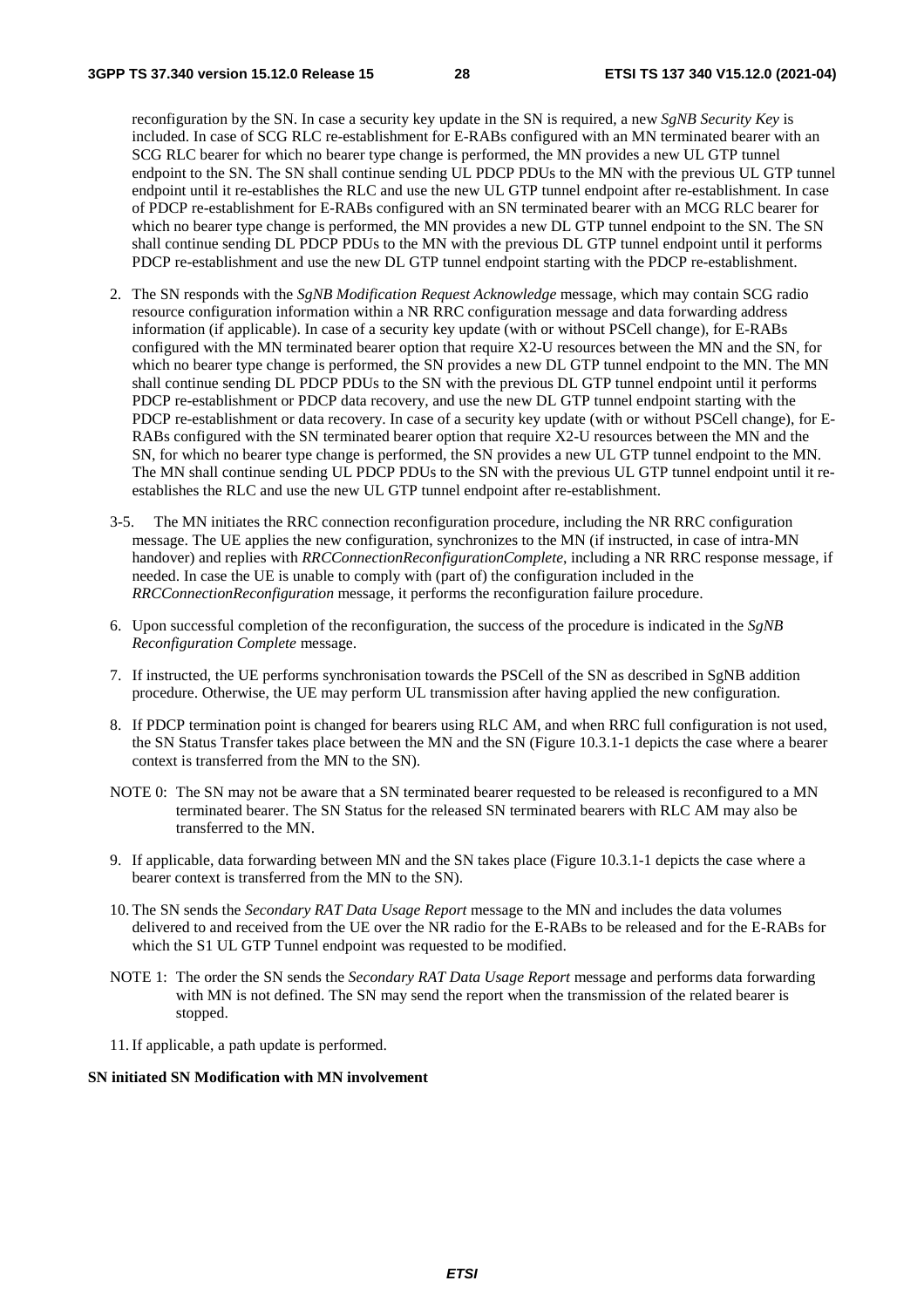reconfiguration by the SN. In case a security key update in the SN is required, a new *SgNB Security Key* is included. In case of SCG RLC re-establishment for E-RABs configured with an MN terminated bearer with an SCG RLC bearer for which no bearer type change is performed, the MN provides a new UL GTP tunnel endpoint to the SN. The SN shall continue sending UL PDCP PDUs to the MN with the previous UL GTP tunnel endpoint until it re-establishes the RLC and use the new UL GTP tunnel endpoint after re-establishment. In case of PDCP re-establishment for E-RABs configured with an SN terminated bearer with an MCG RLC bearer for which no bearer type change is performed, the MN provides a new DL GTP tunnel endpoint to the SN. The SN shall continue sending DL PDCP PDUs to the MN with the previous DL GTP tunnel endpoint until it performs PDCP re-establishment and use the new DL GTP tunnel endpoint starting with the PDCP re-establishment.

2. The SN responds with the *SgNB Modification Request Acknowledge* message, which may contain SCG radio resource configuration information within a NR RRC configuration message and data forwarding address information (if applicable). In case of a security key update (with or without PSCell change), for E-RABs configured with the MN terminated bearer option that require X2-U resources between the MN and the SN, for which no bearer type change is performed, the SN provides a new DL GTP tunnel endpoint to the MN. The MN shall continue sending DL PDCP PDUs to the SN with the previous DL GTP tunnel endpoint until it performs PDCP re-establishment or PDCP data recovery, and use the new DL GTP tunnel endpoint starting with the PDCP re-establishment or data recovery. In case of a security key update (with or without PSCell change), for E-RABs configured with the SN terminated bearer option that require X2-U resources between the MN and the SN, for which no bearer type change is performed, the SN provides a new UL GTP tunnel endpoint to the MN. The MN shall continue sending UL PDCP PDUs to the SN with the previous UL GTP tunnel endpoint until it re-establishes the RLC and use the new UL GTP tunnel endpoint after re-establishment.

3-5. The MN initiates the RRC connection reconfiguration procedure, including the NR RRC configuration message. The UE applies the new configuration, synchronizes to the MN (if instructed, in case of intra-MN handover) and replies with *RRCConnectionReconfigurationComplete*, including a NR RRC response message, if needed. In case the UE is unable to comply with (part of) the configuration included in the *RRCConnectionReconfiguration* message, it performs the reconfiguration failure procedure.

6. Upon successful completion of the reconfiguration, the success of the procedure is indicated in the *SgNB Reconfiguration Complete* message.

7. If instructed, the UE performs synchronisation towards the PSCell of the SN as described in SgNB addition procedure. Otherwise, the UE may perform UL transmission after having applied the new configuration.

8. If PDCP termination point is changed for bearers using RLC AM, and when RRC full configuration is not used, the SN Status Transfer takes place between the MN and the SN (Figure 10.3.1-1 depicts the case where a bearer context is transferred from the MN to the SN).

NOTE 0: The SN may not be aware that a SN terminated bearer requested to be released is reconfigured to a MN terminated bearer. The SN Status for the released SN terminated bearers with RLC AM may also be transferred to the MN.

9. If applicable, data forwarding between MN and the SN takes place (Figure 10.3.1-1 depicts the case where a bearer context is transferred from the MN to the SN).

10. The SN sends the *Secondary RAT Data Usage Report* message to the MN and includes the data volumes delivered to and received from the UE over the NR radio for the E-RABs to be released and for the E-RABs for which the S1 UL GTP Tunnel endpoint was requested to be modified.

NOTE 1: The order the SN sends the *Secondary RAT Data Usage Report* message and performs data forwarding with MN is not defined. The SN may send the report when the transmission of the related bearer is stopped.

11. If applicable, a path update is performed.

**SN initiated SN Modification with MN involvement**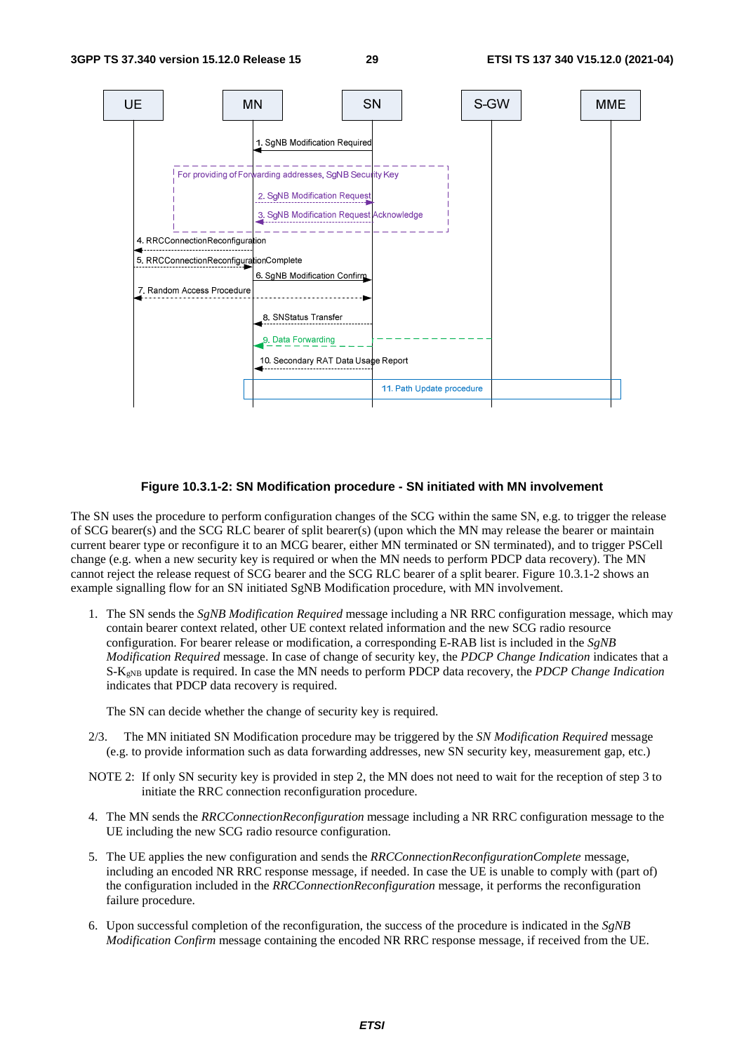**Figure 10.3.1-2: SN Modification procedure - SN initiated with MN involvement**

The SN uses the procedure to perform configuration changes of the SCG within the same SN, e.g. to trigger the release of SCG bearer(s) and the SCG RLC bearer of split bearer(s) (upon which the MN may release the bearer or maintain current bearer type or reconfigure it to an MCG bearer, either MN terminated or SN terminated), and to trigger PSCell change (e.g. when a new security key is required or when the MN needs to perform PDCP data recovery). The MN cannot reject the release request of SCG bearer and the SCG RLC bearer of a split bearer. Figure 10.3.1-2 shows an example signalling flow for an SN initiated SgNB Modification procedure, with MN involvement.

1. The SN sends the *SgNB Modification Required* message including a NR RRC configuration message, which may contain bearer context related, other UE context related information and the new SCG radio resource configuration. For bearer release or modification, a corresponding E-RAB list is included in the *SgNB Modification Required* message. In case of change of security key, the *PDCP Change Indication* indicates that a S-$K_{gNB}$ update is required. In case the MN needs to perform PDCP data recovery, the *PDCP Change Indication* indicates that PDCP data recovery is required.

   The SN can decide whether the change of security key is required.

2/3. The MN initiated SN Modification procedure may be triggered by the *SN Modification Required* message (e.g. to provide information such as data forwarding addresses, new SN security key, measurement gap, etc.)

NOTE 2: If only SN security key is provided in step 2, the MN does not need to wait for the reception of step 3 to initiate the RRC connection reconfiguration procedure.

4. The MN sends the *RRCConnectionReconfiguration* message including a NR RRC configuration message to the UE including the new SCG radio resource configuration.

5. The UE applies the new configuration and sends the *RRCConnectionReconfigurationComplete* message, including an encoded NR RRC response message, if needed. In case the UE is unable to comply with (part of) the configuration included in the *RRCConnectionReconfiguration* message, it performs the reconfiguration failure procedure.

6. Upon successful completion of the reconfiguration, the success of the procedure is indicated in the *SgNB Modification Confirm* message containing the encoded NR RRC response message, if received from the UE.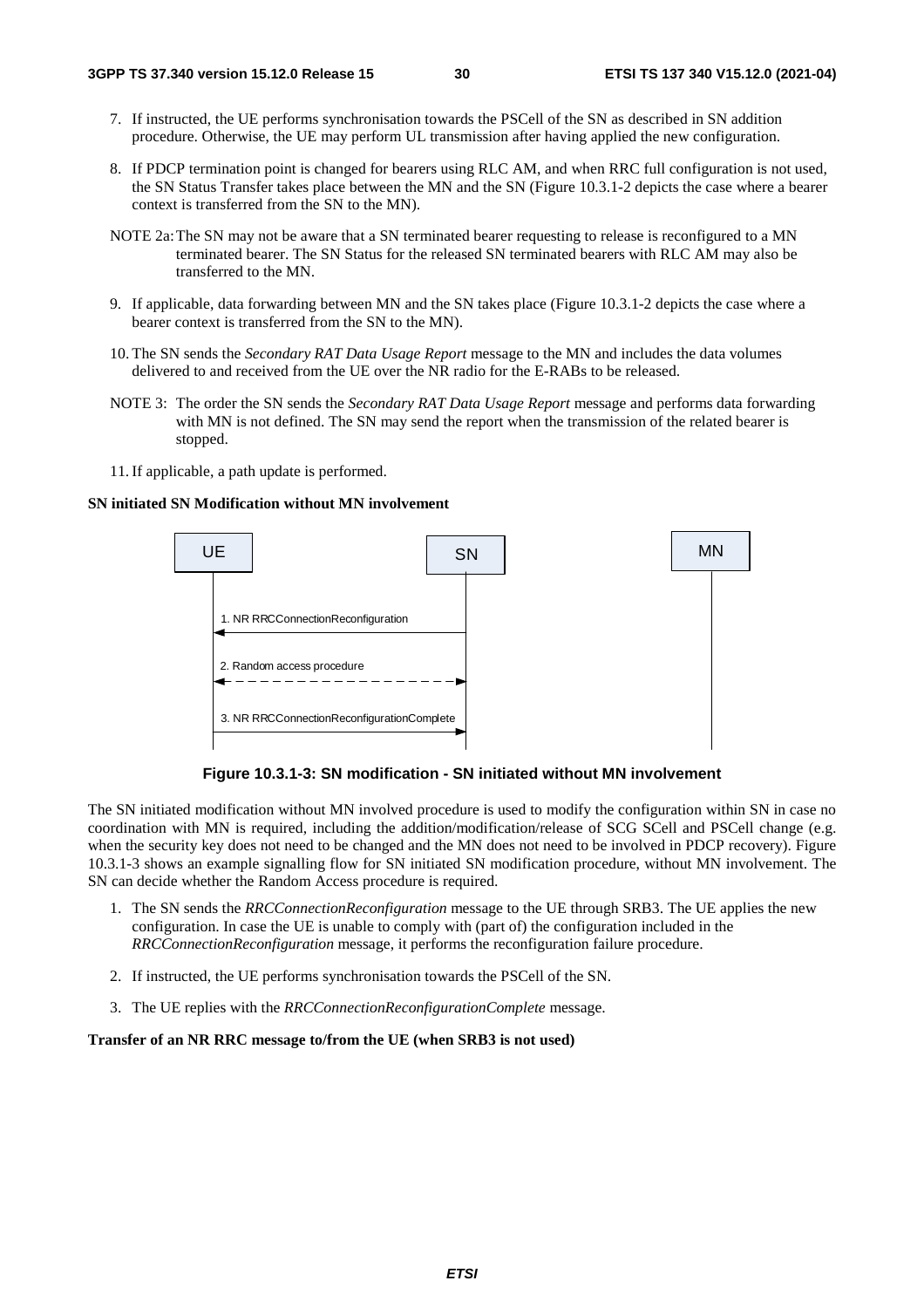7. If instructed, the UE performs synchronisation towards the PSCell of the SN as described in SN addition procedure. Otherwise, the UE may perform UL transmission after having applied the new configuration.

8. If PDCP termination point is changed for bearers using RLC AM, and when RRC full configuration is not used, the SN Status Transfer takes place between the MN and the SN (Figure 10.3.1-2 depicts the case where a bearer context is transferred from the SN to the MN).

NOTE 2a: The SN may not be aware that a SN terminated bearer requesting to release is reconfigured to a MN terminated bearer. The SN Status for the released SN terminated bearers with RLC AM may also be transferred to the MN.

9. If applicable, data forwarding between MN and the SN takes place (Figure 10.3.1-2 depicts the case where a bearer context is transferred from the SN to the MN).

10. The SN sends the *Secondary RAT Data Usage Report* message to the MN and includes the data volumes delivered to and received from the UE over the NR radio for the E-RABs to be released.

NOTE 3: The order the SN sends the *Secondary RAT Data Usage Report* message and performs data forwarding with MN is not defined. The SN may send the report when the transmission of the related bearer is stopped.

11. If applicable, a path update is performed.

**SN initiated SN Modification without MN involvement**

UE | SN | MN

1. NR RRCConnectionReconfiguration
2. Random access procedure
3. NR RRCConnectionReconfigurationComplete

**Figure 10.3.1-3: SN modification - SN initiated without MN involvement**

The SN initiated modification without MN involved procedure is used to modify the configuration within SN in case no coordination with MN is required, including the addition/modification/release of SCG SCell and PSCell change (e.g. when the security key does not need to be changed and the MN does not need to be involved in PDCP recovery). Figure 10.3.1-3 shows an example signalling flow for SN initiated SN modification procedure, without MN involvement. The SN can decide whether the Random Access procedure is required.

1. The SN sends the *RRCConnectionReconfiguration* message to the UE through SRB3. The UE applies the new configuration. In case the UE is unable to comply with (part of) the configuration included in the *RRCConnectionReconfiguration* message, it performs the reconfiguration failure procedure.

2. If instructed, the UE performs synchronisation towards the PSCell of the SN.

3. The UE replies with the *RRCConnectionReconfigurationComplete* message.

**Transfer of an NR RRC message to/from the UE (when SRB3 is not used)**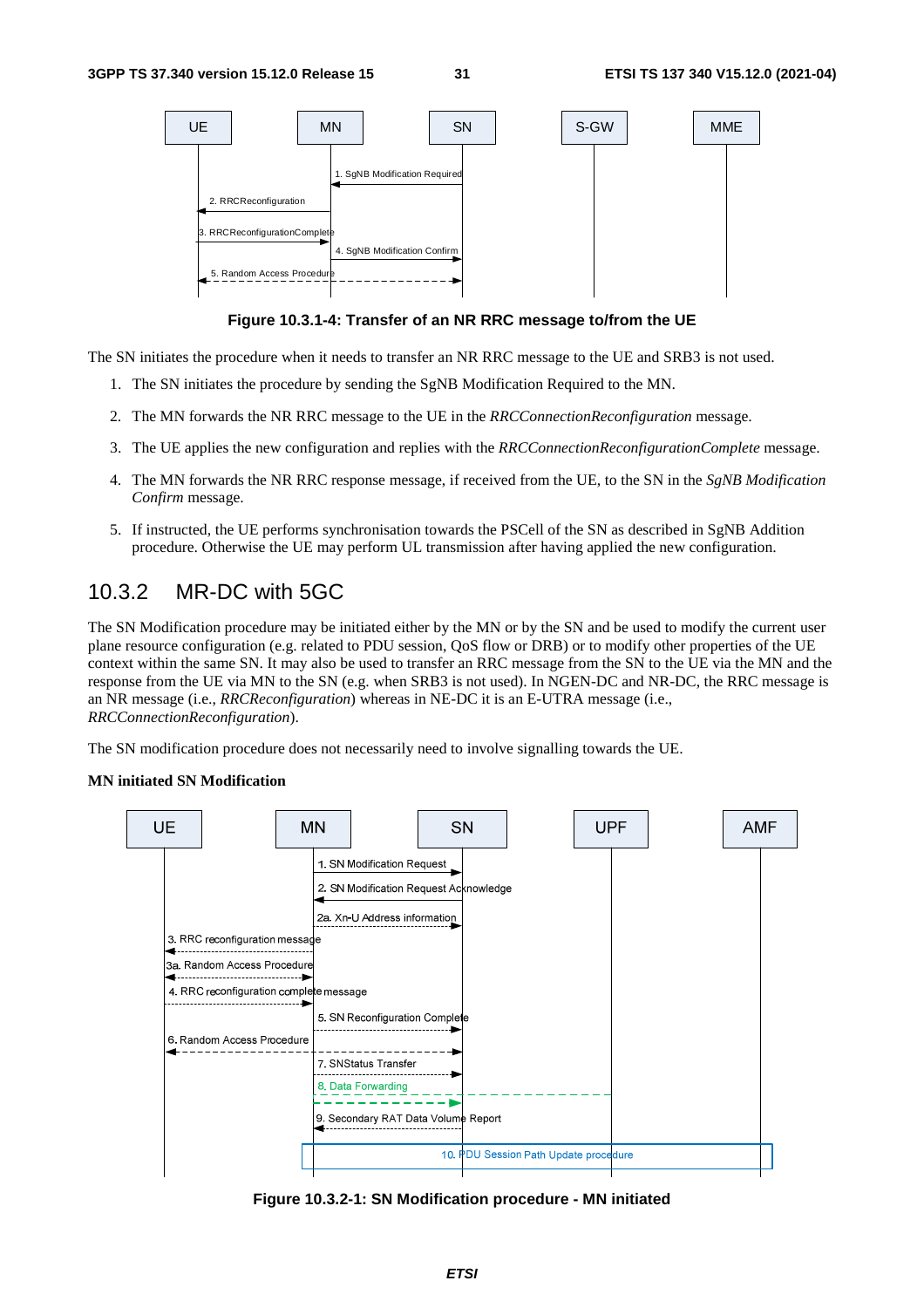**Figure 10.3.1-4: Transfer of an NR RRC message to/from the UE**

The SN initiates the procedure when it needs to transfer an NR RRC message to the UE and SRB3 is not used.

1. The SN initiates the procedure by sending the SgNB Modification Required to the MN.
2. The MN forwards the NR RRC message to the UE in the *RRCConnectionReconfiguration* message.
3. The UE applies the new configuration and replies with the *RRCConnectionReconfigurationComplete* message.
4. The MN forwards the NR RRC response message, if received from the UE, to the SN in the *SgNB Modification Confirm* message.
5. If instructed, the UE performs synchronisation towards the PSCell of the SN as described in SgNB Addition procedure. Otherwise the UE may perform UL transmission after having applied the new configuration.

## 10.3.2 MR-DC with 5GC

The SN Modification procedure may be initiated either by the MN or by the SN and be used to modify the current user plane resource configuration (e.g. related to PDU session, QoS flow or DRB) or to modify other properties of the UE context within the same SN. It may also be used to transfer an RRC message from the SN to the UE via the MN and the response from the UE via MN to the SN (e.g. when SRB3 is not used). In NGEN-DC and NR-DC, the RRC message is an NR message (i.e., *RRCReconfiguration*) whereas in NE-DC it is an E-UTRA message (i.e., *RRCConnectionReconfiguration*).

The SN modification procedure does not necessarily need to involve signalling towards the UE.

**MN initiated SN Modification**

**Figure 10.3.2-1: SN Modification procedure - MN initiated**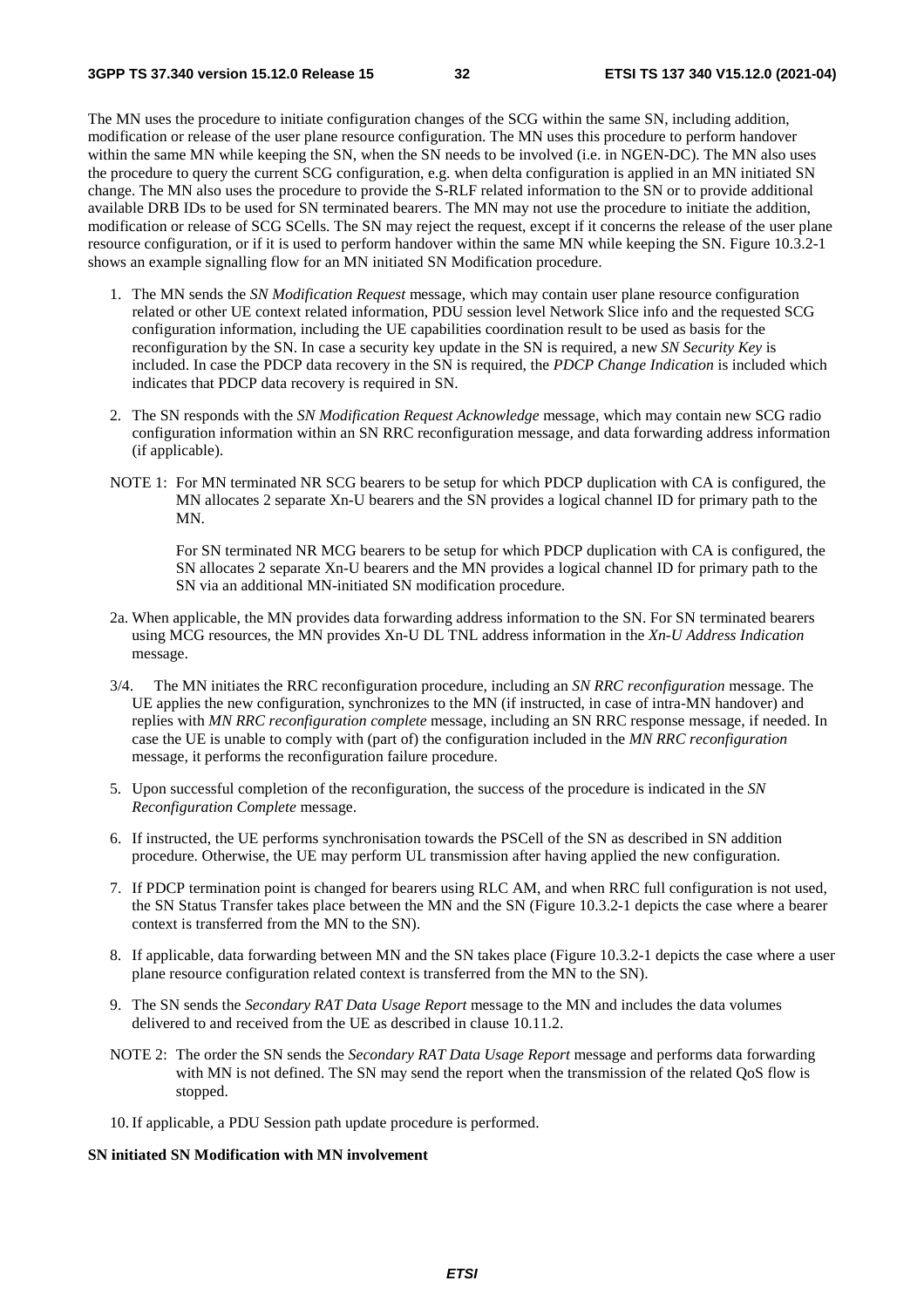The MN uses the procedure to initiate configuration changes of the SCG within the same SN, including addition, modification or release of the user plane resource configuration. The MN uses this procedure to perform handover within the same MN while keeping the SN, when the SN needs to be involved (i.e. in NGEN-DC). The MN also uses the procedure to query the current SCG configuration, e.g. when delta configuration is applied in an MN initiated SN change. The MN also uses the procedure to provide the S-RLF related information to the SN or to provide additional available DRB IDs to be used for SN terminated bearers. The MN may not use the procedure to initiate the addition, modification or release of SCG SCells. The SN may reject the request, except if it concerns the release of the user plane resource configuration, or if it is used to perform handover within the same MN while keeping the SN. Figure 10.3.2-1 shows an example signalling flow for an MN initiated SN Modification procedure.

1. The MN sends the *SN Modification Request* message, which may contain user plane resource configuration related or other UE context related information, PDU session level Network Slice info and the requested SCG configuration information, including the UE capabilities coordination result to be used as basis for the reconfiguration by the SN. In case a security key update in the SN is required, a new *SN Security Key* is included. In case the PDCP data recovery in the SN is required, the *PDCP Change Indication* is included which indicates that PDCP data recovery is required in SN.

2. The SN responds with the *SN Modification Request Acknowledge* message, which may contain new SCG radio configuration information within an SN RRC reconfiguration message, and data forwarding address information (if applicable).

NOTE 1: For MN terminated NR SCG bearers to be setup for which PDCP duplication with CA is configured, the MN allocates 2 separate Xn-U bearers and the SN provides a logical channel ID for primary path to the MN.

For SN terminated NR MCG bearers to be setup for which PDCP duplication with CA is configured, the SN allocates 2 separate Xn-U bearers and the MN provides a logical channel ID for primary path to the SN via an additional MN-initiated SN modification procedure.

2a. When applicable, the MN provides data forwarding address information to the SN. For SN terminated bearers using MCG resources, the MN provides Xn-U DL TNL address information in the *Xn-U Address Indication* message.

3/4. The MN initiates the RRC reconfiguration procedure, including an *SN RRC reconfiguration* message. The UE applies the new configuration, synchronizes to the MN (if instructed, in case of intra-MN handover) and replies with *MN RRC reconfiguration complete* message, including an SN RRC response message, if needed. In case the UE is unable to comply with (part of) the configuration included in the *MN RRC reconfiguration* message, it performs the reconfiguration failure procedure.

5. Upon successful completion of the reconfiguration, the success of the procedure is indicated in the *SN Reconfiguration Complete* message.

6. If instructed, the UE performs synchronisation towards the PSCell of the SN as described in SN addition procedure. Otherwise, the UE may perform UL transmission after having applied the new configuration.

7. If PDCP termination point is changed for bearers using RLC AM, and when RRC full configuration is not used, the SN Status Transfer takes place between the MN and the SN (Figure 10.3.2-1 depicts the case where a bearer context is transferred from the MN to the SN).

8. If applicable, data forwarding between MN and the SN takes place (Figure 10.3.2-1 depicts the case where a user plane resource configuration related context is transferred from the MN to the SN).

9. The SN sends the *Secondary RAT Data Usage Report* message to the MN and includes the data volumes delivered to and received from the UE as described in clause 10.11.2.

NOTE 2: The order the SN sends the *Secondary RAT Data Usage Report* message and performs data forwarding with MN is not defined. The SN may send the report when the transmission of the related QoS flow is stopped.

10. If applicable, a PDU Session path update procedure is performed.

**SN initiated SN Modification with MN involvement**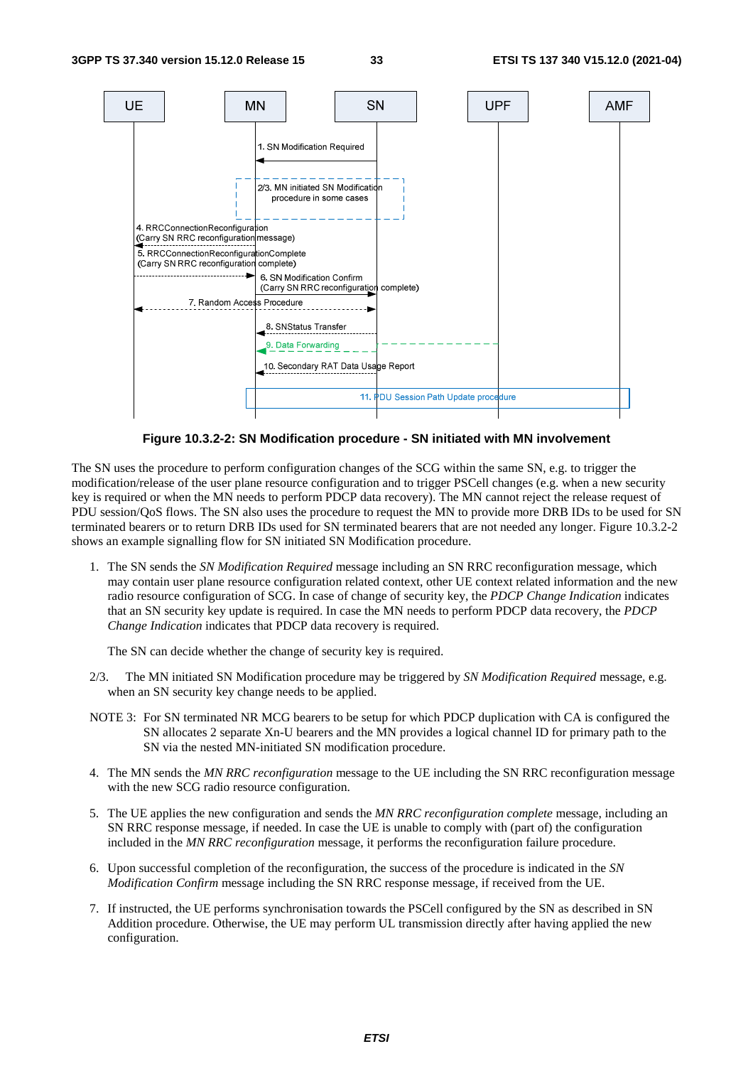Figure 10.3.2-2: SN Modification procedure - SN initiated with MN involvement

The SN uses the procedure to perform configuration changes of the SCG within the same SN, e.g. to trigger the modification/release of the user plane resource configuration and to trigger PSCell changes (e.g. when a new security key is required or when the MN needs to perform PDCP data recovery). The MN cannot reject the release request of PDU session/QoS flows. The SN also uses the procedure to request the MN to provide more DRB IDs to be used for SN terminated bearers or to return DRB IDs used for SN terminated bearers that are not needed any longer. Figure 10.3.2-2 shows an example signalling flow for SN initiated SN Modification procedure.

1. The SN sends the *SN Modification Required* message including an SN RRC reconfiguration message, which may contain user plane resource configuration related context, other UE context related information and the new radio resource configuration of SCG. In case of change of security key, the *PDCP Change Indication* indicates that an SN security key update is required. In case the MN needs to perform PDCP data recovery, the *PDCP Change Indication* indicates that PDCP data recovery is required.

   The SN can decide whether the change of security key is required.

2/3. The MN initiated SN Modification procedure may be triggered by *SN Modification Required* message, e.g. when an SN security key change needs to be applied.

NOTE 3: For SN terminated NR MCG bearers to be setup for which PDCP duplication with CA is configured the SN allocates 2 separate Xn-U bearers and the MN provides a logical channel ID for primary path to the SN via the nested MN-initiated SN modification procedure.

4. The MN sends the *MN RRC reconfiguration* message to the UE including the SN RRC reconfiguration message with the new SCG radio resource configuration.

5. The UE applies the new configuration and sends the *MN RRC reconfiguration complete* message, including an SN RRC response message, if needed. In case the UE is unable to comply with (part of) the configuration included in the *MN RRC reconfiguration* message, it performs the reconfiguration failure procedure.

6. Upon successful completion of the reconfiguration, the success of the procedure is indicated in the *SN Modification Confirm* message including the SN RRC response message, if received from the UE.

7. If instructed, the UE performs synchronisation towards the PSCell configured by the SN as described in SN Addition procedure. Otherwise, the UE may perform UL transmission directly after having applied the new configuration.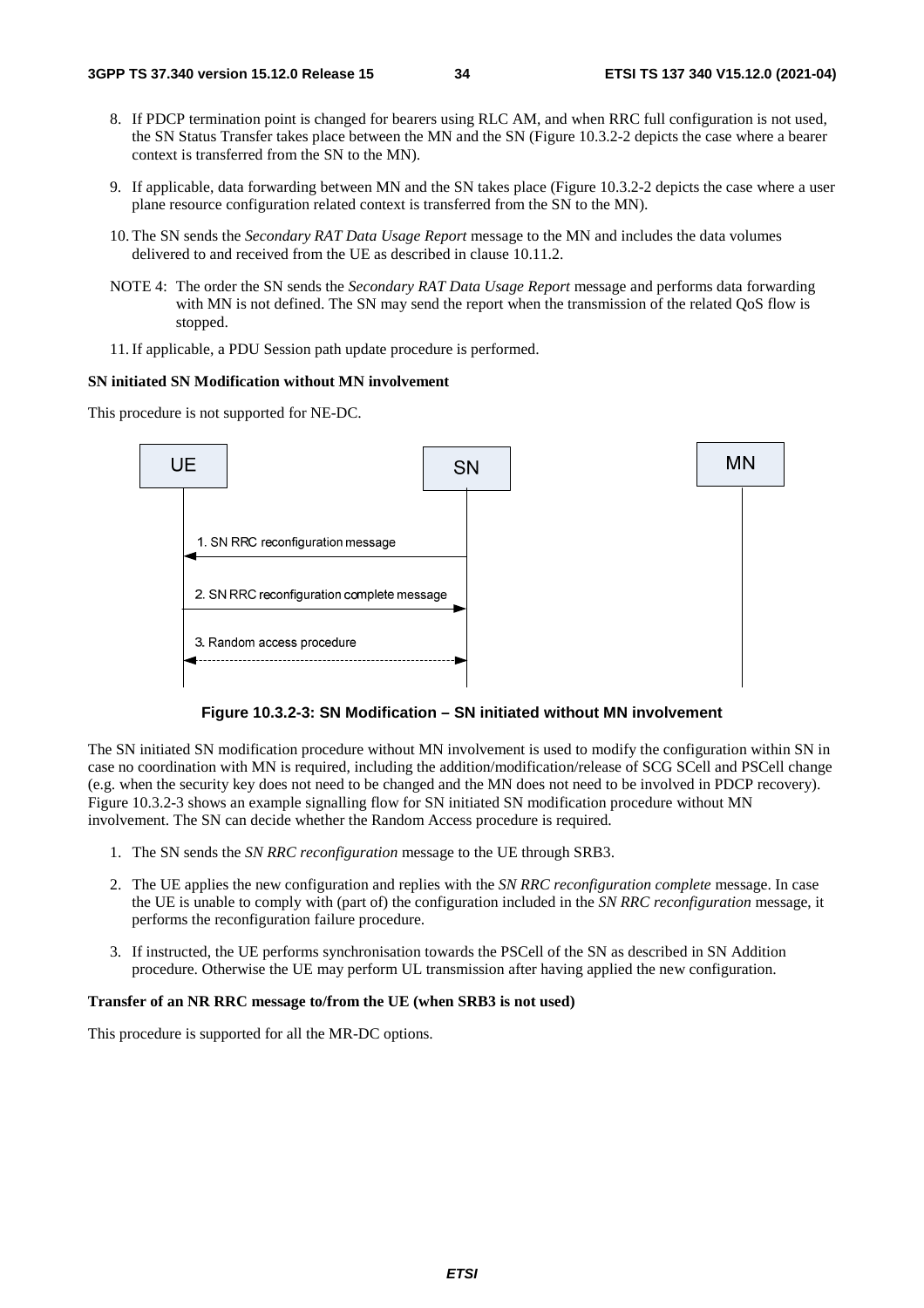8. If PDCP termination point is changed for bearers using RLC AM, and when RRC full configuration is not used, the SN Status Transfer takes place between the MN and the SN (Figure 10.3.2-2 depicts the case where a bearer context is transferred from the SN to the MN).

9. If applicable, data forwarding between MN and the SN takes place (Figure 10.3.2-2 depicts the case where a user plane resource configuration related context is transferred from the SN to the MN).

10. The SN sends the *Secondary RAT Data Usage Report* message to the MN and includes the data volumes delivered to and received from the UE as described in clause 10.11.2.

NOTE 4: The order the SN sends the *Secondary RAT Data Usage Report* message and performs data forwarding with MN is not defined. The SN may send the report when the transmission of the related QoS flow is stopped.

11. If applicable, a PDU Session path update procedure is performed.

**SN initiated SN Modification without MN involvement**

This procedure is not supported for NE-DC.

UE | SN | MN

1. SN RRC reconfiguration message

2. SN RRC reconfiguration complete message

3. Random access procedure

**Figure 10.3.2-3: SN Modification – SN initiated without MN involvement**

The SN initiated SN modification procedure without MN involvement is used to modify the configuration within SN in case no coordination with MN is required, including the addition/modification/release of SCG SCell and PSCell change (e.g. when the security key does not need to be changed and the MN does not need to be involved in PDCP recovery). Figure 10.3.2-3 shows an example signalling flow for SN initiated SN modification procedure without MN involvement. The SN can decide whether the Random Access procedure is required.

1. The SN sends the *SN RRC reconfiguration* message to the UE through SRB3.

2. The UE applies the new configuration and replies with the *SN RRC reconfiguration complete* message. In case the UE is unable to comply with (part of) the configuration included in the *SN RRC reconfiguration* message, it performs the reconfiguration failure procedure.

3. If instructed, the UE performs synchronisation towards the PSCell of the SN as described in SN Addition procedure. Otherwise the UE may perform UL transmission after having applied the new configuration.

**Transfer of an NR RRC message to/from the UE (when SRB3 is not used)**

This procedure is supported for all the MR-DC options.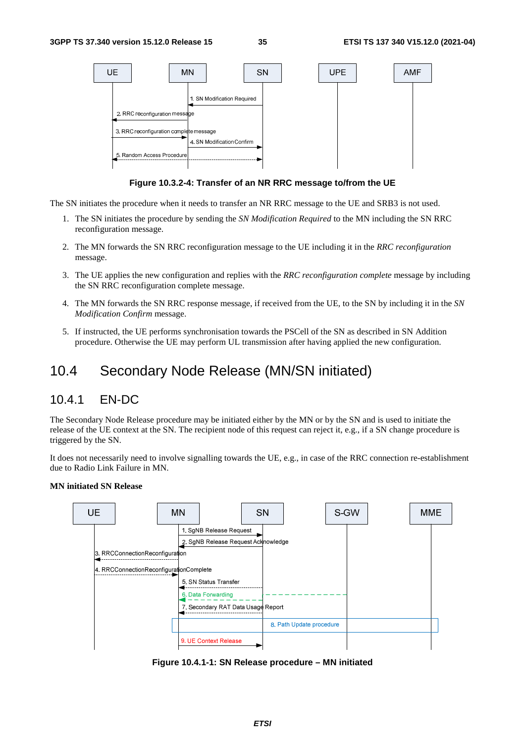Figure 10.3.2-4: Transfer of an NR RRC message to/from the UE

The SN initiates the procedure when it needs to transfer an NR RRC message to the UE and SRB3 is not used.

1. The SN initiates the procedure by sending the *SN Modification Required* to the MN including the SN RRC reconfiguration message.

2. The MN forwards the SN RRC reconfiguration message to the UE including it in the *RRC reconfiguration* message.

3. The UE applies the new configuration and replies with the *RRC reconfiguration complete* message by including the SN RRC reconfiguration complete message.

4. The MN forwards the SN RRC response message, if received from the UE, to the SN by including it in the *SN Modification Confirm* message.

5. If instructed, the UE performs synchronisation towards the PSCell of the SN as described in SN Addition procedure. Otherwise the UE may perform UL transmission after having applied the new configuration.

# 10.4 Secondary Node Release (MN/SN initiated)

## 10.4.1 EN-DC

The Secondary Node Release procedure may be initiated either by the MN or by the SN and is used to initiate the release of the UE context at the SN. The recipient node of this request can reject it, e.g., if a SN change procedure is triggered by the SN.

It does not necessarily need to involve signalling towards the UE, e.g., in case of the RRC connection re-establishment due to Radio Link Failure in MN.

**MN initiated SN Release**

Figure 10.4.1-1: SN Release procedure – MN initiated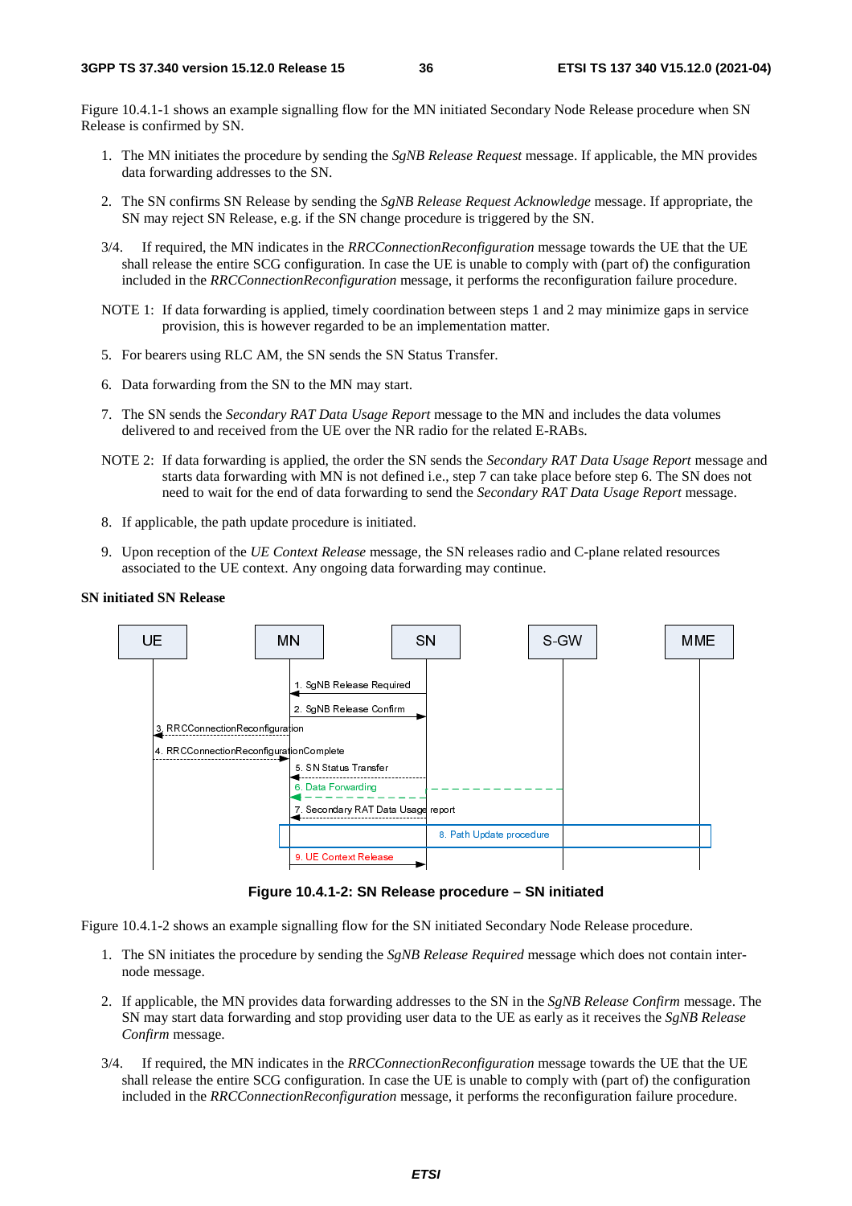Figure 10.4.1-1 shows an example signalling flow for the MN initiated Secondary Node Release procedure when SN Release is confirmed by SN.

1. The MN initiates the procedure by sending the *SgNB Release Request* message. If applicable, the MN provides data forwarding addresses to the SN.

2. The SN confirms SN Release by sending the *SgNB Release Request Acknowledge* message. If appropriate, the SN may reject SN Release, e.g. if the SN change procedure is triggered by the SN.

3/4. If required, the MN indicates in the *RRCConnectionReconfiguration* message towards the UE that the UE shall release the entire SCG configuration. In case the UE is unable to comply with (part of) the configuration included in the *RRCConnectionReconfiguration* message, it performs the reconfiguration failure procedure.

NOTE 1: If data forwarding is applied, timely coordination between steps 1 and 2 may minimize gaps in service provision, this is however regarded to be an implementation matter.

5. For bearers using RLC AM, the SN sends the SN Status Transfer.

6. Data forwarding from the SN to the MN may start.

7. The SN sends the *Secondary RAT Data Usage Report* message to the MN and includes the data volumes delivered to and received from the UE over the NR radio for the related E-RABs.

NOTE 2: If data forwarding is applied, the order the SN sends the *Secondary RAT Data Usage Report* message and starts data forwarding with MN is not defined i.e., step 7 can take place before step 6. The SN does not need to wait for the end of data forwarding to send the *Secondary RAT Data Usage Report* message.

8. If applicable, the path update procedure is initiated.

9. Upon reception of the *UE Context Release* message, the SN releases radio and C-plane related resources associated to the UE context. Any ongoing data forwarding may continue.

**SN initiated SN Release**

```
UE        MN        SN        S-GW        MME
           <-- 1. SgNB Release Required --
           -- 2. SgNB Release Confirm -->
<-- 3. RRCConnectionReconfiguration --
-- 4. RRCConnectionReconfigurationComplete -->
           <-- 5. SN Status Transfer --
           <-- 6. Data Forwarding -- (from S-GW)
           <-- 7. Secondary RAT Data Usage report --
           [ 8. Path Update procedure ]
           -- 9. UE Context Release -->
```

**Figure 10.4.1-2: SN Release procedure – SN initiated**

Figure 10.4.1-2 shows an example signalling flow for the SN initiated Secondary Node Release procedure.

1. The SN initiates the procedure by sending the *SgNB Release Required* message which does not contain inter-node message.

2. If applicable, the MN provides data forwarding addresses to the SN in the *SgNB Release Confirm* message. The SN may start data forwarding and stop providing user data to the UE as early as it receives the *SgNB Release Confirm* message.

3/4. If required, the MN indicates in the *RRCConnectionReconfiguration* message towards the UE that the UE shall release the entire SCG configuration. In case the UE is unable to comply with (part of) the configuration included in the *RRCConnectionReconfiguration* message, it performs the reconfiguration failure procedure.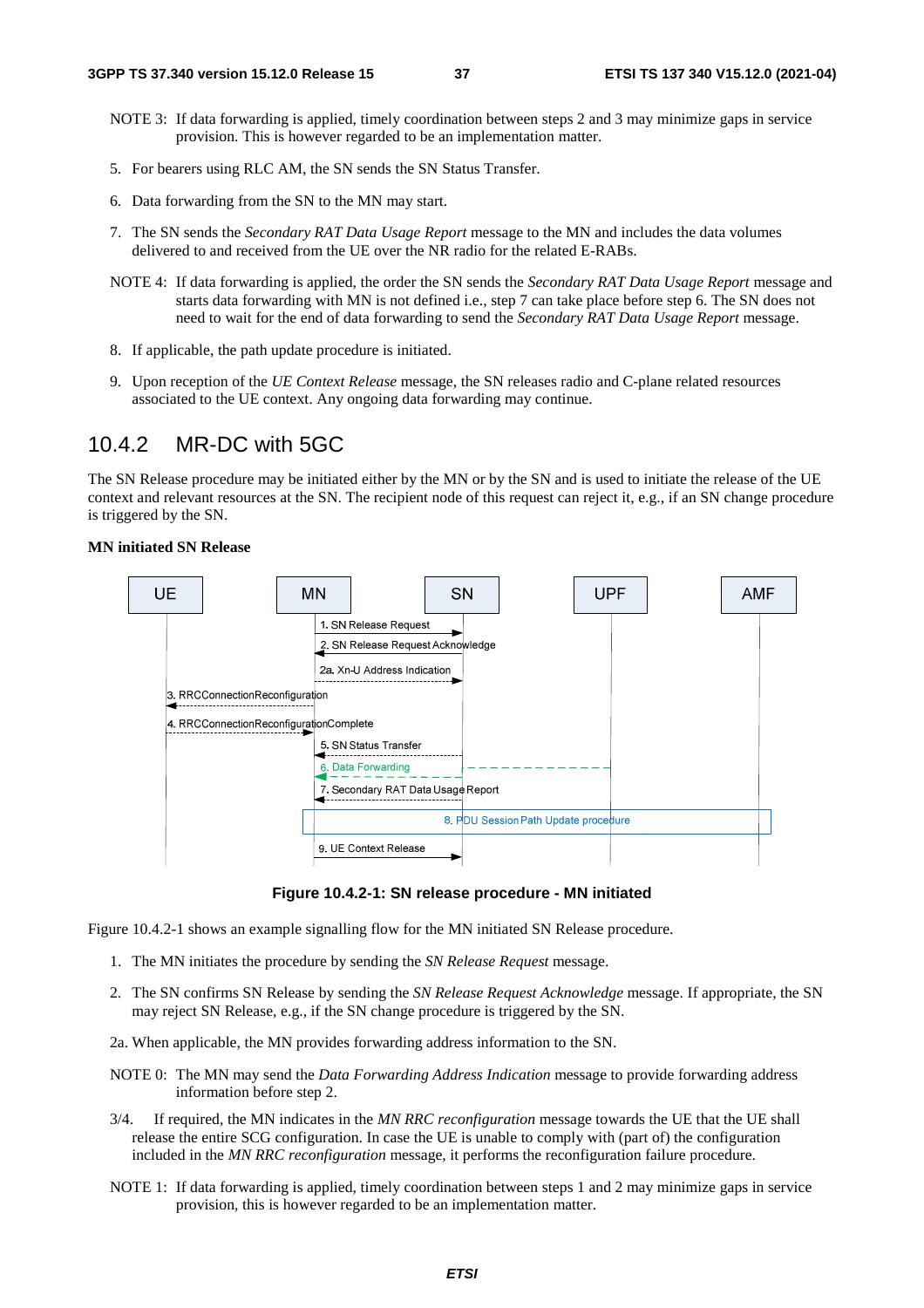NOTE 3: If data forwarding is applied, timely coordination between steps 2 and 3 may minimize gaps in service provision. This is however regarded to be an implementation matter.

5. For bearers using RLC AM, the SN sends the SN Status Transfer.

6. Data forwarding from the SN to the MN may start.

7. The SN sends the *Secondary RAT Data Usage Report* message to the MN and includes the data volumes delivered to and received from the UE over the NR radio for the related E-RABs.

NOTE 4: If data forwarding is applied, the order the SN sends the *Secondary RAT Data Usage Report* message and starts data forwarding with MN is not defined i.e., step 7 can take place before step 6. The SN does not need to wait for the end of data forwarding to send the *Secondary RAT Data Usage Report* message.

8. If applicable, the path update procedure is initiated.

9. Upon reception of the *UE Context Release* message, the SN releases radio and C-plane related resources associated to the UE context. Any ongoing data forwarding may continue.

### 10.4.2 MR-DC with 5GC

The SN Release procedure may be initiated either by the MN or by the SN and is used to initiate the release of the UE context and relevant resources at the SN. The recipient node of this request can reject it, e.g., if an SN change procedure is triggered by the SN.

**MN initiated SN Release**

**Figure 10.4.2-1: SN release procedure - MN initiated**

Figure 10.4.2-1 shows an example signalling flow for the MN initiated SN Release procedure.

1. The MN initiates the procedure by sending the *SN Release Request* message.

2. The SN confirms SN Release by sending the *SN Release Request Acknowledge* message. If appropriate, the SN may reject SN Release, e.g., if the SN change procedure is triggered by the SN.

2a. When applicable, the MN provides forwarding address information to the SN.

NOTE 0: The MN may send the *Data Forwarding Address Indication* message to provide forwarding address information before step 2.

3/4. If required, the MN indicates in the *MN RRC reconfiguration* message towards the UE that the UE shall release the entire SCG configuration. In case the UE is unable to comply with (part of) the configuration included in the *MN RRC reconfiguration* message, it performs the reconfiguration failure procedure.

NOTE 1: If data forwarding is applied, timely coordination between steps 1 and 2 may minimize gaps in service provision, this is however regarded to be an implementation matter.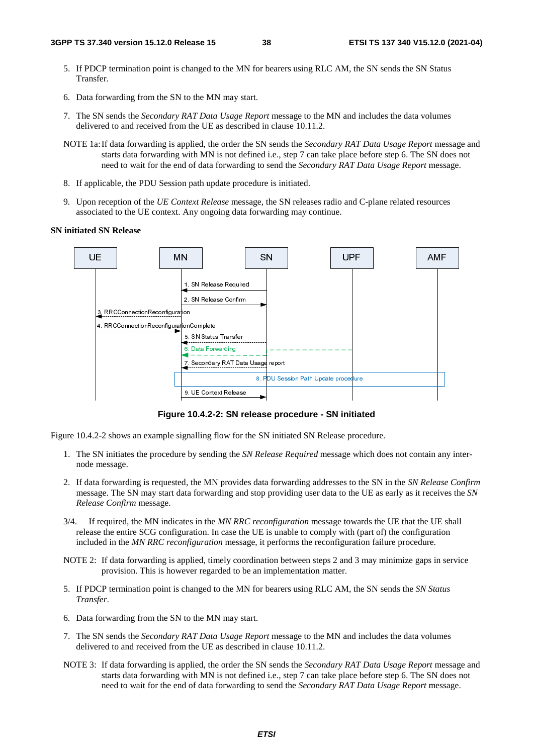5. If PDCP termination point is changed to the MN for bearers using RLC AM, the SN sends the SN Status Transfer.

6. Data forwarding from the SN to the MN may start.

7. The SN sends the *Secondary RAT Data Usage Report* message to the MN and includes the data volumes delivered to and received from the UE as described in clause 10.11.2.

NOTE 1a: If data forwarding is applied, the order the SN sends the *Secondary RAT Data Usage Report* message and starts data forwarding with MN is not defined i.e., step 7 can take place before step 6. The SN does not need to wait for the end of data forwarding to send the *Secondary RAT Data Usage Report* message.

8. If applicable, the PDU Session path update procedure is initiated.

9. Upon reception of the *UE Context Release* message, the SN releases radio and C-plane related resources associated to the UE context. Any ongoing data forwarding may continue.

**SN initiated SN Release**

**Figure 10.4.2-2: SN release procedure - SN initiated**

Figure 10.4.2-2 shows an example signalling flow for the SN initiated SN Release procedure.

1. The SN initiates the procedure by sending the *SN Release Required* message which does not contain any inter-node message.

2. If data forwarding is requested, the MN provides data forwarding addresses to the SN in the *SN Release Confirm* message. The SN may start data forwarding and stop providing user data to the UE as early as it receives the *SN Release Confirm* message.

3/4. If required, the MN indicates in the *MN RRC reconfiguration* message towards the UE that the UE shall release the entire SCG configuration. In case the UE is unable to comply with (part of) the configuration included in the *MN RRC reconfiguration* message, it performs the reconfiguration failure procedure.

NOTE 2: If data forwarding is applied, timely coordination between steps 2 and 3 may minimize gaps in service provision. This is however regarded to be an implementation matter.

5. If PDCP termination point is changed to the MN for bearers using RLC AM, the SN sends the *SN Status Transfer*.

6. Data forwarding from the SN to the MN may start.

7. The SN sends the *Secondary RAT Data Usage Report* message to the MN and includes the data volumes delivered to and received from the UE as described in clause 10.11.2.

NOTE 3: If data forwarding is applied, the order the SN sends the *Secondary RAT Data Usage Report* message and starts data forwarding with MN is not defined i.e., step 7 can take place before step 6. The SN does not need to wait for the end of data forwarding to send the *Secondary RAT Data Usage Report* message.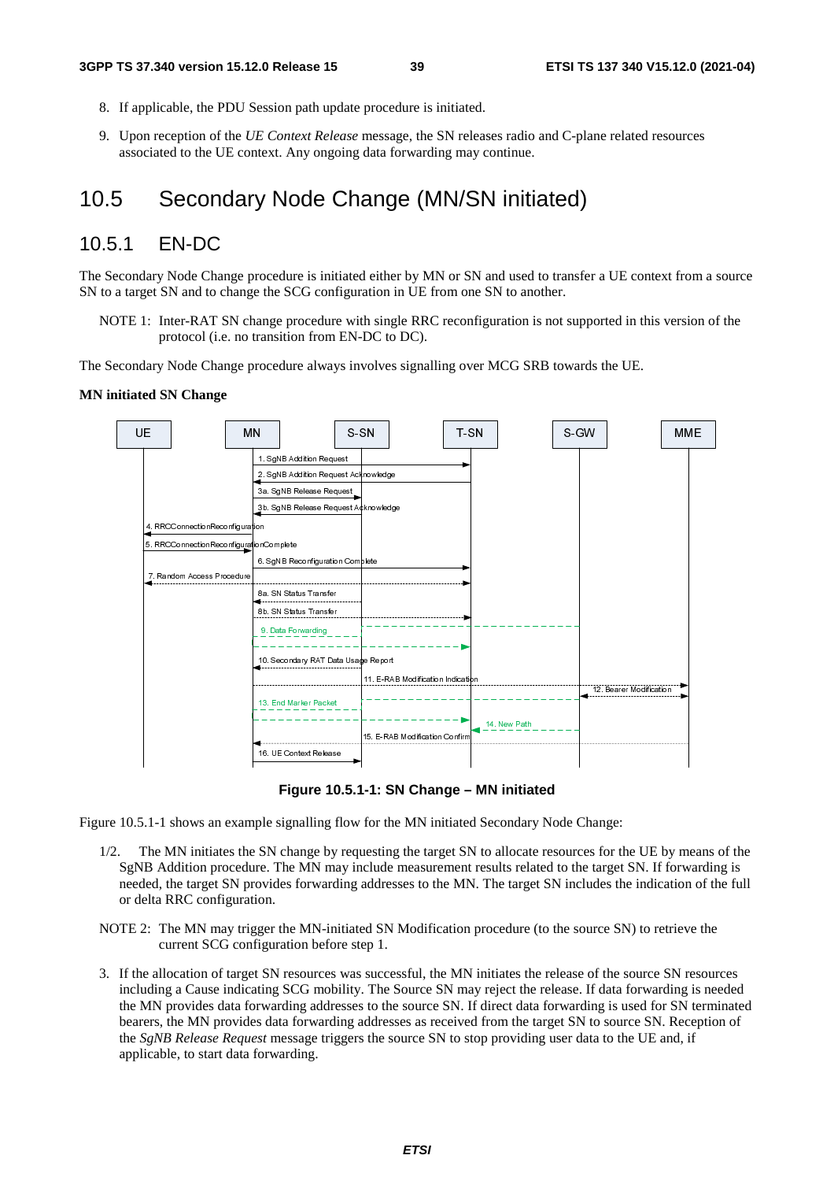8. If applicable, the PDU Session path update procedure is initiated.

9. Upon reception of the *UE Context Release* message, the SN releases radio and C-plane related resources associated to the UE context. Any ongoing data forwarding may continue.

## 10.5 Secondary Node Change (MN/SN initiated)

### 10.5.1 EN-DC

The Secondary Node Change procedure is initiated either by MN or SN and used to transfer a UE context from a source SN to a target SN and to change the SCG configuration in UE from one SN to another.

NOTE 1: Inter-RAT SN change procedure with single RRC reconfiguration is not supported in this version of the protocol (i.e. no transition from EN-DC to DC).

The Secondary Node Change procedure always involves signalling over MCG SRB towards the UE.

**MN initiated SN Change**

**Figure 10.5.1-1: SN Change – MN initiated**

Figure 10.5.1-1 shows an example signalling flow for the MN initiated Secondary Node Change:

1/2. The MN initiates the SN change by requesting the target SN to allocate resources for the UE by means of the SgNB Addition procedure. The MN may include measurement results related to the target SN. If forwarding is needed, the target SN provides forwarding addresses to the MN. The target SN includes the indication of the full or delta RRC configuration.

NOTE 2: The MN may trigger the MN-initiated SN Modification procedure (to the source SN) to retrieve the current SCG configuration before step 1.

3. If the allocation of target SN resources was successful, the MN initiates the release of the source SN resources including a Cause indicating SCG mobility. The Source SN may reject the release. If data forwarding is needed the MN provides data forwarding addresses to the source SN. If direct data forwarding is used for SN terminated bearers, the MN provides data forwarding addresses as received from the target SN to source SN. Reception of the *SgNB Release Request* message triggers the source SN to stop providing user data to the UE and, if applicable, to start data forwarding.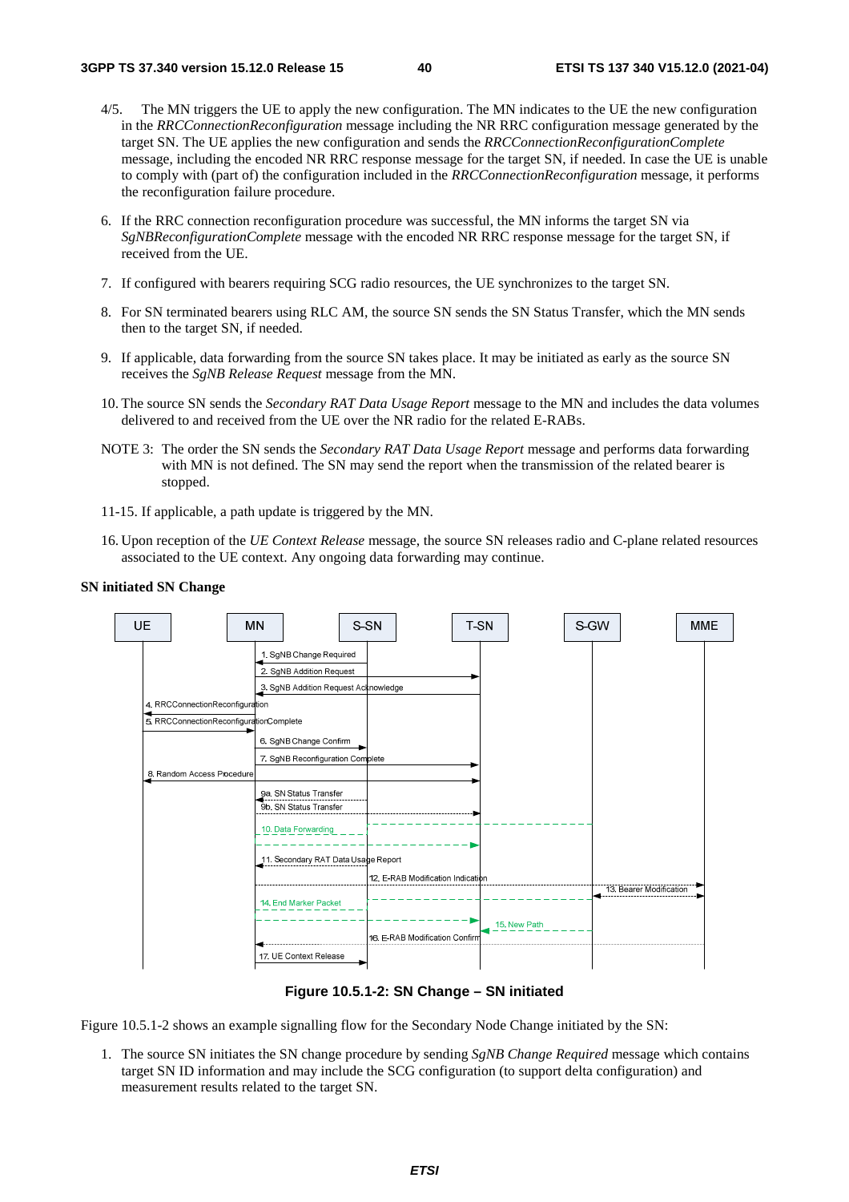4/5. The MN triggers the UE to apply the new configuration. The MN indicates to the UE the new configuration in the *RRCConnectionReconfiguration* message including the NR RRC configuration message generated by the target SN. The UE applies the new configuration and sends the *RRCConnectionReconfigurationComplete* message, including the encoded NR RRC response message for the target SN, if needed. In case the UE is unable to comply with (part of) the configuration included in the *RRCConnectionReconfiguration* message, it performs the reconfiguration failure procedure.

6. If the RRC connection reconfiguration procedure was successful, the MN informs the target SN via *SgNBReconfigurationComplete* message with the encoded NR RRC response message for the target SN, if received from the UE.

7. If configured with bearers requiring SCG radio resources, the UE synchronizes to the target SN.

8. For SN terminated bearers using RLC AM, the source SN sends the SN Status Transfer, which the MN sends then to the target SN, if needed.

9. If applicable, data forwarding from the source SN takes place. It may be initiated as early as the source SN receives the *SgNB Release Request* message from the MN.

10. The source SN sends the *Secondary RAT Data Usage Report* message to the MN and includes the data volumes delivered to and received from the UE over the NR radio for the related E-RABs.

NOTE 3: The order the SN sends the *Secondary RAT Data Usage Report* message and performs data forwarding with MN is not defined. The SN may send the report when the transmission of the related bearer is stopped.

11-15. If applicable, a path update is triggered by the MN.

16. Upon reception of the *UE Context Release* message, the source SN releases radio and C-plane related resources associated to the UE context. Any ongoing data forwarding may continue.

**SN initiated SN Change**

**Figure 10.5.1-2: SN Change – SN initiated**

Figure 10.5.1-2 shows an example signalling flow for the Secondary Node Change initiated by the SN:

1. The source SN initiates the SN change procedure by sending *SgNB Change Required* message which contains target SN ID information and may include the SCG configuration (to support delta configuration) and measurement results related to the target SN.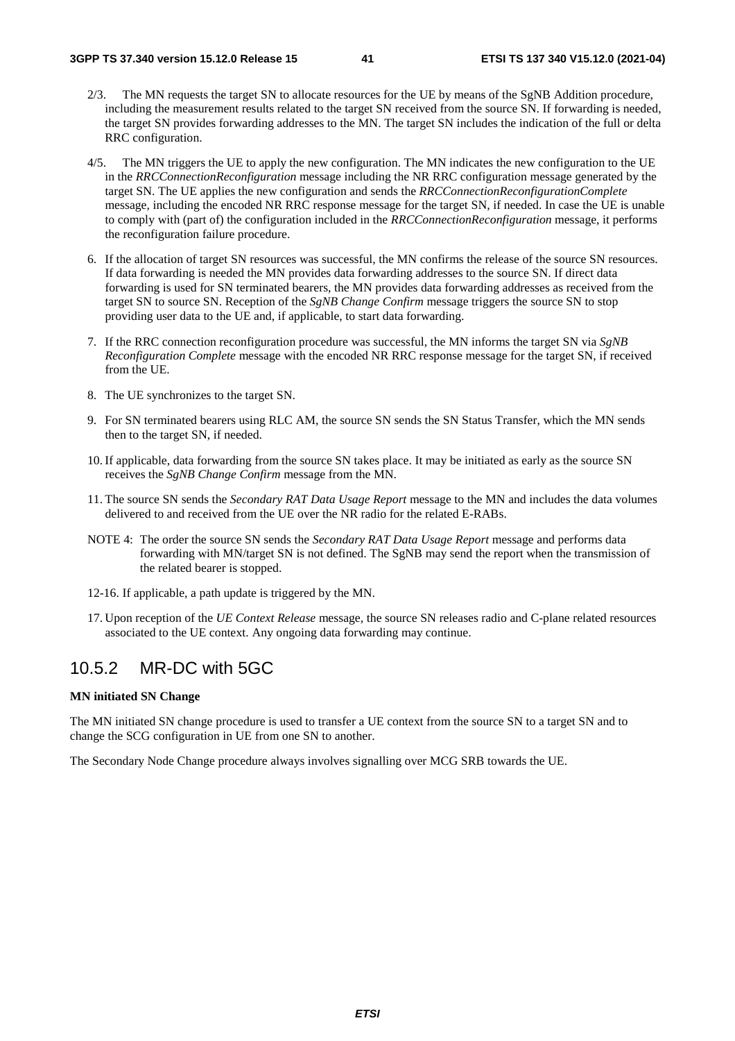2/3. The MN requests the target SN to allocate resources for the UE by means of the SgNB Addition procedure, including the measurement results related to the target SN received from the source SN. If forwarding is needed, the target SN provides forwarding addresses to the MN. The target SN includes the indication of the full or delta RRC configuration.

4/5. The MN triggers the UE to apply the new configuration. The MN indicates the new configuration to the UE in the *RRCConnectionReconfiguration* message including the NR RRC configuration message generated by the target SN. The UE applies the new configuration and sends the *RRCConnectionReconfigurationComplete* message, including the encoded NR RRC response message for the target SN, if needed. In case the UE is unable to comply with (part of) the configuration included in the *RRCConnectionReconfiguration* message, it performs the reconfiguration failure procedure.

6. If the allocation of target SN resources was successful, the MN confirms the release of the source SN resources. If data forwarding is needed the MN provides data forwarding addresses to the source SN. If direct data forwarding is used for SN terminated bearers, the MN provides data forwarding addresses as received from the target SN to source SN. Reception of the *SgNB Change Confirm* message triggers the source SN to stop providing user data to the UE and, if applicable, to start data forwarding.

7. If the RRC connection reconfiguration procedure was successful, the MN informs the target SN via *SgNB Reconfiguration Complete* message with the encoded NR RRC response message for the target SN, if received from the UE.

8. The UE synchronizes to the target SN.

9. For SN terminated bearers using RLC AM, the source SN sends the SN Status Transfer, which the MN sends then to the target SN, if needed.

10. If applicable, data forwarding from the source SN takes place. It may be initiated as early as the source SN receives the *SgNB Change Confirm* message from the MN.

11. The source SN sends the *Secondary RAT Data Usage Report* message to the MN and includes the data volumes delivered to and received from the UE over the NR radio for the related E-RABs.

NOTE 4: The order the source SN sends the *Secondary RAT Data Usage Report* message and performs data forwarding with MN/target SN is not defined. The SgNB may send the report when the transmission of the related bearer is stopped.

12-16. If applicable, a path update is triggered by the MN.

17. Upon reception of the *UE Context Release* message, the source SN releases radio and C-plane related resources associated to the UE context. Any ongoing data forwarding may continue.

## 10.5.2 MR-DC with 5GC

**MN initiated SN Change**

The MN initiated SN change procedure is used to transfer a UE context from the source SN to a target SN and to change the SCG configuration in UE from one SN to another.

The Secondary Node Change procedure always involves signalling over MCG SRB towards the UE.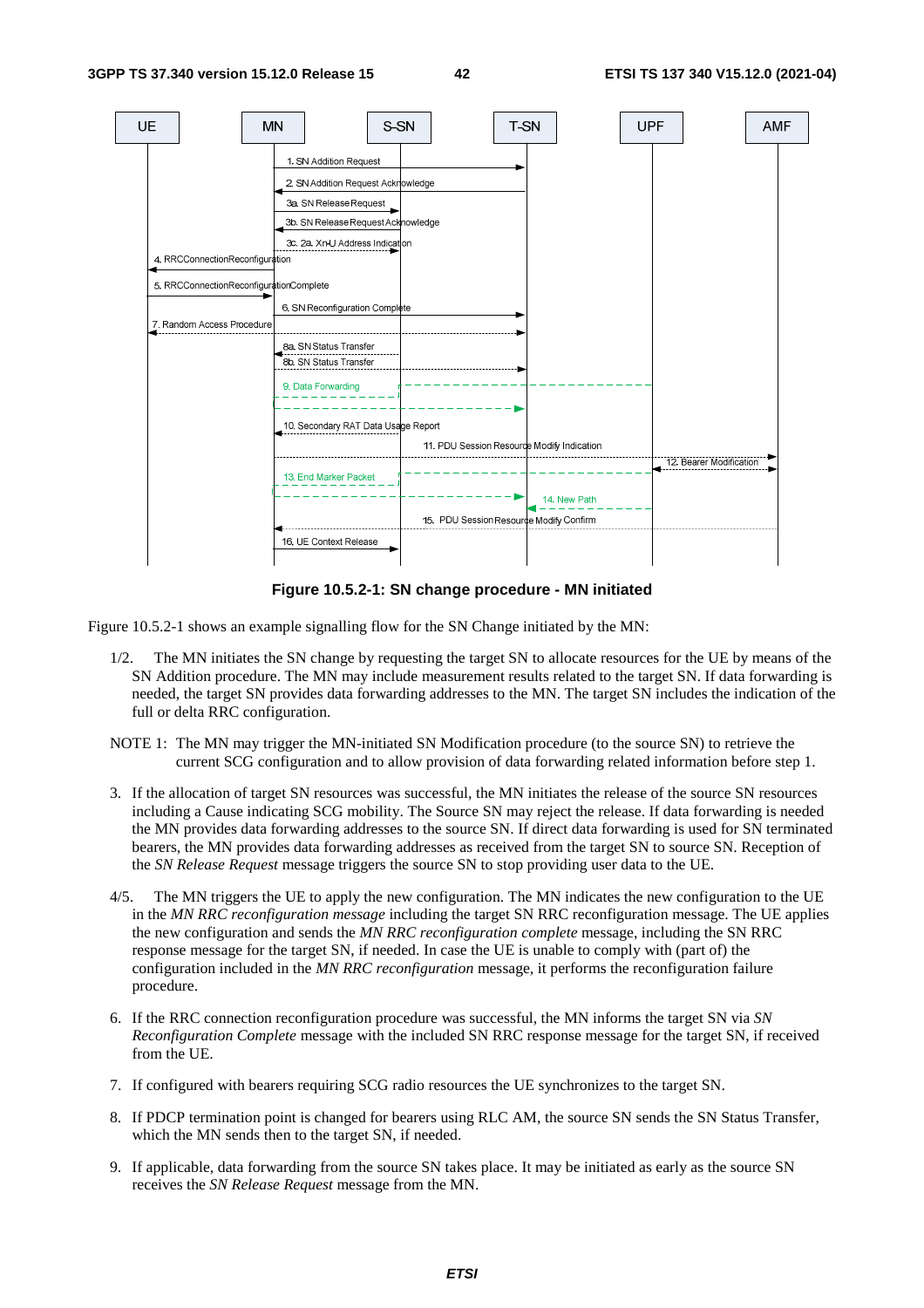**Figure 10.5.2-1: SN change procedure - MN initiated**

Figure 10.5.2-1 shows an example signalling flow for the SN Change initiated by the MN:

1/2. The MN initiates the SN change by requesting the target SN to allocate resources for the UE by means of the SN Addition procedure. The MN may include measurement results related to the target SN. If data forwarding is needed, the target SN provides data forwarding addresses to the MN. The target SN includes the indication of the full or delta RRC configuration.

NOTE 1: The MN may trigger the MN-initiated SN Modification procedure (to the source SN) to retrieve the current SCG configuration and to allow provision of data forwarding related information before step 1.

3. If the allocation of target SN resources was successful, the MN initiates the release of the source SN resources including a Cause indicating SCG mobility. The Source SN may reject the release. If data forwarding is needed the MN provides data forwarding addresses to the source SN. If direct data forwarding is used for SN terminated bearers, the MN provides data forwarding addresses as received from the target SN to source SN. Reception of the *SN Release Request* message triggers the source SN to stop providing user data to the UE.

4/5. The MN triggers the UE to apply the new configuration. The MN indicates the new configuration to the UE in the *MN RRC reconfiguration message* including the target SN RRC reconfiguration message. The UE applies the new configuration and sends the *MN RRC reconfiguration complete* message, including the SN RRC response message for the target SN, if needed. In case the UE is unable to comply with (part of) the configuration included in the *MN RRC reconfiguration* message, it performs the reconfiguration failure procedure.

6. If the RRC connection reconfiguration procedure was successful, the MN informs the target SN via *SN Reconfiguration Complete* message with the included SN RRC response message for the target SN, if received from the UE.

7. If configured with bearers requiring SCG radio resources the UE synchronizes to the target SN.

8. If PDCP termination point is changed for bearers using RLC AM, the source SN sends the SN Status Transfer, which the MN sends then to the target SN, if needed.

9. If applicable, data forwarding from the source SN takes place. It may be initiated as early as the source SN receives the *SN Release Request* message from the MN.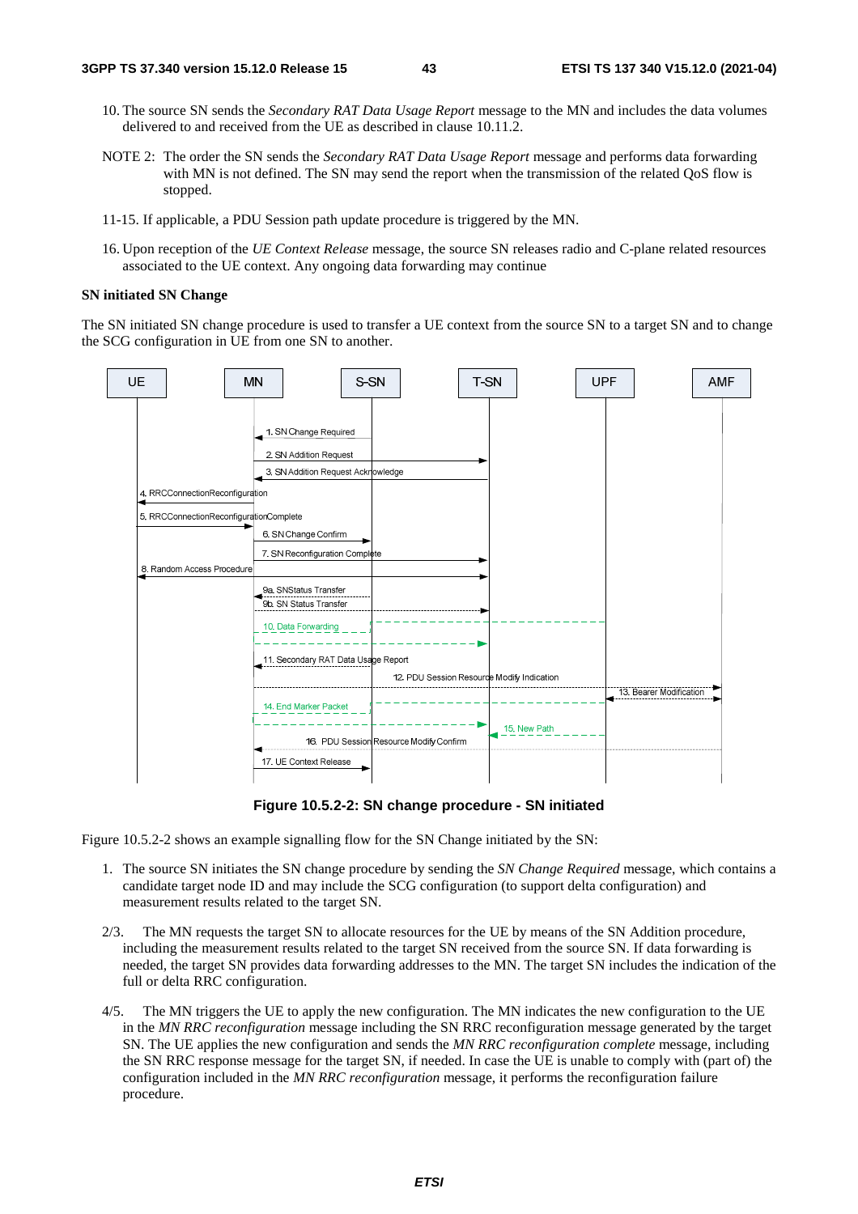10. The source SN sends the *Secondary RAT Data Usage Report* message to the MN and includes the data volumes delivered to and received from the UE as described in clause 10.11.2.

NOTE 2: The order the SN sends the *Secondary RAT Data Usage Report* message and performs data forwarding with MN is not defined. The SN may send the report when the transmission of the related QoS flow is stopped.

11-15. If applicable, a PDU Session path update procedure is triggered by the MN.

16. Upon reception of the *UE Context Release* message, the source SN releases radio and C-plane related resources associated to the UE context. Any ongoing data forwarding may continue

**SN initiated SN Change**

The SN initiated SN change procedure is used to transfer a UE context from the source SN to a target SN and to change the SCG configuration in UE from one SN to another.

**Figure 10.5.2-2: SN change procedure - SN initiated**

Figure 10.5.2-2 shows an example signalling flow for the SN Change initiated by the SN:

1. The source SN initiates the SN change procedure by sending the *SN Change Required* message, which contains a candidate target node ID and may include the SCG configuration (to support delta configuration) and measurement results related to the target SN.

2/3. The MN requests the target SN to allocate resources for the UE by means of the SN Addition procedure, including the measurement results related to the target SN received from the source SN. If data forwarding is needed, the target SN provides data forwarding addresses to the MN. The target SN includes the indication of the full or delta RRC configuration.

4/5. The MN triggers the UE to apply the new configuration. The MN indicates the new configuration to the UE in the *MN RRC reconfiguration* message including the SN RRC reconfiguration message generated by the target SN. The UE applies the new configuration and sends the *MN RRC reconfiguration complete* message, including the SN RRC response message for the target SN, if needed. In case the UE is unable to comply with (part of) the configuration included in the *MN RRC reconfiguration* message, it performs the reconfiguration failure procedure.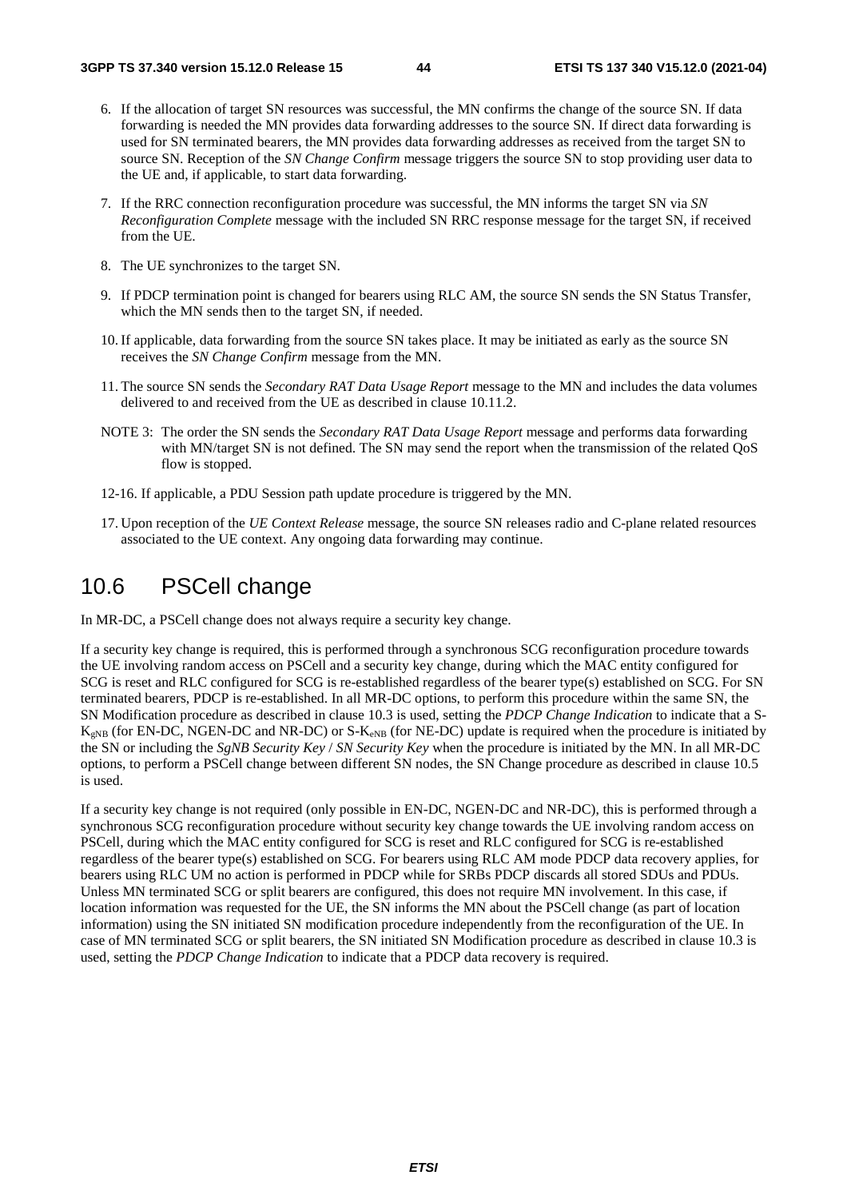6. If the allocation of target SN resources was successful, the MN confirms the change of the source SN. If data forwarding is needed the MN provides data forwarding addresses to the source SN. If direct data forwarding is used for SN terminated bearers, the MN provides data forwarding addresses as received from the target SN to source SN. Reception of the *SN Change Confirm* message triggers the source SN to stop providing user data to the UE and, if applicable, to start data forwarding.

7. If the RRC connection reconfiguration procedure was successful, the MN informs the target SN via *SN Reconfiguration Complete* message with the included SN RRC response message for the target SN, if received from the UE.

8. The UE synchronizes to the target SN.

9. If PDCP termination point is changed for bearers using RLC AM, the source SN sends the SN Status Transfer, which the MN sends then to the target SN, if needed.

10. If applicable, data forwarding from the source SN takes place. It may be initiated as early as the source SN receives the *SN Change Confirm* message from the MN.

11. The source SN sends the *Secondary RAT Data Usage Report* message to the MN and includes the data volumes delivered to and received from the UE as described in clause 10.11.2.

NOTE 3: The order the SN sends the *Secondary RAT Data Usage Report* message and performs data forwarding with MN/target SN is not defined. The SN may send the report when the transmission of the related QoS flow is stopped.

12-16. If applicable, a PDU Session path update procedure is triggered by the MN.

17. Upon reception of the *UE Context Release* message, the source SN releases radio and C-plane related resources associated to the UE context. Any ongoing data forwarding may continue.

## 10.6 PSCell change

In MR-DC, a PSCell change does not always require a security key change.

If a security key change is required, this is performed through a synchronous SCG reconfiguration procedure towards the UE involving random access on PSCell and a security key change, during which the MAC entity configured for SCG is reset and RLC configured for SCG is re-established regardless of the bearer type(s) established on SCG. For SN terminated bearers, PDCP is re-established. In all MR-DC options, to perform this procedure within the same SN, the SN Modification procedure as described in clause 10.3 is used, setting the *PDCP Change Indication* to indicate that a S-$K_{gNB}$ (for EN-DC, NGEN-DC and NR-DC) or S-$K_{eNB}$ (for NE-DC) update is required when the procedure is initiated by the SN or including the *SgNB Security Key* / *SN Security Key* when the procedure is initiated by the MN. In all MR-DC options, to perform a PSCell change between different SN nodes, the SN Change procedure as described in clause 10.5 is used.

If a security key change is not required (only possible in EN-DC, NGEN-DC and NR-DC), this is performed through a synchronous SCG reconfiguration procedure without security key change towards the UE involving random access on PSCell, during which the MAC entity configured for SCG is reset and RLC configured for SCG is re-established regardless of the bearer type(s) established on SCG. For bearers using RLC AM mode PDCP data recovery applies, for bearers using RLC UM no action is performed in PDCP while for SRBs PDCP discards all stored SDUs and PDUs. Unless MN terminated SCG or split bearers are configured, this does not require MN involvement. In this case, if location information was requested for the UE, the SN informs the MN about the PSCell change (as part of location information) using the SN initiated SN modification procedure independently from the reconfiguration of the UE. In case of MN terminated SCG or split bearers, the SN initiated SN Modification procedure as described in clause 10.3 is used, setting the *PDCP Change Indication* to indicate that a PDCP data recovery is required.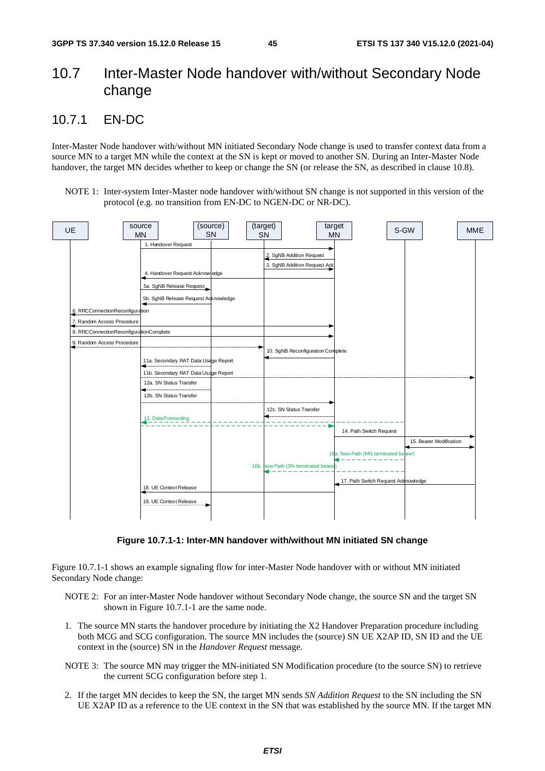## 10.7 Inter-Master Node handover with/without Secondary Node change

### 10.7.1 EN-DC

Inter-Master Node handover with/without MN initiated Secondary Node change is used to transfer context data from a source MN to a target MN while the context at the SN is kept or moved to another SN. During an Inter-Master Node handover, the target MN decides whether to keep or change the SN (or release the SN, as described in clause 10.8).

NOTE 1: Inter-system Inter-Master node handover with/without SN change is not supported in this version of the protocol (e.g. no transition from EN-DC to NGEN-DC or NR-DC).

**Figure 10.7.1-1: Inter-MN handover with/without MN initiated SN change**

Figure 10.7.1-1 shows an example signaling flow for inter-Master Node handover with or without MN initiated Secondary Node change:

NOTE 2: For an inter-Master Node handover without Secondary Node change, the source SN and the target SN shown in Figure 10.7.1-1 are the same node.

1. The source MN starts the handover procedure by initiating the X2 Handover Preparation procedure including both MCG and SCG configuration. The source MN includes the (source) SN UE X2AP ID, SN ID and the UE context in the (source) SN in the *Handover Request* message.

NOTE 3: The source MN may trigger the MN-initiated SN Modification procedure (to the source SN) to retrieve the current SCG configuration before step 1.

2. If the target MN decides to keep the SN, the target MN sends *SN Addition Request* to the SN including the SN UE X2AP ID as a reference to the UE context in the SN that was established by the source MN. If the target MN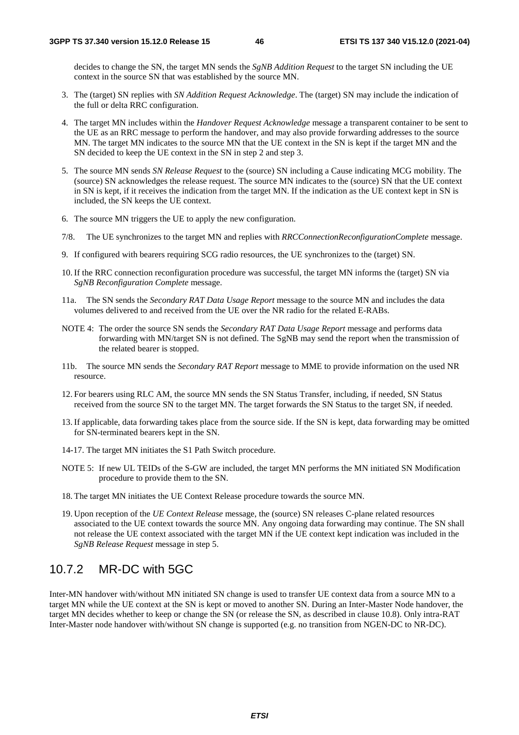decides to change the SN, the target MN sends the *SgNB Addition Request* to the target SN including the UE context in the source SN that was established by the source MN.

3. The (target) SN replies with *SN Addition Request Acknowledge*. The (target) SN may include the indication of the full or delta RRC configuration.

4. The target MN includes within the *Handover Request Acknowledge* message a transparent container to be sent to the UE as an RRC message to perform the handover, and may also provide forwarding addresses to the source MN. The target MN indicates to the source MN that the UE context in the SN is kept if the target MN and the SN decided to keep the UE context in the SN in step 2 and step 3.

5. The source MN sends *SN Release Request* to the (source) SN including a Cause indicating MCG mobility. The (source) SN acknowledges the release request. The source MN indicates to the (source) SN that the UE context in SN is kept, if it receives the indication from the target MN. If the indication as the UE context kept in SN is included, the SN keeps the UE context.

6. The source MN triggers the UE to apply the new configuration.

7/8. The UE synchronizes to the target MN and replies with *RRCConnectionReconfigurationComplete* message.

9. If configured with bearers requiring SCG radio resources, the UE synchronizes to the (target) SN.

10. If the RRC connection reconfiguration procedure was successful, the target MN informs the (target) SN via *SgNB Reconfiguration Complete* message.

11a. The SN sends the *Secondary RAT Data Usage Report* message to the source MN and includes the data volumes delivered to and received from the UE over the NR radio for the related E-RABs.

NOTE 4: The order the source SN sends the *Secondary RAT Data Usage Report* message and performs data forwarding with MN/target SN is not defined. The SgNB may send the report when the transmission of the related bearer is stopped.

11b. The source MN sends the *Secondary RAT Report* message to MME to provide information on the used NR resource.

12. For bearers using RLC AM, the source MN sends the SN Status Transfer, including, if needed, SN Status received from the source SN to the target MN. The target forwards the SN Status to the target SN, if needed.

13. If applicable, data forwarding takes place from the source side. If the SN is kept, data forwarding may be omitted for SN-terminated bearers kept in the SN.

14-17. The target MN initiates the S1 Path Switch procedure.

NOTE 5: If new UL TEIDs of the S-GW are included, the target MN performs the MN initiated SN Modification procedure to provide them to the SN.

18. The target MN initiates the UE Context Release procedure towards the source MN.

19. Upon reception of the *UE Context Release* message, the (source) SN releases C-plane related resources associated to the UE context towards the source MN. Any ongoing data forwarding may continue. The SN shall not release the UE context associated with the target MN if the UE context kept indication was included in the *SgNB Release Request* message in step 5.

### 10.7.2 MR-DC with 5GC

Inter-MN handover with/without MN initiated SN change is used to transfer UE context data from a source MN to a target MN while the UE context at the SN is kept or moved to another SN. During an Inter-Master Node handover, the target MN decides whether to keep or change the SN (or release the SN, as described in clause 10.8). Only intra-RAT Inter-Master node handover with/without SN change is supported (e.g. no transition from NGEN-DC to NR-DC).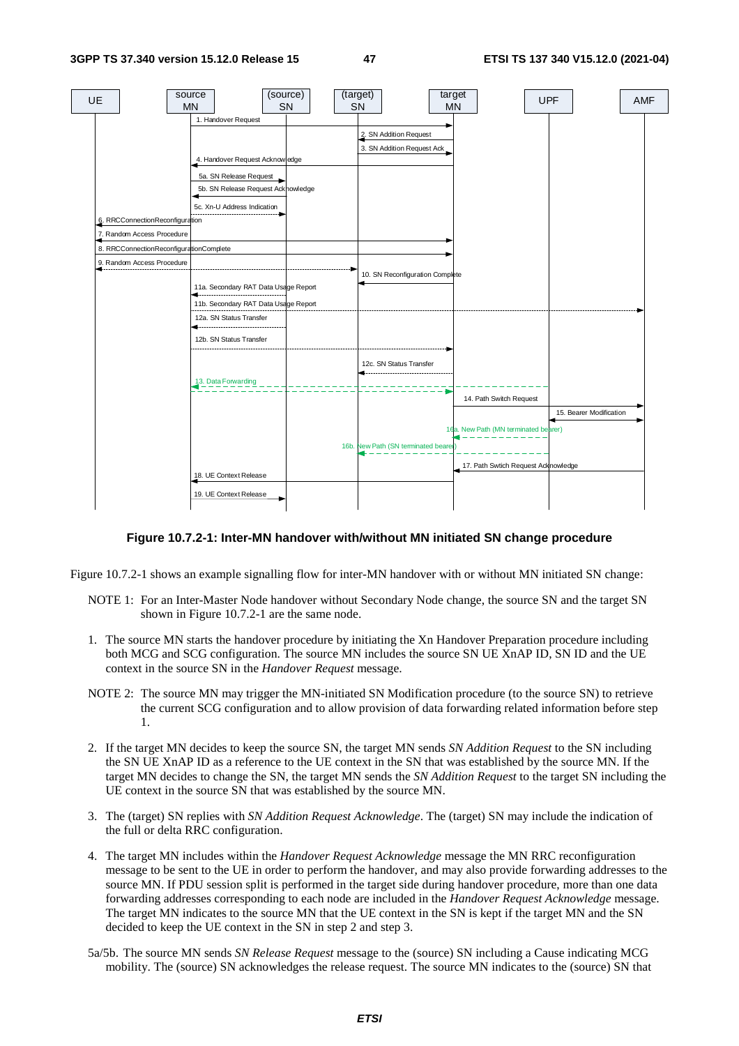**Figure 10.7.2-1: Inter-MN handover with/without MN initiated SN change procedure**

Figure 10.7.2-1 shows an example signalling flow for inter-MN handover with or without MN initiated SN change:

NOTE 1: For an Inter-Master Node handover without Secondary Node change, the source SN and the target SN shown in Figure 10.7.2-1 are the same node.

1. The source MN starts the handover procedure by initiating the Xn Handover Preparation procedure including both MCG and SCG configuration. The source MN includes the source SN UE XnAP ID, SN ID and the UE context in the source SN in the *Handover Request* message.

NOTE 2: The source MN may trigger the MN-initiated SN Modification procedure (to the source SN) to retrieve the current SCG configuration and to allow provision of data forwarding related information before step 1.

2. If the target MN decides to keep the source SN, the target MN sends *SN Addition Request* to the SN including the SN UE XnAP ID as a reference to the UE context in the SN that was established by the source MN. If the target MN decides to change the SN, the target MN sends the *SN Addition Request* to the target SN including the UE context in the source SN that was established by the source MN.

3. The (target) SN replies with *SN Addition Request Acknowledge*. The (target) SN may include the indication of the full or delta RRC configuration.

4. The target MN includes within the *Handover Request Acknowledge* message the MN RRC reconfiguration message to be sent to the UE in order to perform the handover, and may also provide forwarding addresses to the source MN. If PDU session split is performed in the target side during handover procedure, more than one data forwarding addresses corresponding to each node are included in the *Handover Request Acknowledge* message. The target MN indicates to the source MN that the UE context in the SN is kept if the target MN and the SN decided to keep the UE context in the SN in step 2 and step 3.

5a/5b. The source MN sends *SN Release Request* message to the (source) SN including a Cause indicating MCG mobility. The (source) SN acknowledges the release request. The source MN indicates to the (source) SN that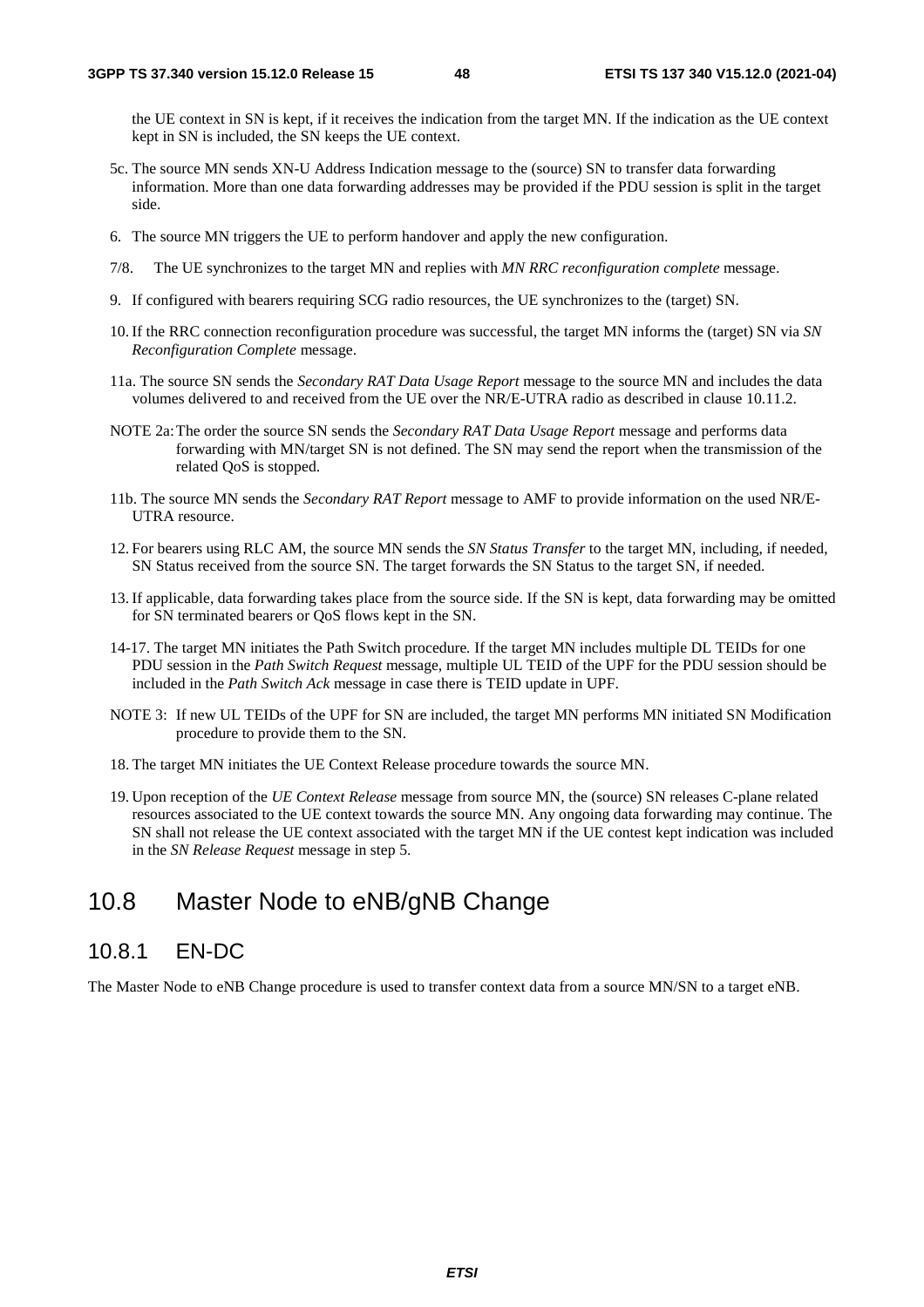the UE context in SN is kept, if it receives the indication from the target MN. If the indication as the UE context kept in SN is included, the SN keeps the UE context.

5c. The source MN sends XN-U Address Indication message to the (source) SN to transfer data forwarding information. More than one data forwarding addresses may be provided if the PDU session is split in the target side.

6. The source MN triggers the UE to perform handover and apply the new configuration.

7/8. The UE synchronizes to the target MN and replies with *MN RRC reconfiguration complete* message.

9. If configured with bearers requiring SCG radio resources, the UE synchronizes to the (target) SN.

10. If the RRC connection reconfiguration procedure was successful, the target MN informs the (target) SN via *SN Reconfiguration Complete* message.

11a. The source SN sends the *Secondary RAT Data Usage Report* message to the source MN and includes the data volumes delivered to and received from the UE over the NR/E-UTRA radio as described in clause 10.11.2.

NOTE 2a: The order the source SN sends the *Secondary RAT Data Usage Report* message and performs data forwarding with MN/target SN is not defined. The SN may send the report when the transmission of the related QoS is stopped.

11b. The source MN sends the *Secondary RAT Report* message to AMF to provide information on the used NR/E-UTRA resource.

12. For bearers using RLC AM, the source MN sends the *SN Status Transfer* to the target MN, including, if needed, SN Status received from the source SN. The target forwards the SN Status to the target SN, if needed.

13. If applicable, data forwarding takes place from the source side. If the SN is kept, data forwarding may be omitted for SN terminated bearers or QoS flows kept in the SN.

14-17. The target MN initiates the Path Switch procedure. If the target MN includes multiple DL TEIDs for one PDU session in the *Path Switch Request* message, multiple UL TEID of the UPF for the PDU session should be included in the *Path Switch Ack* message in case there is TEID update in UPF.

NOTE 3: If new UL TEIDs of the UPF for SN are included, the target MN performs MN initiated SN Modification procedure to provide them to the SN.

18. The target MN initiates the UE Context Release procedure towards the source MN.

19. Upon reception of the *UE Context Release* message from source MN, the (source) SN releases C-plane related resources associated to the UE context towards the source MN. Any ongoing data forwarding may continue. The SN shall not release the UE context associated with the target MN if the UE contest kept indication was included in the *SN Release Request* message in step 5.

## 10.8 Master Node to eNB/gNB Change

### 10.8.1 EN-DC

The Master Node to eNB Change procedure is used to transfer context data from a source MN/SN to a target eNB.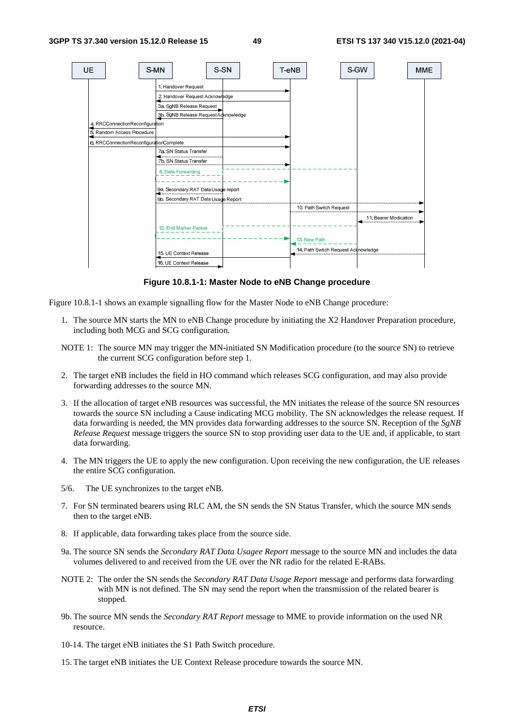**Figure 10.8.1-1: Master Node to eNB Change procedure**

Figure 10.8.1-1 shows an example signalling flow for the Master Node to eNB Change procedure:

1. The source MN starts the MN to eNB Change procedure by initiating the X2 Handover Preparation procedure, including both MCG and SCG configuration.

NOTE 1: The source MN may trigger the MN-initiated SN Modification procedure (to the source SN) to retrieve the current SCG configuration before step 1.

2. The target eNB includes the field in HO command which releases SCG configuration, and may also provide forwarding addresses to the source MN.

3. If the allocation of target eNB resources was successful, the MN initiates the release of the source SN resources towards the source SN including a Cause indicating MCG mobility. The SN acknowledges the release request. If data forwarding is needed, the MN provides data forwarding addresses to the source SN. Reception of the *SgNB Release Request* message triggers the source SN to stop providing user data to the UE and, if applicable, to start data forwarding.

4. The MN triggers the UE to apply the new configuration. Upon receiving the new configuration, the UE releases the entire SCG configuration.

5/6. The UE synchronizes to the target eNB.

7. For SN terminated bearers using RLC AM, the SN sends the SN Status Transfer, which the source MN sends then to the target eNB.

8. If applicable, data forwarding takes place from the source side.

9a. The source SN sends the *Secondary RAT Data Usagee Report* message to the source MN and includes the data volumes delivered to and received from the UE over the NR radio for the related E-RABs.

NOTE 2: The order the SN sends the *Secondary RAT Data Usage Report* message and performs data forwarding with MN is not defined. The SN may send the report when the transmission of the related bearer is stopped.

9b. The source MN sends the *Secondary RAT Report* message to MME to provide information on the used NR resource.

10-14. The target eNB initiates the S1 Path Switch procedure.

15. The target eNB initiates the UE Context Release procedure towards the source MN.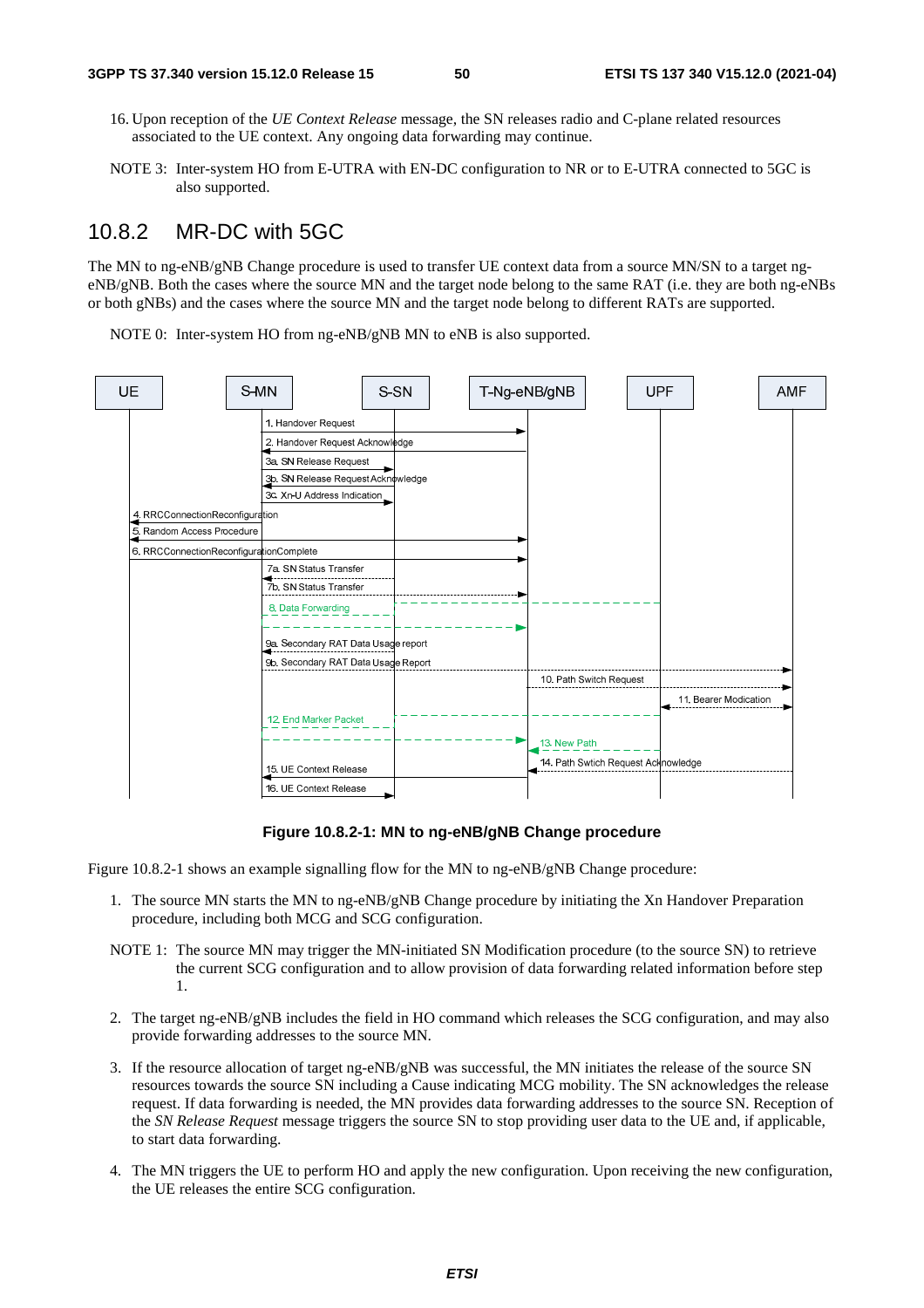16. Upon reception of the *UE Context Release* message, the SN releases radio and C-plane related resources associated to the UE context. Any ongoing data forwarding may continue.

NOTE 3: Inter-system HO from E-UTRA with EN-DC configuration to NR or to E-UTRA connected to 5GC is also supported.

## 10.8.2 MR-DC with 5GC

The MN to ng-eNB/gNB Change procedure is used to transfer UE context data from a source MN/SN to a target ng-eNB/gNB. Both the cases where the source MN and the target node belong to the same RAT (i.e. they are both ng-eNBs or both gNBs) and the cases where the source MN and the target node belong to different RATs are supported.

NOTE 0: Inter-system HO from ng-eNB/gNB MN to eNB is also supported.

**Figure 10.8.2-1: MN to ng-eNB/gNB Change procedure**

Figure 10.8.2-1 shows an example signalling flow for the MN to ng-eNB/gNB Change procedure:

1. The source MN starts the MN to ng-eNB/gNB Change procedure by initiating the Xn Handover Preparation procedure, including both MCG and SCG configuration.

NOTE 1: The source MN may trigger the MN-initiated SN Modification procedure (to the source SN) to retrieve the current SCG configuration and to allow provision of data forwarding related information before step 1.

2. The target ng-eNB/gNB includes the field in HO command which releases the SCG configuration, and may also provide forwarding addresses to the source MN.

3. If the resource allocation of target ng-eNB/gNB was successful, the MN initiates the release of the source SN resources towards the source SN including a Cause indicating MCG mobility. The SN acknowledges the release request. If data forwarding is needed, the MN provides data forwarding addresses to the source SN. Reception of the *SN Release Request* message triggers the source SN to stop providing user data to the UE and, if applicable, to start data forwarding.

4. The MN triggers the UE to perform HO and apply the new configuration. Upon receiving the new configuration, the UE releases the entire SCG configuration.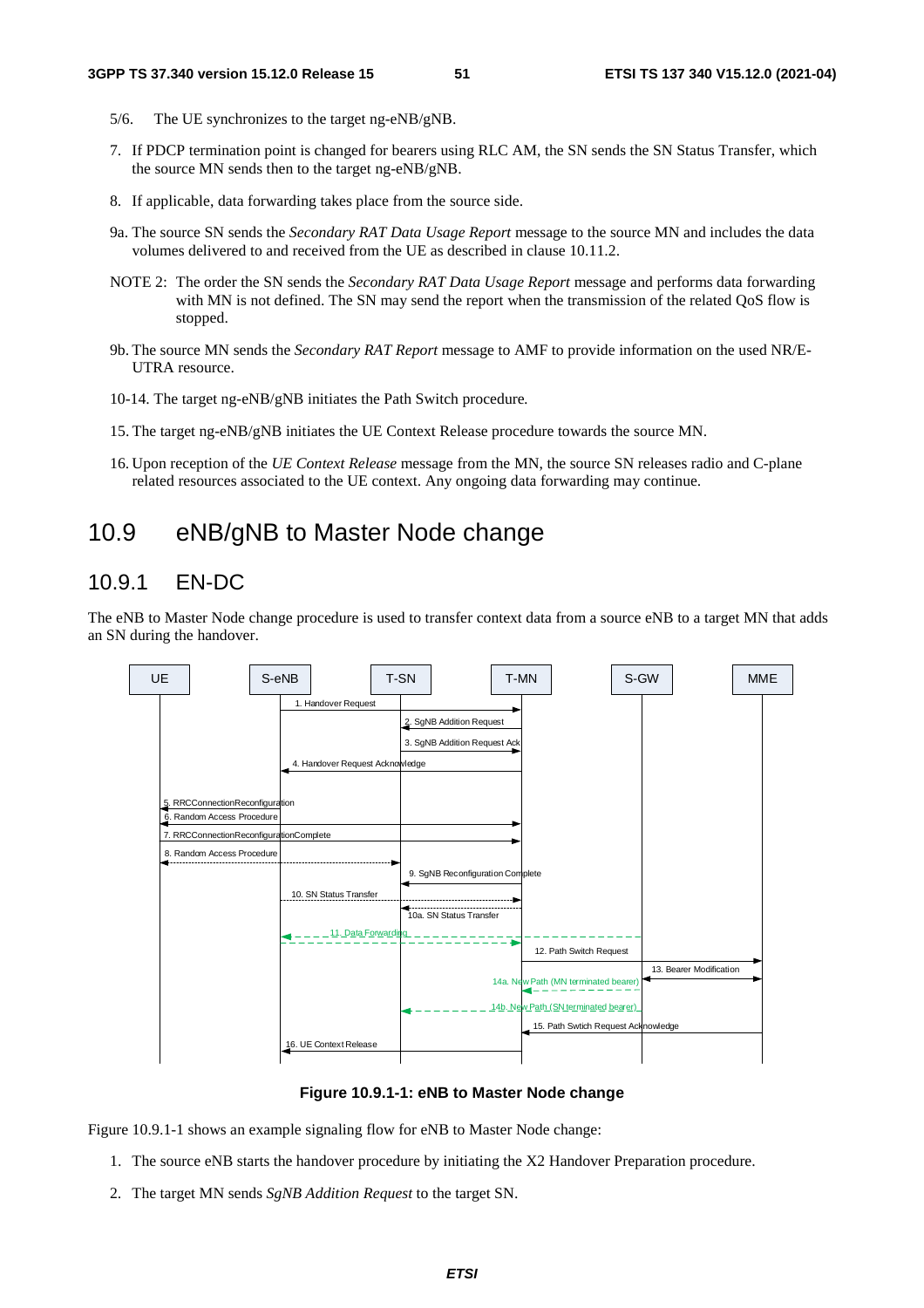5/6. The UE synchronizes to the target ng-eNB/gNB.

7. If PDCP termination point is changed for bearers using RLC AM, the SN sends the SN Status Transfer, which the source MN sends then to the target ng-eNB/gNB.

8. If applicable, data forwarding takes place from the source side.

9a. The source SN sends the *Secondary RAT Data Usage Report* message to the source MN and includes the data volumes delivered to and received from the UE as described in clause 10.11.2.

NOTE 2: The order the SN sends the *Secondary RAT Data Usage Report* message and performs data forwarding with MN is not defined. The SN may send the report when the transmission of the related QoS flow is stopped.

9b. The source MN sends the *Secondary RAT Report* message to AMF to provide information on the used NR/E-UTRA resource.

10-14. The target ng-eNB/gNB initiates the Path Switch procedure.

15. The target ng-eNB/gNB initiates the UE Context Release procedure towards the source MN.

16. Upon reception of the *UE Context Release* message from the MN, the source SN releases radio and C-plane related resources associated to the UE context. Any ongoing data forwarding may continue.

# 10.9 eNB/gNB to Master Node change

## 10.9.1 EN-DC

The eNB to Master Node change procedure is used to transfer context data from a source eNB to a target MN that adds an SN during the handover.

**Figure 10.9.1-1: eNB to Master Node change**

Figure 10.9.1-1 shows an example signaling flow for eNB to Master Node change:

1. The source eNB starts the handover procedure by initiating the X2 Handover Preparation procedure.

2. The target MN sends *SgNB Addition Request* to the target SN.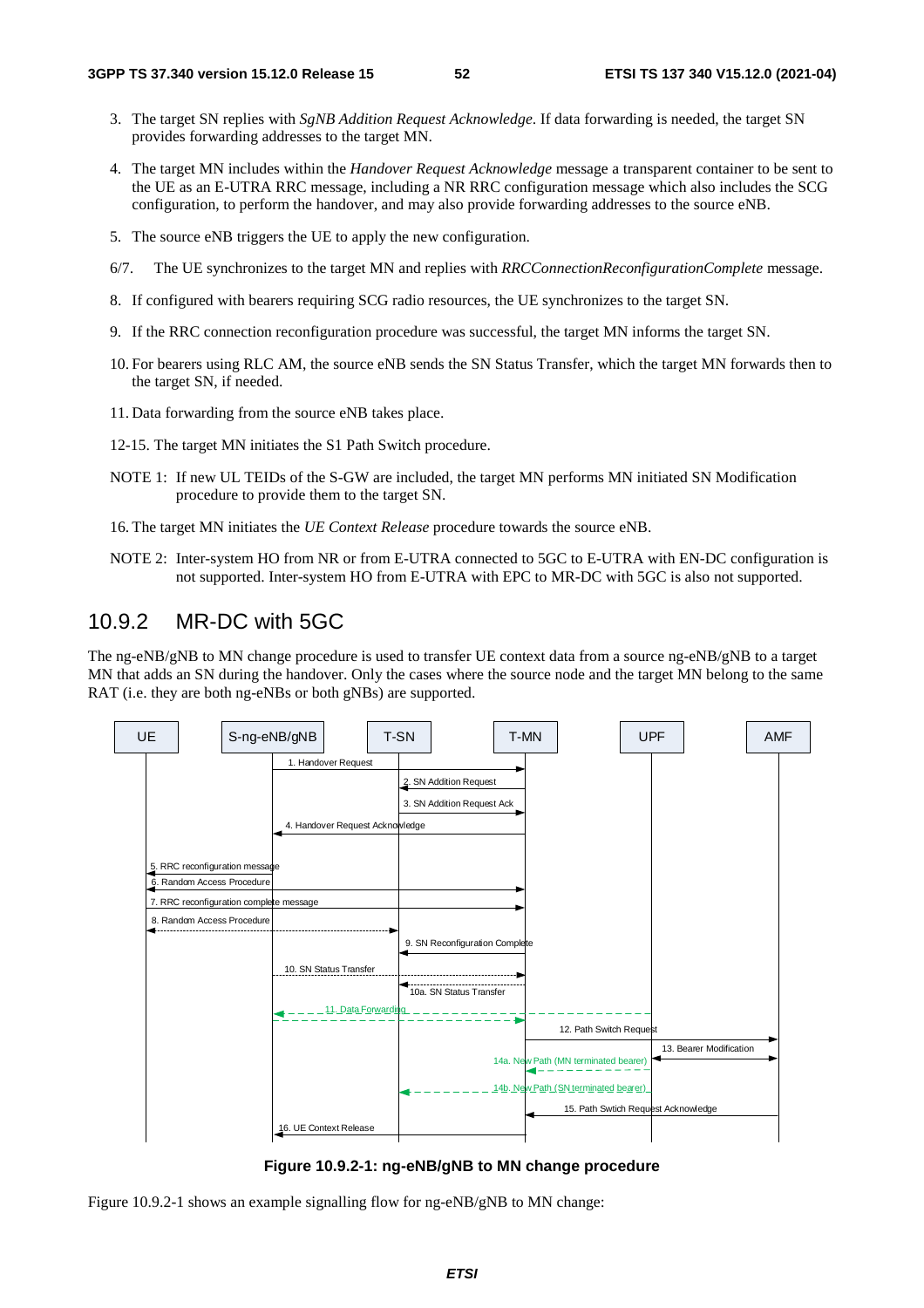3. The target SN replies with *SgNB Addition Request Acknowledge*. If data forwarding is needed, the target SN provides forwarding addresses to the target MN.

4. The target MN includes within the *Handover Request Acknowledge* message a transparent container to be sent to the UE as an E-UTRA RRC message, including a NR RRC configuration message which also includes the SCG configuration, to perform the handover, and may also provide forwarding addresses to the source eNB.

5. The source eNB triggers the UE to apply the new configuration.

6/7. The UE synchronizes to the target MN and replies with *RRCConnectionReconfigurationComplete* message.

8. If configured with bearers requiring SCG radio resources, the UE synchronizes to the target SN.

9. If the RRC connection reconfiguration procedure was successful, the target MN informs the target SN.

10. For bearers using RLC AM, the source eNB sends the SN Status Transfer, which the target MN forwards then to the target SN, if needed.

11. Data forwarding from the source eNB takes place.

12-15. The target MN initiates the S1 Path Switch procedure.

NOTE 1: If new UL TEIDs of the S-GW are included, the target MN performs MN initiated SN Modification procedure to provide them to the target SN.

16. The target MN initiates the *UE Context Release* procedure towards the source eNB.

NOTE 2: Inter-system HO from NR or from E-UTRA connected to 5GC to E-UTRA with EN-DC configuration is not supported. Inter-system HO from E-UTRA with EPC to MR-DC with 5GC is also not supported.

## 10.9.2 MR-DC with 5GC

The ng-eNB/gNB to MN change procedure is used to transfer UE context data from a source ng-eNB/gNB to a target MN that adds an SN during the handover. Only the cases where the source node and the target MN belong to the same RAT (i.e. they are both ng-eNBs or both gNBs) are supported.

UE | S-ng-eNB/gNB | T-SN | T-MN | UPF | AMF

1. Handover Request
2. SN Addition Request
3. SN Addition Request Ack
4. Handover Request Acknowledge
5. RRC reconfiguration message
6. Random Access Procedure
7. RRC reconfiguration complete message
8. Random Access Procedure
9. SN Reconfiguration Complete
10. SN Status Transfer
10a. SN Status Transfer
11. Data Forwarding
12. Path Switch Request
13. Bearer Modification
14a. New Path (MN terminated bearer)
14b. New Path (SN terminated bearer)
15. Path Swtich Request Acknowledge
16. UE Context Release

**Figure 10.9.2-1: ng-eNB/gNB to MN change procedure**

Figure 10.9.2-1 shows an example signalling flow for ng-eNB/gNB to MN change: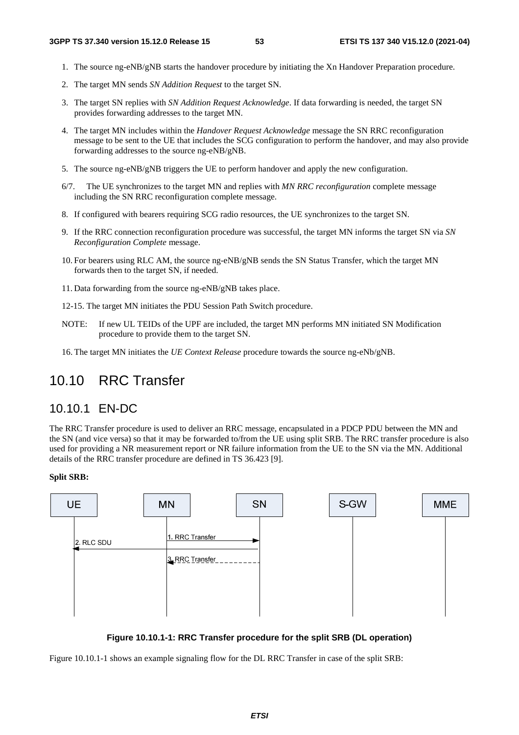1. The source ng-eNB/gNB starts the handover procedure by initiating the Xn Handover Preparation procedure.

2. The target MN sends *SN Addition Request* to the target SN.

3. The target SN replies with *SN Addition Request Acknowledge*. If data forwarding is needed, the target SN provides forwarding addresses to the target MN.

4. The target MN includes within the *Handover Request Acknowledge* message the SN RRC reconfiguration message to be sent to the UE that includes the SCG configuration to perform the handover, and may also provide forwarding addresses to the source ng-eNB/gNB.

5. The source ng-eNB/gNB triggers the UE to perform handover and apply the new configuration.

6/7. The UE synchronizes to the target MN and replies with *MN RRC reconfiguration* complete message including the SN RRC reconfiguration complete message.

8. If configured with bearers requiring SCG radio resources, the UE synchronizes to the target SN.

9. If the RRC connection reconfiguration procedure was successful, the target MN informs the target SN via *SN Reconfiguration Complete* message.

10. For bearers using RLC AM, the source ng-eNB/gNB sends the SN Status Transfer, which the target MN forwards then to the target SN, if needed.

11. Data forwarding from the source ng-eNB/gNB takes place.

12-15. The target MN initiates the PDU Session Path Switch procedure.

NOTE: If new UL TEIDs of the UPF are included, the target MN performs MN initiated SN Modification procedure to provide them to the target SN.

16. The target MN initiates the *UE Context Release* procedure towards the source ng-eNb/gNB.

# 10.10 RRC Transfer

## 10.10.1 EN-DC

The RRC Transfer procedure is used to deliver an RRC message, encapsulated in a PDCP PDU between the MN and the SN (and vice versa) so that it may be forwarded to/from the UE using split SRB. The RRC transfer procedure is also used for providing a NR measurement report or NR failure information from the UE to the SN via the MN. Additional details of the RRC transfer procedure are defined in TS 36.423 [9].

**Split SRB:**

**Figure 10.10.1-1: RRC Transfer procedure for the split SRB (DL operation)**

Figure 10.10.1-1 shows an example signaling flow for the DL RRC Transfer in case of the split SRB: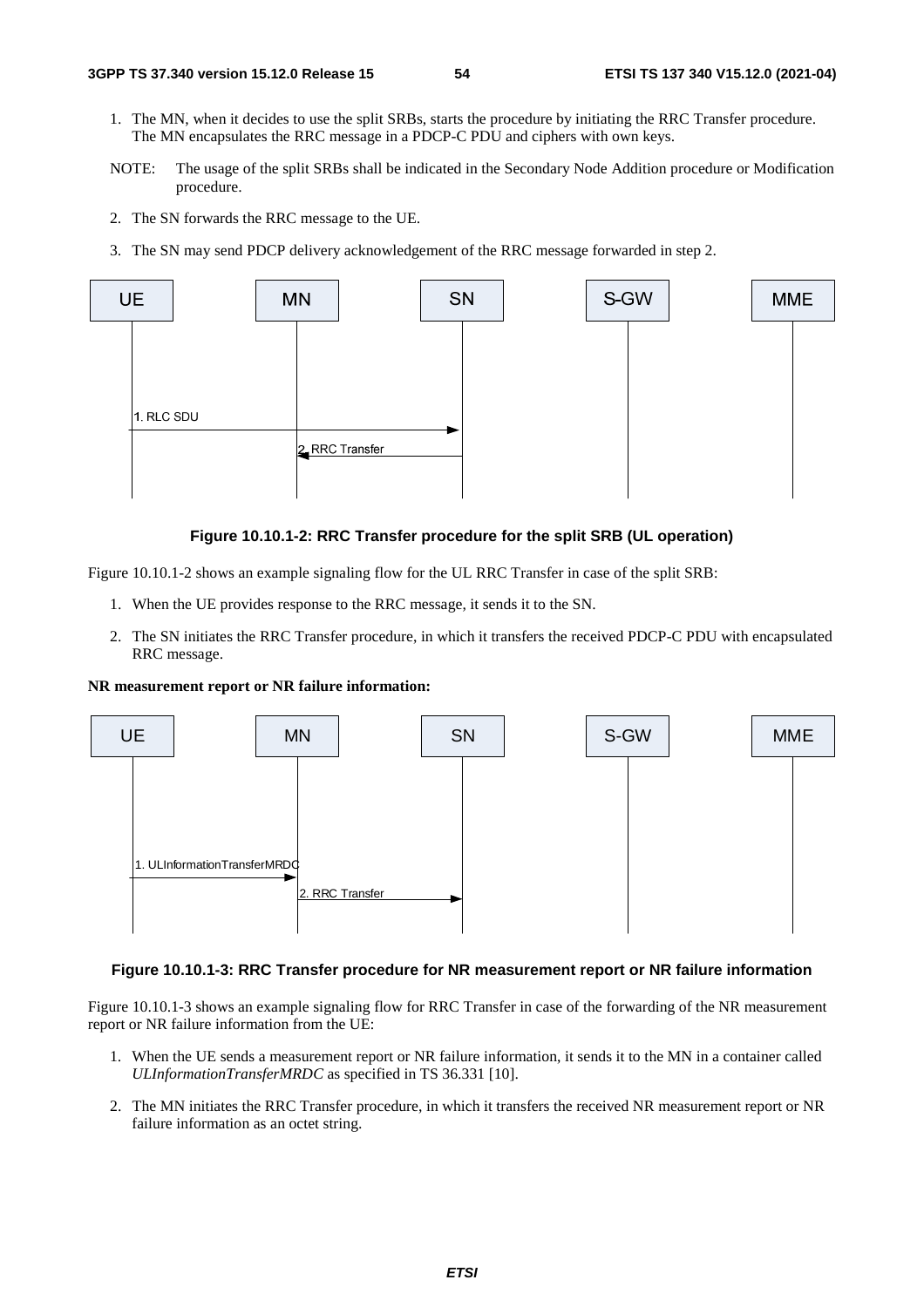1. The MN, when it decides to use the split SRBs, starts the procedure by initiating the RRC Transfer procedure. The MN encapsulates the RRC message in a PDCP-C PDU and ciphers with own keys.

NOTE: The usage of the split SRBs shall be indicated in the Secondary Node Addition procedure or Modification procedure.

2. The SN forwards the RRC message to the UE.
3. The SN may send PDCP delivery acknowledgement of the RRC message forwarded in step 2.

**Figure 10.10.1-2: RRC Transfer procedure for the split SRB (UL operation)**

Figure 10.10.1-2 shows an example signaling flow for the UL RRC Transfer in case of the split SRB:

1. When the UE provides response to the RRC message, it sends it to the SN.
2. The SN initiates the RRC Transfer procedure, in which it transfers the received PDCP-C PDU with encapsulated RRC message.

**NR measurement report or NR failure information:**

**Figure 10.10.1-3: RRC Transfer procedure for NR measurement report or NR failure information**

Figure 10.10.1-3 shows an example signaling flow for RRC Transfer in case of the forwarding of the NR measurement report or NR failure information from the UE:

1. When the UE sends a measurement report or NR failure information, it sends it to the MN in a container called *ULInformationTransferMRDC* as specified in TS 36.331 [10].
2. The MN initiates the RRC Transfer procedure, in which it transfers the received NR measurement report or NR failure information as an octet string.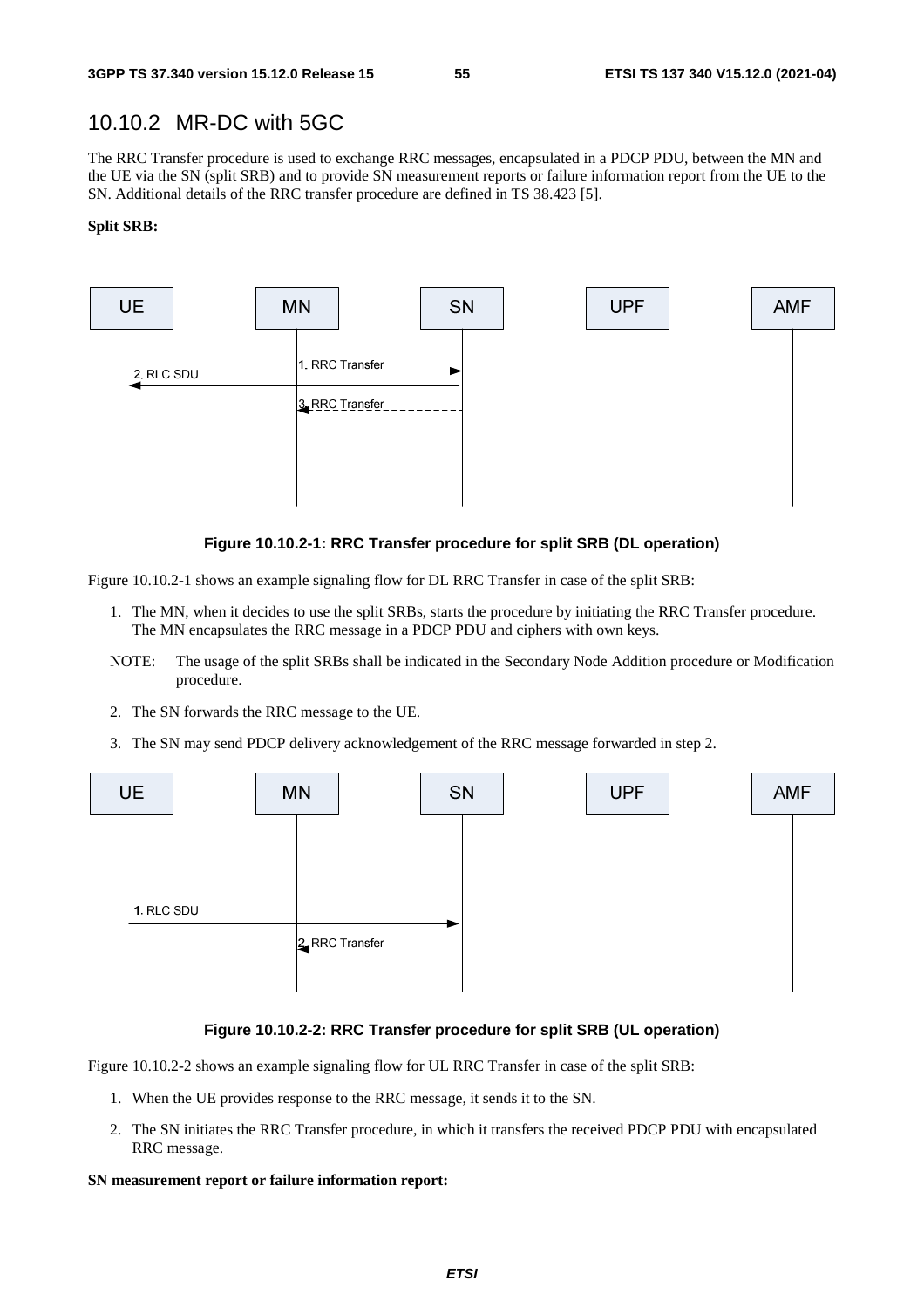## 10.10.2 MR-DC with 5GC

The RRC Transfer procedure is used to exchange RRC messages, encapsulated in a PDCP PDU, between the MN and the UE via the SN (split SRB) and to provide SN measurement reports or failure information report from the UE to the SN. Additional details of the RRC transfer procedure are defined in TS 38.423 [5].

**Split SRB:**

**Figure 10.10.2-1: RRC Transfer procedure for split SRB (DL operation)**

Figure 10.10.2-1 shows an example signaling flow for DL RRC Transfer in case of the split SRB:

1. The MN, when it decides to use the split SRBs, starts the procedure by initiating the RRC Transfer procedure. The MN encapsulates the RRC message in a PDCP PDU and ciphers with own keys.

NOTE: The usage of the split SRBs shall be indicated in the Secondary Node Addition procedure or Modification procedure.

2. The SN forwards the RRC message to the UE.
3. The SN may send PDCP delivery acknowledgement of the RRC message forwarded in step 2.

**Figure 10.10.2-2: RRC Transfer procedure for split SRB (UL operation)**

Figure 10.10.2-2 shows an example signaling flow for UL RRC Transfer in case of the split SRB:

1. When the UE provides response to the RRC message, it sends it to the SN.
2. The SN initiates the RRC Transfer procedure, in which it transfers the received PDCP PDU with encapsulated RRC message.

**SN measurement report or failure information report:**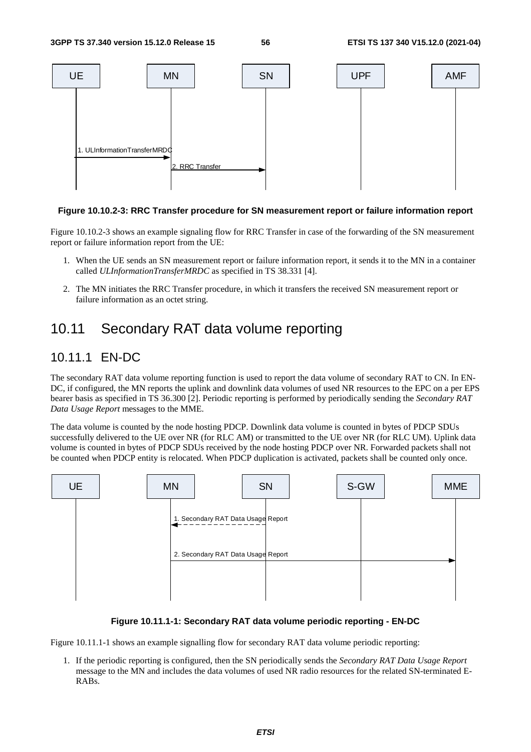**Figure 10.10.2-3: RRC Transfer procedure for SN measurement report or failure information report**

Figure 10.10.2-3 shows an example signaling flow for RRC Transfer in case of the forwarding of the SN measurement report or failure information report from the UE:

1. When the UE sends an SN measurement report or failure information report, it sends it to the MN in a container called *ULInformationTransferMRDC* as specified in TS 38.331 [4].
2. The MN initiates the RRC Transfer procedure, in which it transfers the received SN measurement report or failure information as an octet string.

# 10.11 Secondary RAT data volume reporting

## 10.11.1 EN-DC

The secondary RAT data volume reporting function is used to report the data volume of secondary RAT to CN. In EN-DC, if configured, the MN reports the uplink and downlink data volumes of used NR resources to the EPC on a per EPS bearer basis as specified in TS 36.300 [2]. Periodic reporting is performed by periodically sending the *Secondary RAT Data Usage Report* messages to the MME.

The data volume is counted by the node hosting PDCP. Downlink data volume is counted in bytes of PDCP SDUs successfully delivered to the UE over NR (for RLC AM) or transmitted to the UE over NR (for RLC UM). Uplink data volume is counted in bytes of PDCP SDUs received by the node hosting PDCP over NR. Forwarded packets shall not be counted when PDCP entity is relocated. When PDCP duplication is activated, packets shall be counted only once.

**Figure 10.11.1-1: Secondary RAT data volume periodic reporting - EN-DC**

Figure 10.11.1-1 shows an example signalling flow for secondary RAT data volume periodic reporting:

1. If the periodic reporting is configured, then the SN periodically sends the *Secondary RAT Data Usage Report* message to the MN and includes the data volumes of used NR radio resources for the related SN-terminated E-RABs.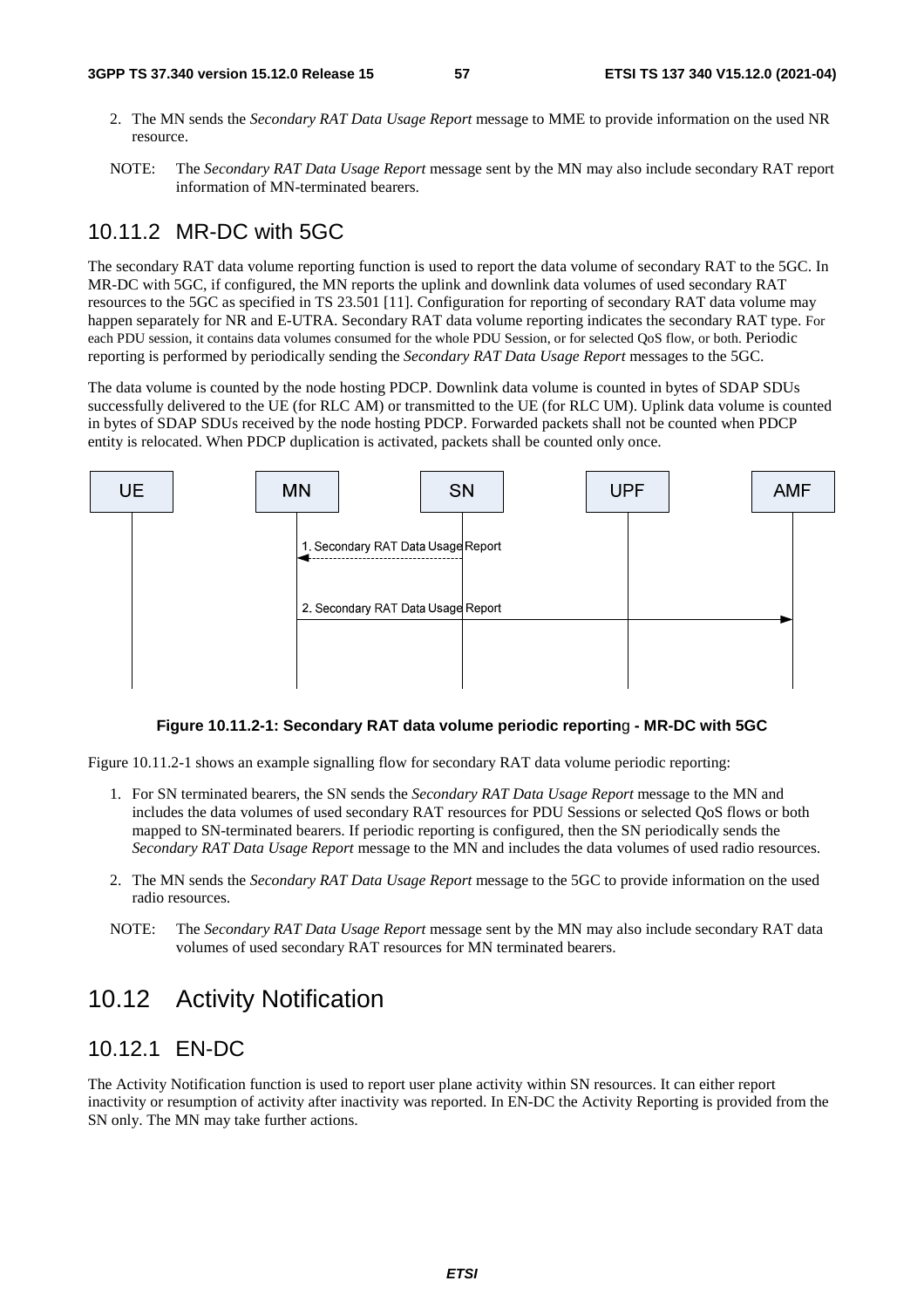2. The MN sends the *Secondary RAT Data Usage Report* message to MME to provide information on the used NR resource.

NOTE: The *Secondary RAT Data Usage Report* message sent by the MN may also include secondary RAT report information of MN-terminated bearers.

### 10.11.2 MR-DC with 5GC

The secondary RAT data volume reporting function is used to report the data volume of secondary RAT to the 5GC. In MR-DC with 5GC, if configured, the MN reports the uplink and downlink data volumes of used secondary RAT resources to the 5GC as specified in TS 23.501 [11]. Configuration for reporting of secondary RAT data volume may happen separately for NR and E-UTRA. Secondary RAT data volume reporting indicates the secondary RAT type. For each PDU session, it contains data volumes consumed for the whole PDU Session, or for selected QoS flow, or both. Periodic reporting is performed by periodically sending the *Secondary RAT Data Usage Report* messages to the 5GC.

The data volume is counted by the node hosting PDCP. Downlink data volume is counted in bytes of SDAP SDUs successfully delivered to the UE (for RLC AM) or transmitted to the UE (for RLC UM). Uplink data volume is counted in bytes of SDAP SDUs received by the node hosting PDCP. Forwarded packets shall not be counted when PDCP entity is relocated. When PDCP duplication is activated, packets shall be counted only once.

UE | MN | SN | UPF | AMF

1. Secondary RAT Data Usage Report

2. Secondary RAT Data Usage Report

**Figure 10.11.2-1: Secondary RAT data volume periodic reporting - MR-DC with 5GC**

Figure 10.11.2-1 shows an example signalling flow for secondary RAT data volume periodic reporting:

1. For SN terminated bearers, the SN sends the *Secondary RAT Data Usage Report* message to the MN and includes the data volumes of used secondary RAT resources for PDU Sessions or selected QoS flows or both mapped to SN-terminated bearers. If periodic reporting is configured, then the SN periodically sends the *Secondary RAT Data Usage Report* message to the MN and includes the data volumes of used radio resources.
2. The MN sends the *Secondary RAT Data Usage Report* message to the 5GC to provide information on the used radio resources.

NOTE: The *Secondary RAT Data Usage Report* message sent by the MN may also include secondary RAT data volumes of used secondary RAT resources for MN terminated bearers.

## 10.12 Activity Notification

### 10.12.1 EN-DC

The Activity Notification function is used to report user plane activity within SN resources. It can either report inactivity or resumption of activity after inactivity was reported. In EN-DC the Activity Reporting is provided from the SN only. The MN may take further actions.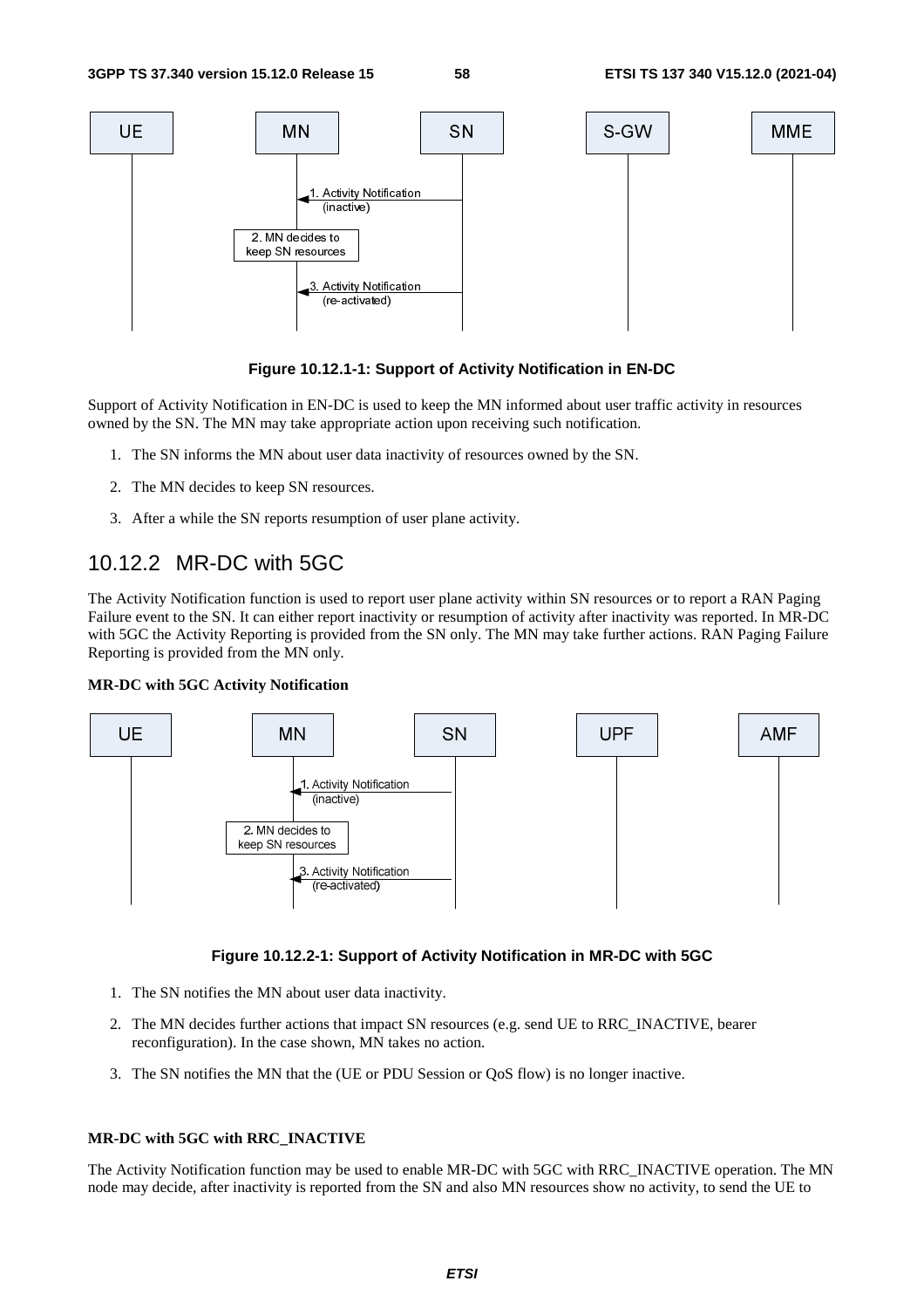**Figure 10.12.1-1: Support of Activity Notification in EN-DC**

Support of Activity Notification in EN-DC is used to keep the MN informed about user traffic activity in resources owned by the SN. The MN may take appropriate action upon receiving such notification.

1. The SN informs the MN about user data inactivity of resources owned by the SN.
2. The MN decides to keep SN resources.
3. After a while the SN reports resumption of user plane activity.

## 10.12.2 MR-DC with 5GC

The Activity Notification function is used to report user plane activity within SN resources or to report a RAN Paging Failure event to the SN. It can either report inactivity or resumption of activity after inactivity was reported. In MR-DC with 5GC the Activity Reporting is provided from the SN only. The MN may take further actions. RAN Paging Failure Reporting is provided from the MN only.

**MR-DC with 5GC Activity Notification**

**Figure 10.12.2-1: Support of Activity Notification in MR-DC with 5GC**

1. The SN notifies the MN about user data inactivity.
2. The MN decides further actions that impact SN resources (e.g. send UE to RRC_INACTIVE, bearer reconfiguration). In the case shown, MN takes no action.
3. The SN notifies the MN that the (UE or PDU Session or QoS flow) is no longer inactive.

**MR-DC with 5GC with RRC_INACTIVE**

The Activity Notification function may be used to enable MR-DC with 5GC with RRC_INACTIVE operation. The MN node may decide, after inactivity is reported from the SN and also MN resources show no activity, to send the UE to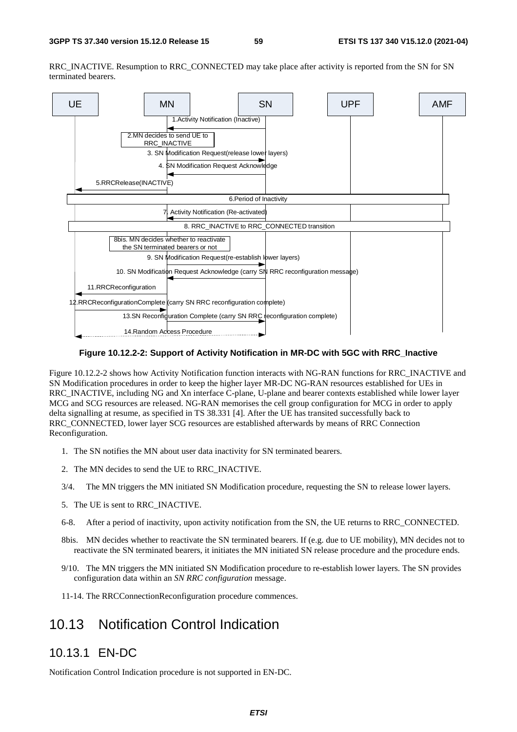RRC_INACTIVE. Resumption to RRC_CONNECTED may take place after activity is reported from the SN for SN terminated bearers.

**Figure 10.12.2-2: Support of Activity Notification in MR-DC with 5GC with RRC_Inactive**

Figure 10.12.2-2 shows how Activity Notification function interacts with NG-RAN functions for RRC_INACTIVE and SN Modification procedures in order to keep the higher layer MR-DC NG-RAN resources established for UEs in RRC_INACTIVE, including NG and Xn interface C-plane, U-plane and bearer contexts established while lower layer MCG and SCG resources are released. NG-RAN memorises the cell group configuration for MCG in order to apply delta signalling at resume, as specified in TS 38.331 [4]. After the UE has transited successfully back to RRC_CONNECTED, lower layer SCG resources are established afterwards by means of RRC Connection Reconfiguration.

1. The SN notifies the MN about user data inactivity for SN terminated bearers.
2. The MN decides to send the UE to RRC_INACTIVE.

3/4. The MN triggers the MN initiated SN Modification procedure, requesting the SN to release lower layers.

5. The UE is sent to RRC_INACTIVE.

6-8. After a period of inactivity, upon activity notification from the SN, the UE returns to RRC_CONNECTED.

8bis. MN decides whether to reactivate the SN terminated bearers. If (e.g. due to UE mobility), MN decides not to reactivate the SN terminated bearers, it initiates the MN initiated SN release procedure and the procedure ends.

9/10. The MN triggers the MN initiated SN Modification procedure to re-establish lower layers. The SN provides configuration data within an *SN RRC configuration* message.

11-14. The RRCConnectionReconfiguration procedure commences.

## 10.13 Notification Control Indication

### 10.13.1 EN-DC

Notification Control Indication procedure is not supported in EN-DC.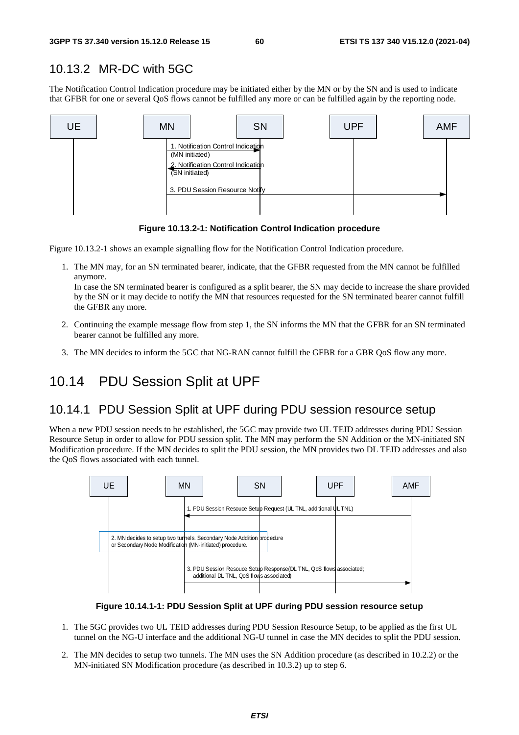### 10.13.2 MR-DC with 5GC

The Notification Control Indication procedure may be initiated either by the MN or by the SN and is used to indicate that GFBR for one or several QoS flows cannot be fulfilled any more or can be fulfilled again by the reporting node.

**Figure 10.13.2-1: Notification Control Indication procedure**

Figure 10.13.2-1 shows an example signalling flow for the Notification Control Indication procedure.

1. The MN may, for an SN terminated bearer, indicate, that the GFBR requested from the MN cannot be fulfilled anymore.
   In case the SN terminated bearer is configured as a split bearer, the SN may decide to increase the share provided by the SN or it may decide to notify the MN that resources requested for the SN terminated bearer cannot fulfill the GFBR any more.

2. Continuing the example message flow from step 1, the SN informs the MN that the GFBR for an SN terminated bearer cannot be fulfilled any more.

3. The MN decides to inform the 5GC that NG-RAN cannot fulfill the GFBR for a GBR QoS flow any more.

## 10.14 PDU Session Split at UPF

### 10.14.1 PDU Session Split at UPF during PDU session resource setup

When a new PDU session needs to be established, the 5GC may provide two UL TEID addresses during PDU Session Resource Setup in order to allow for PDU session split. The MN may perform the SN Addition or the MN-initiated SN Modification procedure. If the MN decides to split the PDU session, the MN provides two DL TEID addresses and also the QoS flows associated with each tunnel.

**Figure 10.14.1-1: PDU Session Split at UPF during PDU session resource setup**

1. The 5GC provides two UL TEID addresses during PDU Session Resource Setup, to be applied as the first UL tunnel on the NG-U interface and the additional NG-U tunnel in case the MN decides to split the PDU session.

2. The MN decides to setup two tunnels. The MN uses the SN Addition procedure (as described in 10.2.2) or the MN-initiated SN Modification procedure (as described in 10.3.2) up to step 6.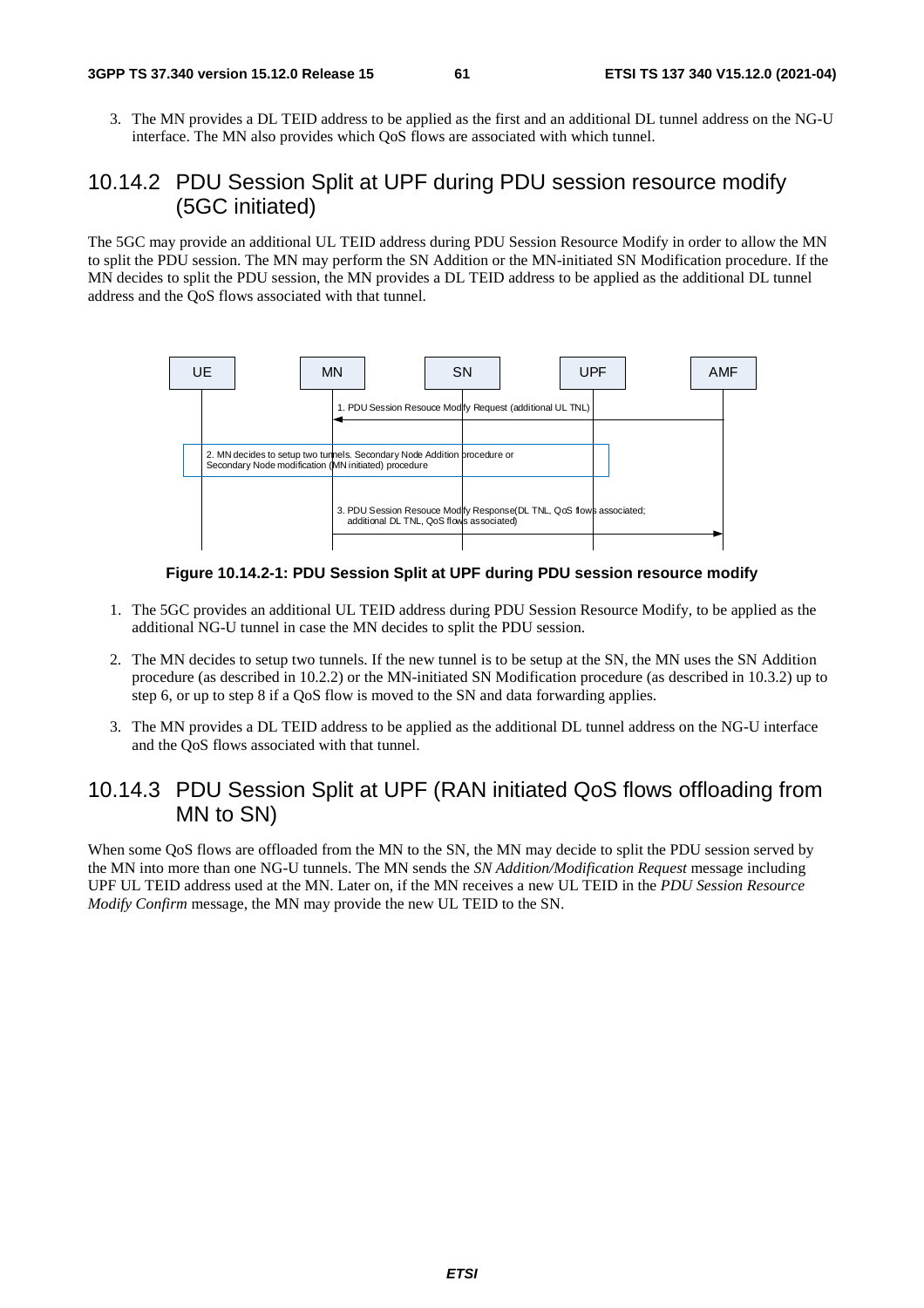3. The MN provides a DL TEID address to be applied as the first and an additional DL tunnel address on the NG-U interface. The MN also provides which QoS flows are associated with which tunnel.

### 10.14.2 PDU Session Split at UPF during PDU session resource modify (5GC initiated)

The 5GC may provide an additional UL TEID address during PDU Session Resource Modify in order to allow the MN to split the PDU session. The MN may perform the SN Addition or the MN-initiated SN Modification procedure. If the MN decides to split the PDU session, the MN provides a DL TEID address to be applied as the additional DL tunnel address and the QoS flows associated with that tunnel.

**Figure 10.14.2-1: PDU Session Split at UPF during PDU session resource modify**

1. The 5GC provides an additional UL TEID address during PDU Session Resource Modify, to be applied as the additional NG-U tunnel in case the MN decides to split the PDU session.
2. The MN decides to setup two tunnels. If the new tunnel is to be setup at the SN, the MN uses the SN Addition procedure (as described in 10.2.2) or the MN-initiated SN Modification procedure (as described in 10.3.2) up to step 6, or up to step 8 if a QoS flow is moved to the SN and data forwarding applies.
3. The MN provides a DL TEID address to be applied as the additional DL tunnel address on the NG-U interface and the QoS flows associated with that tunnel.

### 10.14.3 PDU Session Split at UPF (RAN initiated QoS flows offloading from MN to SN)

When some QoS flows are offloaded from the MN to the SN, the MN may decide to split the PDU session served by the MN into more than one NG-U tunnels. The MN sends the *SN Addition/Modification Request* message including UPF UL TEID address used at the MN. Later on, if the MN receives a new UL TEID in the *PDU Session Resource Modify Confirm* message, the MN may provide the new UL TEID to the SN.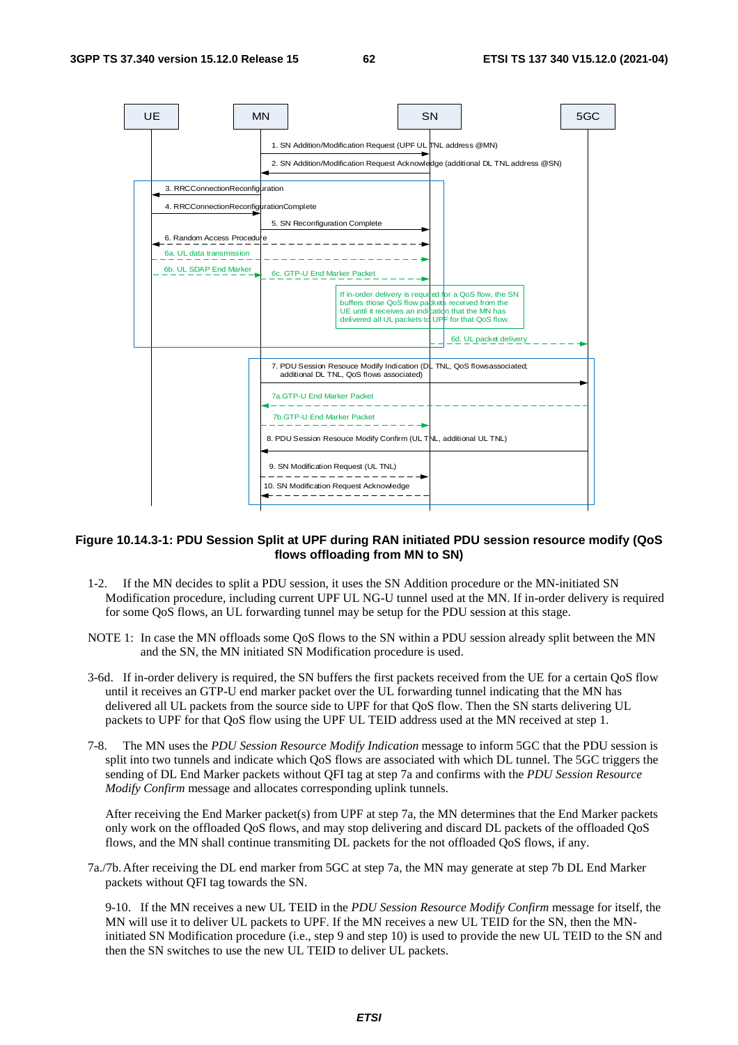**Figure 10.14.3-1: PDU Session Split at UPF during RAN initiated PDU session resource modify (QoS flows offloading from MN to SN)**

1-2. If the MN decides to split a PDU session, it uses the SN Addition procedure or the MN-initiated SN Modification procedure, including current UPF UL NG-U tunnel used at the MN. If in-order delivery is required for some QoS flows, an UL forwarding tunnel may be setup for the PDU session at this stage.

NOTE 1: In case the MN offloads some QoS flows to the SN within a PDU session already split between the MN and the SN, the MN initiated SN Modification procedure is used.

3-6d. If in-order delivery is required, the SN buffers the first packets received from the UE for a certain QoS flow until it receives an GTP-U end marker packet over the UL forwarding tunnel indicating that the MN has delivered all UL packets from the source side to UPF for that QoS flow. Then the SN starts delivering UL packets to UPF for that QoS flow using the UPF UL TEID address used at the MN received at step 1.

7-8. The MN uses the *PDU Session Resource Modify Indication* message to inform 5GC that the PDU session is split into two tunnels and indicate which QoS flows are associated with which DL tunnel. The 5GC triggers the sending of DL End Marker packets without QFI tag at step 7a and confirms with the *PDU Session Resource Modify Confirm* message and allocates corresponding uplink tunnels.

After receiving the End Marker packet(s) from UPF at step 7a, the MN determines that the End Marker packets only work on the offloaded QoS flows, and may stop delivering and discard DL packets of the offloaded QoS flows, and the MN shall continue transmiting DL packets for the not offloaded QoS flows, if any.

7a./7b. After receiving the DL end marker from 5GC at step 7a, the MN may generate at step 7b DL End Marker packets without QFI tag towards the SN.

9-10. If the MN receives a new UL TEID in the *PDU Session Resource Modify Confirm* message for itself, the MN will use it to deliver UL packets to UPF. If the MN receives a new UL TEID for the SN, then the MN-initiated SN Modification procedure (i.e., step 9 and step 10) is used to provide the new UL TEID to the SN and then the SN switches to use the new UL TEID to deliver UL packets.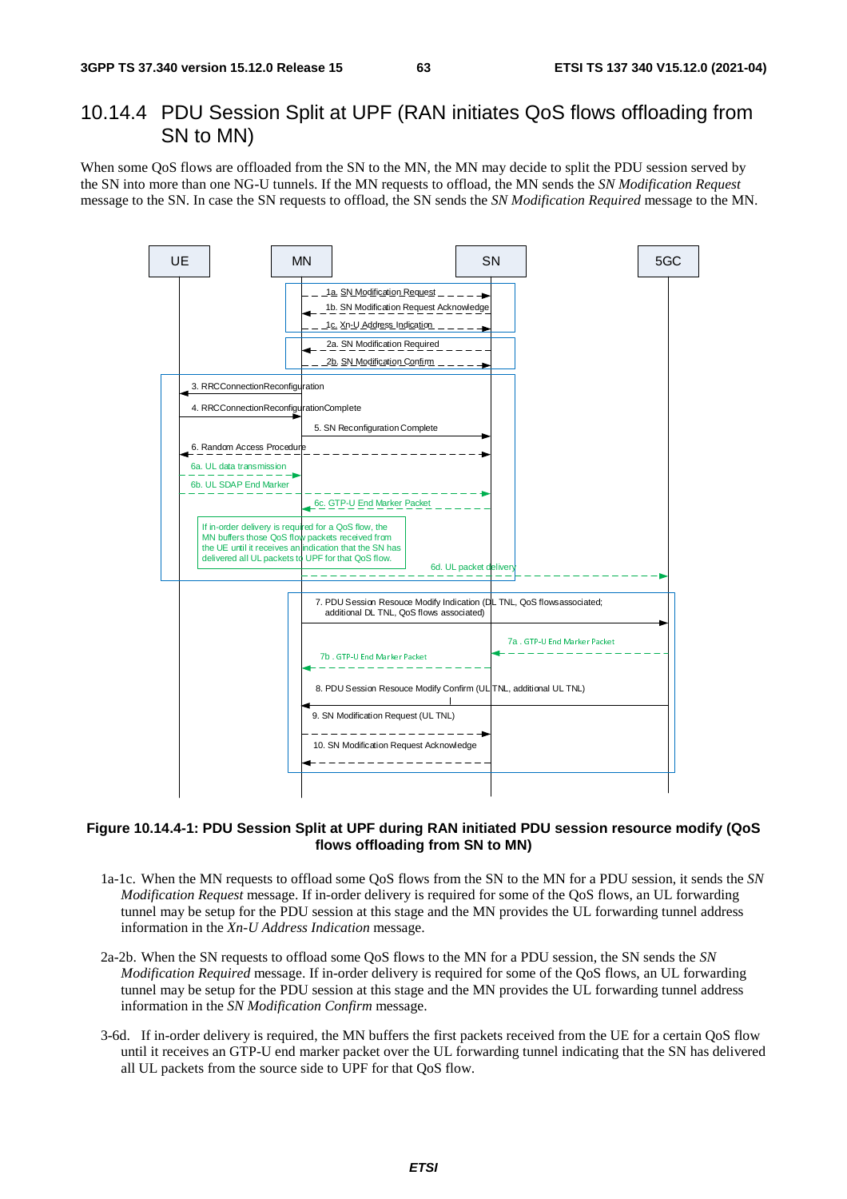### 10.14.4 PDU Session Split at UPF (RAN initiates QoS flows offloading from SN to MN)

When some QoS flows are offloaded from the SN to the MN, the MN may decide to split the PDU session served by the SN into more than one NG-U tunnels. If the MN requests to offload, the MN sends the *SN Modification Request* message to the SN. In case the SN requests to offload, the SN sends the *SN Modification Required* message to the MN.

**Figure 10.14.4-1: PDU Session Split at UPF during RAN initiated PDU session resource modify (QoS flows offloading from SN to MN)**

1a-1c. When the MN requests to offload some QoS flows from the SN to the MN for a PDU session, it sends the *SN Modification Request* message. If in-order delivery is required for some of the QoS flows, an UL forwarding tunnel may be setup for the PDU session at this stage and the MN provides the UL forwarding tunnel address information in the *Xn-U Address Indication* message.

2a-2b. When the SN requests to offload some QoS flows to the MN for a PDU session, the SN sends the *SN Modification Required* message. If in-order delivery is required for some of the QoS flows, an UL forwarding tunnel may be setup for the PDU session at this stage and the MN provides the UL forwarding tunnel address information in the *SN Modification Confirm* message.

3-6d. If in-order delivery is required, the MN buffers the first packets received from the UE for a certain QoS flow until it receives an GTP-U end marker packet over the UL forwarding tunnel indicating that the SN has delivered all UL packets from the source side to UPF for that QoS flow.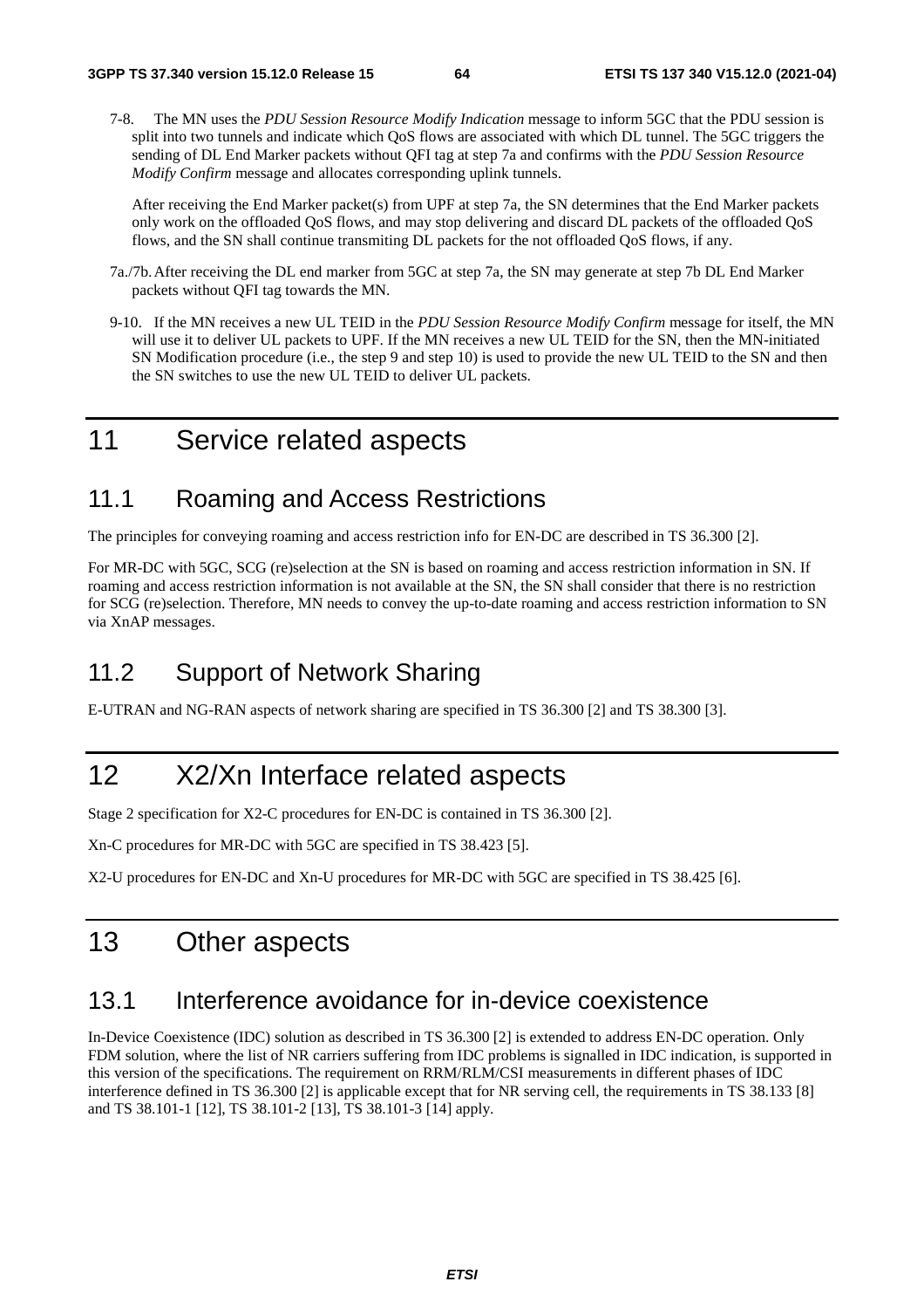7-8. The MN uses the *PDU Session Resource Modify Indication* message to inform 5GC that the PDU session is split into two tunnels and indicate which QoS flows are associated with which DL tunnel. The 5GC triggers the sending of DL End Marker packets without QFI tag at step 7a and confirms with the *PDU Session Resource Modify Confirm* message and allocates corresponding uplink tunnels.

After receiving the End Marker packet(s) from UPF at step 7a, the SN determines that the End Marker packets only work on the offloaded QoS flows, and may stop delivering and discard DL packets of the offloaded QoS flows, and the SN shall continue transmiting DL packets for the not offloaded QoS flows, if any.

7a./7b. After receiving the DL end marker from 5GC at step 7a, the SN may generate at step 7b DL End Marker packets without QFI tag towards the MN.

9-10. If the MN receives a new UL TEID in the *PDU Session Resource Modify Confirm* message for itself, the MN will use it to deliver UL packets to UPF. If the MN receives a new UL TEID for the SN, then the MN-initiated SN Modification procedure (i.e., the step 9 and step 10) is used to provide the new UL TEID to the SN and then the SN switches to use the new UL TEID to deliver UL packets.

# 11 Service related aspects

## 11.1 Roaming and Access Restrictions

The principles for conveying roaming and access restriction info for EN-DC are described in TS 36.300 [2].

For MR-DC with 5GC, SCG (re)selection at the SN is based on roaming and access restriction information in SN. If roaming and access restriction information is not available at the SN, the SN shall consider that there is no restriction for SCG (re)selection. Therefore, MN needs to convey the up-to-date roaming and access restriction information to SN via XnAP messages.

## 11.2 Support of Network Sharing

E-UTRAN and NG-RAN aspects of network sharing are specified in TS 36.300 [2] and TS 38.300 [3].

# 12 X2/Xn Interface related aspects

Stage 2 specification for X2-C procedures for EN-DC is contained in TS 36.300 [2].

Xn-C procedures for MR-DC with 5GC are specified in TS 38.423 [5].

X2-U procedures for EN-DC and Xn-U procedures for MR-DC with 5GC are specified in TS 38.425 [6].

# 13 Other aspects

## 13.1 Interference avoidance for in-device coexistence

In-Device Coexistence (IDC) solution as described in TS 36.300 [2] is extended to address EN-DC operation. Only FDM solution, where the list of NR carriers suffering from IDC problems is signalled in IDC indication, is supported in this version of the specifications. The requirement on RRM/RLM/CSI measurements in different phases of IDC interference defined in TS 36.300 [2] is applicable except that for NR serving cell, the requirements in TS 38.133 [8] and TS 38.101-1 [12], TS 38.101-2 [13], TS 38.101-3 [14] apply.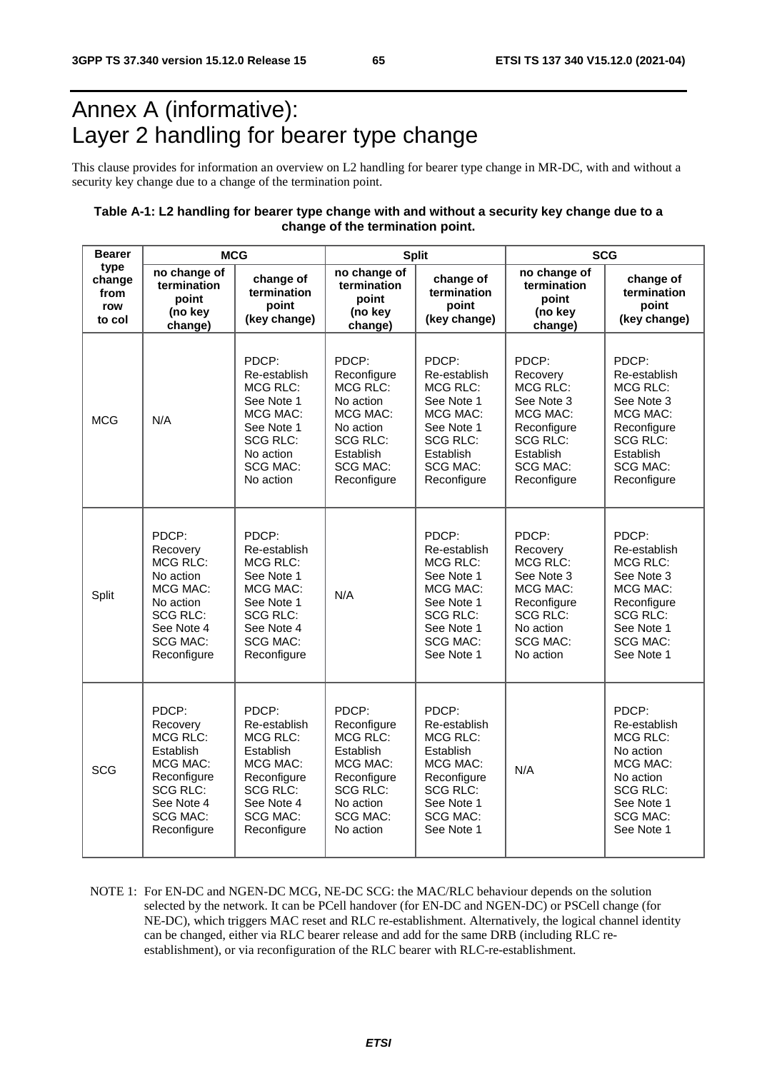# Annex A (informative): Layer 2 handling for bearer type change

This clause provides for information an overview on L2 handling for bearer type change in MR-DC, with and without a security key change due to a change of the termination point.

**Table A-1: L2 handling for bearer type change with and without a security key change due to a change of the termination point.**

| Bearer type change from row to col | MCG | | Split | | SCG | |
|---|---|---|---|---|---|---|
| | no change of termination point (no key change) | change of termination point (key change) | no change of termination point (no key change) | change of termination point (key change) | no change of termination point (no key change) | change of termination point (key change) |
| MCG | N/A | PDCP: Re-establish MCG RLC: See Note 1 MCG MAC: See Note 1 SCG RLC: No action SCG MAC: No action | PDCP: Reconfigure MCG RLC: No action MCG MAC: No action SCG RLC: Establish SCG MAC: Reconfigure | PDCP: Re-establish MCG RLC: See Note 1 MCG MAC: See Note 1 SCG RLC: Establish SCG MAC: Reconfigure | PDCP: Recovery MCG RLC: See Note 3 MCG MAC: Reconfigure SCG RLC: Establish SCG MAC: Reconfigure | PDCP: Re-establish MCG RLC: See Note 3 MCG MAC: Reconfigure SCG RLC: Establish SCG MAC: Reconfigure |
| Split | PDCP: Recovery MCG RLC: No action MCG MAC: No action SCG RLC: See Note 4 SCG MAC: Reconfigure | PDCP: Re-establish MCG RLC: See Note 1 MCG MAC: See Note 1 SCG RLC: See Note 4 SCG MAC: Reconfigure | N/A | PDCP: Re-establish MCG RLC: See Note 1 MCG MAC: See Note 1 SCG RLC: See Note 1 SCG MAC: See Note 1 | PDCP: Recovery MCG RLC: See Note 3 MCG MAC: Reconfigure SCG RLC: No action SCG MAC: No action | PDCP: Re-establish MCG RLC: See Note 3 MCG MAC: Reconfigure SCG RLC: See Note 1 SCG MAC: See Note 1 |
| SCG | PDCP: Recovery MCG RLC: Establish MCG MAC: Reconfigure SCG RLC: See Note 4 SCG MAC: Reconfigure | PDCP: Re-establish MCG RLC: Establish MCG MAC: Reconfigure SCG RLC: See Note 4 SCG MAC: Reconfigure | PDCP: Reconfigure MCG RLC: Establish MCG MAC: Reconfigure SCG RLC: No action SCG MAC: No action | PDCP: Re-establish MCG RLC: Establish MCG MAC: Reconfigure SCG RLC: See Note 1 SCG MAC: See Note 1 | N/A | PDCP: Re-establish MCG RLC: No action MCG MAC: No action SCG RLC: See Note 1 SCG MAC: See Note 1 |

NOTE 1: For EN-DC and NGEN-DC MCG, NE-DC SCG: the MAC/RLC behaviour depends on the solution selected by the network. It can be PCell handover (for EN-DC and NGEN-DC) or PSCell change (for NE-DC), which triggers MAC reset and RLC re-establishment. Alternatively, the logical channel identity can be changed, either via RLC bearer release and add for the same DRB (including RLC re-establishment), or via reconfiguration of the RLC bearer with RLC-re-establishment.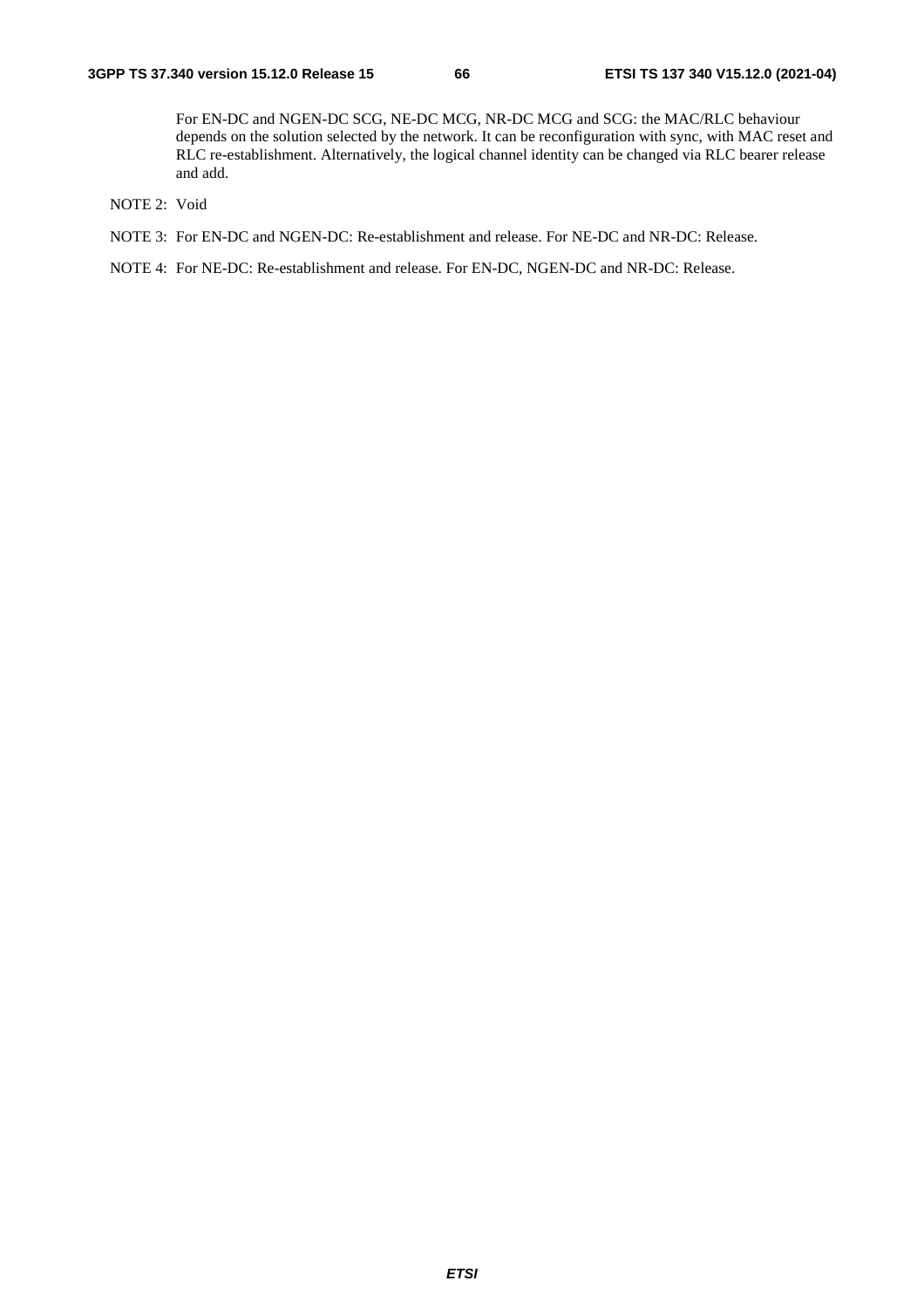For EN-DC and NGEN-DC SCG, NE-DC MCG, NR-DC MCG and SCG: the MAC/RLC behaviour depends on the solution selected by the network. It can be reconfiguration with sync, with MAC reset and RLC re-establishment. Alternatively, the logical channel identity can be changed via RLC bearer release and add.

NOTE 2: Void

NOTE 3: For EN-DC and NGEN-DC: Re-establishment and release. For NE-DC and NR-DC: Release.

NOTE 4: For NE-DC: Re-establishment and release. For EN-DC, NGEN-DC and NR-DC: Release.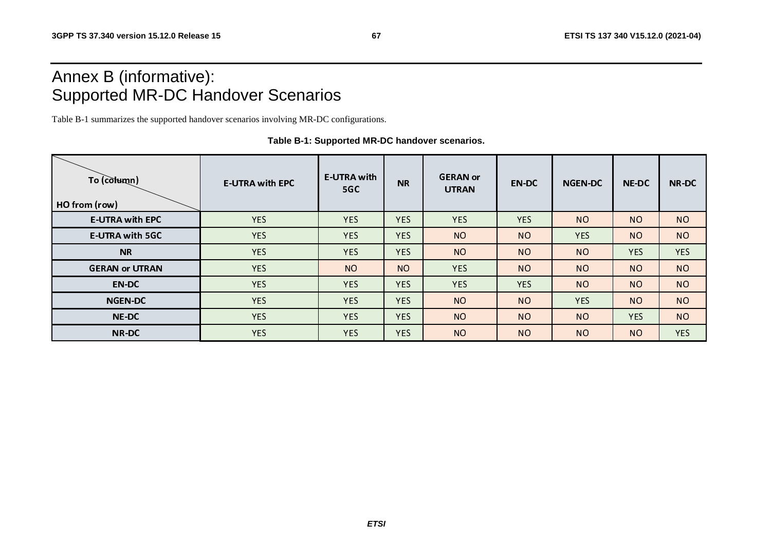# Annex B (informative): Supported MR-DC Handover Scenarios

Table B-1 summarizes the supported handover scenarios involving MR-DC configurations.

**Table B-1: Supported MR-DC handover scenarios.**

| To (column) / HO from (row) | E-UTRA with EPC | E-UTRA with 5GC | NR | GERAN or UTRAN | EN-DC | NGEN-DC | NE-DC | NR-DC |
|---|---|---|---|---|---|---|---|---|
| **E-UTRA with EPC** | YES | YES | YES | YES | YES | NO | NO | NO |
| **E-UTRA with 5GC** | YES | YES | YES | NO | NO | YES | NO | NO |
| **NR** | YES | YES | YES | NO | NO | NO | YES | YES |
| **GERAN or UTRAN** | YES | NO | NO | YES | NO | NO | NO | NO |
| **EN-DC** | YES | YES | YES | YES | YES | NO | NO | NO |
| **NGEN-DC** | YES | YES | YES | NO | NO | YES | NO | NO |
| **NE-DC** | YES | YES | YES | NO | NO | NO | YES | NO |
| **NR-DC** | YES | YES | YES | NO | NO | NO | NO | YES |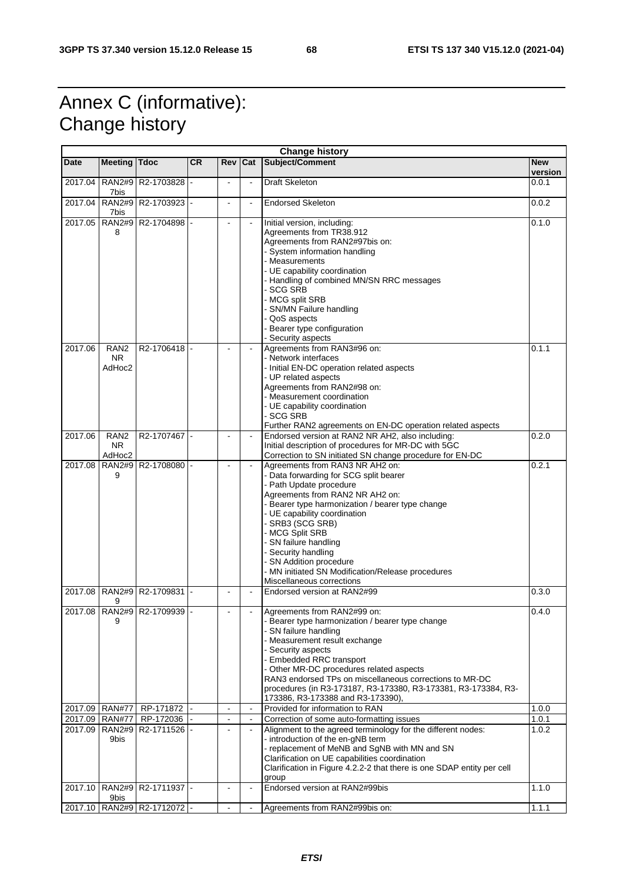# Annex C (informative): Change history

| Change history | | | | | | | |
|---|---|---|---|---|---|---|---|
| **Date** | **Meeting** | **Tdoc** | **CR** | **Rev** | **Cat** | **Subject/Comment** | **New version** |
| 2017.04 | RAN2#97bis | R2-1703828 | - | - | - | Draft Skeleton | 0.0.1 |
| 2017.04 | RAN2#97bis | R2-1703923 | - | - | - | Endorsed Skeleton | 0.0.2 |
| 2017.05 | RAN2#98 | R2-1704898 | - | - | - | Initial version, including:<br>Agreements from TR38.912<br>Agreements from RAN2#97bis on:<br>- System information handling<br>- Measurements<br>- UE capability coordination<br>- Handling of combined MN/SN RRC messages<br>- SCG SRB<br>- MCG split SRB<br>- SN/MN Failure handling<br>- QoS aspects<br>- Bearer type configuration<br>- Security aspects | 0.1.0 |
| 2017.06 | RAN2 NR AdHoc2 | R2-1706418 | - | - | - | Agreements from RAN3#96 on:<br>- Network interfaces<br>- Initial EN-DC operation related aspects<br>- UP related aspects<br>Agreements from RAN2#98 on:<br>- Measurement coordination<br>- UE capability coordination<br>- SCG SRB<br>Further RAN2 agreements on EN-DC operation related aspects | 0.1.1 |
| 2017.06 | RAN2 NR AdHoc2 | R2-1707467 | - | - | - | Endorsed version at RAN2 NR AH2, also including:<br>Initial description of procedures for MR-DC with 5GC<br>Correction to SN initiated SN change procedure for EN-DC | 0.2.0 |
| 2017.08 | RAN2#99 | R2-1708080 | - | - | - | Agreements from RAN3 NR AH2 on:<br>- Data forwarding for SCG split bearer<br>- Path Update procedure<br>Agreements from RAN2 NR AH2 on:<br>- Bearer type harmonization / bearer type change<br>- UE capability coordination<br>- SRB3 (SCG SRB)<br>- MCG Split SRB<br>- SN failure handling<br>- Security handling<br>- SN Addition procedure<br>- MN initiated SN Modification/Release procedures<br>Miscellaneous corrections | 0.2.1 |
| 2017.08 | RAN2#99 | R2-1709831 | - | - | - | Endorsed version at RAN2#99 | 0.3.0 |
| 2017.08 | RAN2#99 | R2-1709939 | - | - | - | Agreements from RAN2#99 on:<br>- Bearer type harmonization / bearer type change<br>- SN failure handling<br>- Measurement result exchange<br>- Security aspects<br>- Embedded RRC transport<br>- Other MR-DC procedures related aspects<br>RAN3 endorsed TPs on miscellaneous corrections to MR-DC procedures (in R3-173187, R3-173380, R3-173381, R3-173384, R3-173386, R3-173388 and R3-173390), | 0.4.0 |
| 2017.09 | RAN#77 | RP-171872 | - | - | - | Provided for information to RAN | 1.0.0 |
| 2017.09 | RAN#77 | RP-172036 | - | - | - | Correction of some auto-formatting issues | 1.0.1 |
| 2017.09 | RAN2#99bis | R2-1711526 | - | - | - | Alignment to the agreed terminology for the different nodes:<br>- introduction of the en-gNB term<br>- replacement of MeNB and SgNB with MN and SN<br>Clarification on UE capabilities coordination<br>Clarification in Figure 4.2.2-2 that there is one SDAP entity per cell group | 1.0.2 |
| 2017.10 | RAN2#99bis | R2-1711937 | - | - | - | Endorsed version at RAN2#99bis | 1.1.0 |
| 2017.10 | RAN2#9 | R2-1712072 | - | - | - | Agreements from RAN2#99bis on: | 1.1.1 |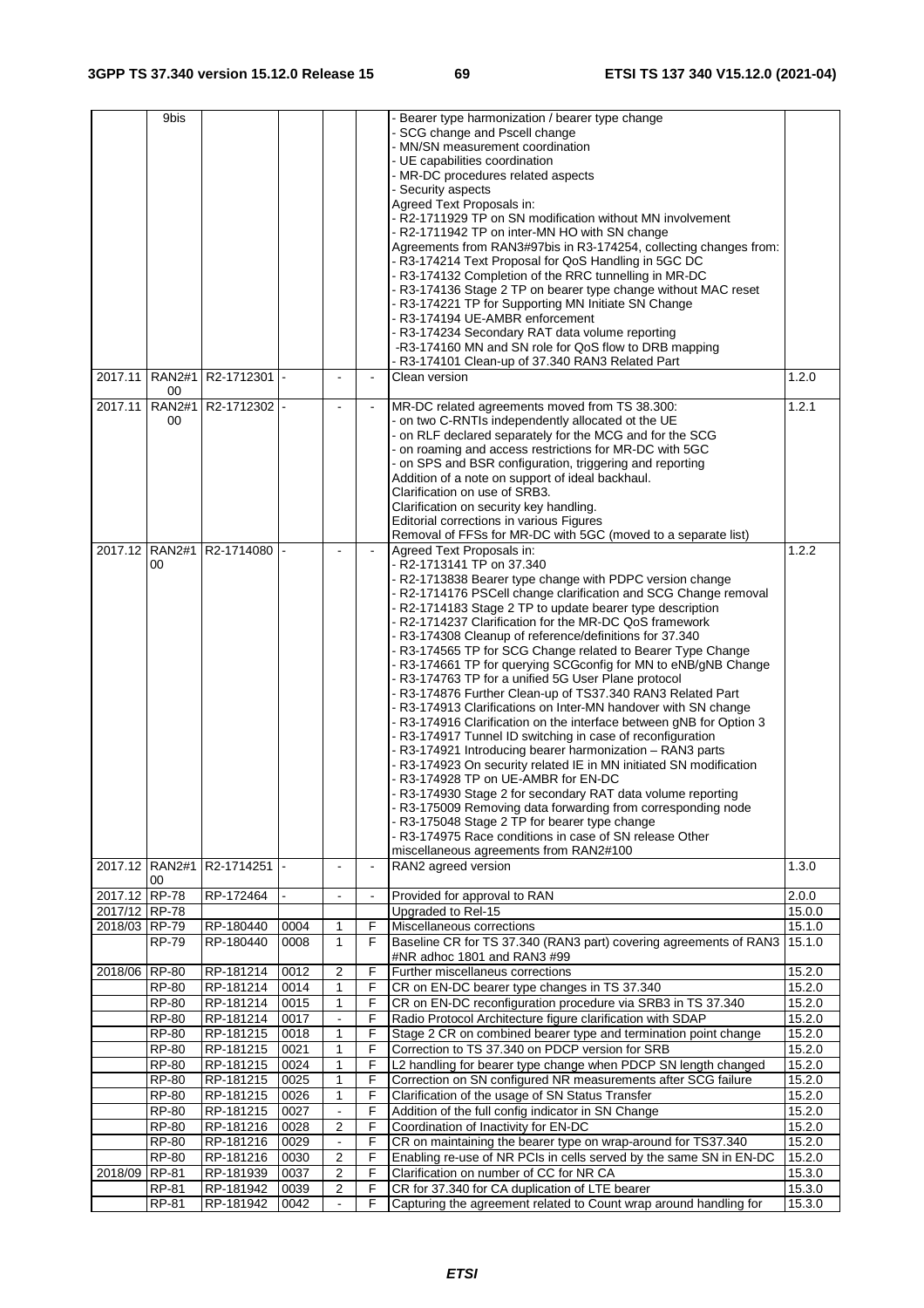| | 9bis | | | | | - Bearer type harmonization / bearer type change<br>- SCG change and Pscell change<br>- MN/SN measurement coordination<br>- UE capabilities coordination<br>- MR-DC procedures related aspects<br>- Security aspects<br>Agreed Text Proposals in:<br>- R2-1711929 TP on SN modification without MN involvement<br>- R2-1711942 TP on inter-MN HO with SN change<br>Agreements from RAN3#97bis in R3-174254, collecting changes from:<br>- R3-174214 Text Proposal for QoS Handling in 5GC DC<br>- R3-174132 Completion of the RRC tunnelling in MR-DC<br>- R3-174136 Stage 2 TP on bearer type change without MAC reset<br>- R3-174221 TP for Supporting MN Initiate SN Change<br>- R3-174194 UE-AMBR enforcement<br>- R3-174234 Secondary RAT data volume reporting<br>-R3-174160 MN and SN role for QoS flow to DRB mapping<br>- R3-174101 Clean-up of 37.340 RAN3 Related Part | |
|---|---|---|---|---|---|---|---|
| 2017.11 | RAN2#100 | R2-1712301 | - | - | - | Clean version | 1.2.0 |
| 2017.11 | RAN2#100 | R2-1712302 | - | - | - | MR-DC related agreements moved from TS 38.300:<br>- on two C-RNTIs independently allocated ot the UE<br>- on RLF declared separately for the MCG and for the SCG<br>- on roaming and access restrictions for MR-DC with 5GC<br>- on SPS and BSR configuration, triggering and reporting<br>Addition of a note on support of ideal backhaul.<br>Clarification on use of SRB3.<br>Clarification on security key handling.<br>Editorial corrections in various Figures<br>Removal of FFSs for MR-DC with 5GC (moved to a separate list) | 1.2.1 |
| 2017.12 | RAN2#100 | R2-1714080 | - | - | - | Agreed Text Proposals in:<br>- R2-1713141 TP on 37.340<br>- R2-1713838 Bearer type change with PDPC version change<br>- R2-1714176 PSCell change clarification and SCG Change removal<br>- R2-1714183 Stage 2 TP to update bearer type description<br>- R2-1714237 Clarification for the MR-DC QoS framework<br>- R3-174308 Cleanup of reference/definitions for 37.340<br>- R3-174565 TP for SCG Change related to Bearer Type Change<br>- R3-174661 TP for querying SCGconfig for MN to eNB/gNB Change<br>- R3-174763 TP for a unified 5G User Plane protocol<br>- R3-174876 Further Clean-up of TS37.340 RAN3 Related Part<br>- R3-174913 Clarifications on Inter-MN handover with SN change<br>- R3-174916 Clarification on the interface between gNB for Option 3<br>- R3-174917 Tunnel ID switching in case of reconfiguration<br>- R3-174921 Introducing bearer harmonization – RAN3 parts<br>- R3-174923 On security related IE in MN initiated SN modification<br>- R3-174928 TP on UE-AMBR for EN-DC<br>- R3-174930 Stage 2 for secondary RAT data volume reporting<br>- R3-175009 Removing data forwarding from corresponding node<br>- R3-175048 Stage 2 TP for bearer type change<br>- R3-174975 Race conditions in case of SN release Other miscellaneous agreements from RAN2#100 | 1.2.2 |
| 2017.12 | RAN2#100 | R2-1714251 | - | - | - | RAN2 agreed version | 1.3.0 |
| 2017.12 | RP-78 | RP-172464 | - | - | - | Provided for approval to RAN | 2.0.0 |
| 2017/12 | RP-78 | | | | | Upgraded to Rel-15 | 15.0.0 |
| 2018/03 | RP-79 | RP-180440 | 0004 | 1 | F | Miscellaneous corrections | 15.1.0 |
| | RP-79 | RP-180440 | 0008 | 1 | F | Baseline CR for TS 37.340 (RAN3 part) covering agreements of RAN3 #NR adhoc 1801 and RAN3 #99 | 15.1.0 |
| 2018/06 | RP-80 | RP-181214 | 0012 | 2 | F | Further miscellaneus corrections | 15.2.0 |
| | RP-80 | RP-181214 | 0014 | 1 | F | CR on EN-DC bearer type changes in TS 37.340 | 15.2.0 |
| | RP-80 | RP-181214 | 0015 | 1 | F | CR on EN-DC reconfiguration procedure via SRB3 in TS 37.340 | 15.2.0 |
| | RP-80 | RP-181214 | 0017 | - | F | Radio Protocol Architecture figure clarification with SDAP | 15.2.0 |
| | RP-80 | RP-181215 | 0018 | 1 | F | Stage 2 CR on combined bearer type and termination point change | 15.2.0 |
| | RP-80 | RP-181215 | 0021 | 1 | F | Correction to TS 37.340 on PDCP version for SRB | 15.2.0 |
| | RP-80 | RP-181215 | 0024 | 1 | F | L2 handling for bearer type change when PDCP SN length changed | 15.2.0 |
| | RP-80 | RP-181215 | 0025 | 1 | F | Correction on SN configured NR measurements after SCG failure | 15.2.0 |
| | RP-80 | RP-181215 | 0026 | 1 | F | Clarification of the usage of SN Status Transfer | 15.2.0 |
| | RP-80 | RP-181215 | 0027 | - | F | Addition of the full config indicator in SN Change | 15.2.0 |
| | RP-80 | RP-181216 | 0028 | 2 | F | Coordination of Inactivity for EN-DC | 15.2.0 |
| | RP-80 | RP-181216 | 0029 | - | F | CR on maintaining the bearer type on wrap-around for TS37.340 | 15.2.0 |
| | RP-80 | RP-181216 | 0030 | 2 | F | Enabling re-use of NR PCIs in cells served by the same SN in EN-DC | 15.2.0 |
| 2018/09 | RP-81 | RP-181939 | 0037 | 2 | F | Clarification on number of CC for NR CA | 15.3.0 |
| | RP-81 | RP-181942 | 0039 | 2 | F | CR for 37.340 for CA duplication of LTE bearer | 15.3.0 |
| | RP-81 | RP-181942 | 0042 | - | F | Capturing the agreement related to Count wrap around handling for | 15.3.0 |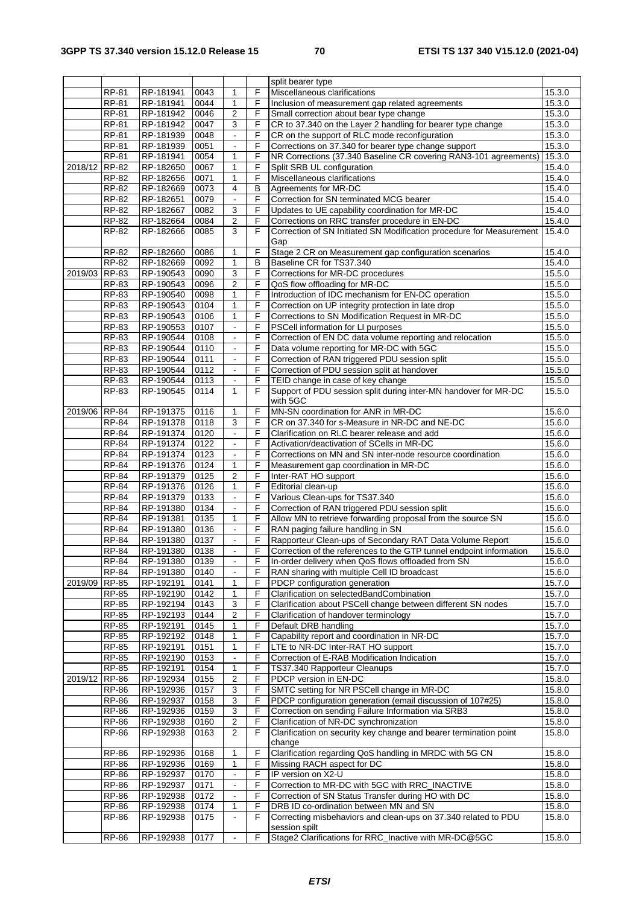| | | | | | | split bearer type | |
|---|---|---|---|---|---|---|---|
| | RP-81 | RP-181941 | 0043 | 1 | F | Miscellaneous clarifications | 15.3.0 |
| | RP-81 | RP-181941 | 0044 | 1 | F | Inclusion of measurement gap related agreements | 15.3.0 |
| | RP-81 | RP-181942 | 0046 | 2 | F | Small correction about bear type change | 15.3.0 |
| | RP-81 | RP-181942 | 0047 | 3 | F | CR to 37.340 on the Layer 2 handling for bearer type change | 15.3.0 |
| | RP-81 | RP-181939 | 0048 | - | F | CR on the support of RLC mode reconfiguration | 15.3.0 |
| | RP-81 | RP-181939 | 0051 | - | F | Corrections on 37.340 for bearer type change support | 15.3.0 |
| | RP-81 | RP-181941 | 0054 | 1 | F | NR Corrections (37.340 Baseline CR covering RAN3-101 agreements) | 15.3.0 |
| 2018/12 | RP-82 | RP-182650 | 0067 | 1 | F | Split SRB UL configuration | 15.4.0 |
| | RP-82 | RP-182656 | 0071 | 1 | F | Miscellaneous clarifications | 15.4.0 |
| | RP-82 | RP-182669 | 0073 | 4 | B | Agreements for MR-DC | 15.4.0 |
| | RP-82 | RP-182651 | 0079 | - | F | Correction for SN terminated MCG bearer | 15.4.0 |
| | RP-82 | RP-182667 | 0082 | 3 | F | Updates to UE capability coordination for MR-DC | 15.4.0 |
| | RP-82 | RP-182664 | 0084 | 2 | F | Corrections on RRC transfer procedure in EN-DC | 15.4.0 |
| | RP-82 | RP-182666 | 0085 | 3 | F | Correction of SN Initiated SN Modification procedure for Measurement Gap | 15.4.0 |
| | RP-82 | RP-182660 | 0086 | 1 | F | Stage 2 CR on Measurement gap configuration scenarios | 15.4.0 |
| | RP-82 | RP-182669 | 0092 | 1 | B | Baseline CR for TS37.340 | 15.4.0 |
| 2019/03 | RP-83 | RP-190543 | 0090 | 3 | F | Corrections for MR-DC procedures | 15.5.0 |
| | RP-83 | RP-190543 | 0096 | 2 | F | QoS flow offloading for MR-DC | 15.5.0 |
| | RP-83 | RP-190540 | 0098 | 1 | F | Introduction of IDC mechanism for EN-DC operation | 15.5.0 |
| | RP-83 | RP-190543 | 0104 | 1 | F | Correction on UP integrity protection in late drop | 15.5.0 |
| | RP-83 | RP-190543 | 0106 | 1 | F | Corrections to SN Modification Request in MR-DC | 15.5.0 |
| | RP-83 | RP-190553 | 0107 | - | F | PSCell information for LI purposes | 15.5.0 |
| | RP-83 | RP-190544 | 0108 | - | F | Correction of EN DC data volume reporting and relocation | 15.5.0 |
| | RP-83 | RP-190544 | 0110 | - | F | Data volume reporting for MR-DC with 5GC | 15.5.0 |
| | RP-83 | RP-190544 | 0111 | - | F | Correction of RAN triggered PDU session split | 15.5.0 |
| | RP-83 | RP-190544 | 0112 | - | F | Correction of PDU session split at handover | 15.5.0 |
| | RP-83 | RP-190544 | 0113 | - | F | TEID change in case of key change | 15.5.0 |
| | RP-83 | RP-190545 | 0114 | 1 | F | Support of PDU session split during inter-MN handover for MR-DC with 5GC | 15.5.0 |
| 2019/06 | RP-84 | RP-191375 | 0116 | 1 | F | MN-SN coordination for ANR in MR-DC | 15.6.0 |
| | RP-84 | RP-191378 | 0118 | 3 | F | CR on 37.340 for s-Measure in NR-DC and NE-DC | 15.6.0 |
| | RP-84 | RP-191374 | 0120 | - | F | Clarification on RLC bearer release and add | 15.6.0 |
| | RP-84 | RP-191374 | 0122 | - | F | Activation/deactivation of SCells in MR-DC | 15.6.0 |
| | RP-84 | RP-191374 | 0123 | - | F | Corrections on MN and SN inter-node resource coordination | 15.6.0 |
| | RP-84 | RP-191376 | 0124 | 1 | F | Measurement gap coordination in MR-DC | 15.6.0 |
| | RP-84 | RP-191379 | 0125 | 2 | F | Inter-RAT HO support | 15.6.0 |
| | RP-84 | RP-191376 | 0126 | 1 | F | Editorial clean-up | 15.6.0 |
| | RP-84 | RP-191379 | 0133 | - | F | Various Clean-ups for TS37.340 | 15.6.0 |
| | RP-84 | RP-191380 | 0134 | - | F | Correction of RAN triggered PDU session split | 15.6.0 |
| | RP-84 | RP-191381 | 0135 | 1 | F | Allow MN to retrieve forwarding proposal from the source SN | 15.6.0 |
| | RP-84 | RP-191380 | 0136 | - | F | RAN paging failure handling in SN | 15.6.0 |
| | RP-84 | RP-191380 | 0137 | - | F | Rapporteur Clean-ups of Secondary RAT Data Volume Report | 15.6.0 |
| | RP-84 | RP-191380 | 0138 | - | F | Correction of the references to the GTP tunnel endpoint information | 15.6.0 |
| | RP-84 | RP-191380 | 0139 | - | F | In-order delivery when QoS flows offloaded from SN | 15.6.0 |
| | RP-84 | RP-191380 | 0140 | - | F | RAN sharing with multiple Cell ID broadcast | 15.6.0 |
| 2019/09 | RP-85 | RP-192191 | 0141 | 1 | F | PDCP configuration generation | 15.7.0 |
| | RP-85 | RP-192190 | 0142 | 1 | F | Clarification on selectedBandCombination | 15.7.0 |
| | RP-85 | RP-192194 | 0143 | 3 | F | Clarification about PSCell change between different SN nodes | 15.7.0 |
| | RP-85 | RP-192193 | 0144 | 2 | F | Clarification of handover terminology | 15.7.0 |
| | RP-85 | RP-192191 | 0145 | 1 | F | Default DRB handling | 15.7.0 |
| | RP-85 | RP-192192 | 0148 | 1 | F | Capability report and coordination in NR-DC | 15.7.0 |
| | RP-85 | RP-192191 | 0151 | 1 | F | LTE to NR-DC Inter-RAT HO support | 15.7.0 |
| | RP-85 | RP-192190 | 0153 | - | F | Correction of E-RAB Modification Indication | 15.7.0 |
| | RP-85 | RP-192191 | 0154 | 1 | F | TS37.340 Rapporteur Cleanups | 15.7.0 |
| 2019/12 | RP-86 | RP-192934 | 0155 | 2 | F | PDCP version in EN-DC | 15.8.0 |
| | RP-86 | RP-192936 | 0157 | 3 | F | SMTC setting for NR PSCell change in MR-DC | 15.8.0 |
| | RP-86 | RP-192937 | 0158 | 3 | F | PDCP configuration generation (email discussion of 107#25) | 15.8.0 |
| | RP-86 | RP-192936 | 0159 | 3 | F | Correction on sending Failure Information via SRB3 | 15.8.0 |
| | RP-86 | RP-192938 | 0160 | 2 | F | Clarification of NR-DC synchronization | 15.8.0 |
| | RP-86 | RP-192938 | 0163 | 2 | F | Clarification on security key change and bearer termination point change | 15.8.0 |
| | RP-86 | RP-192936 | 0168 | 1 | F | Clarification regarding QoS handling in MRDC with 5G CN | 15.8.0 |
| | RP-86 | RP-192936 | 0169 | 1 | F | Missing RACH aspect for DC | 15.8.0 |
| | RP-86 | RP-192937 | 0170 | - | F | IP version on X2-U | 15.8.0 |
| | RP-86 | RP-192937 | 0171 | - | F | Correction to MR-DC with 5GC with RRC_INACTIVE | 15.8.0 |
| | RP-86 | RP-192938 | 0172 | - | F | Correction of SN Status Transfer during HO with DC | 15.8.0 |
| | RP-86 | RP-192938 | 0174 | 1 | F | DRB ID co-ordination between MN and SN | 15.8.0 |
| | RP-86 | RP-192938 | 0175 | - | F | Correcting misbehaviors and clean-ups on 37.340 related to PDU session spilt | 15.8.0 |
| | RP-86 | RP-192938 | 0177 | - | F | Stage2 Clarifications for RRC_Inactive with MR-DC@5GC | 15.8.0 |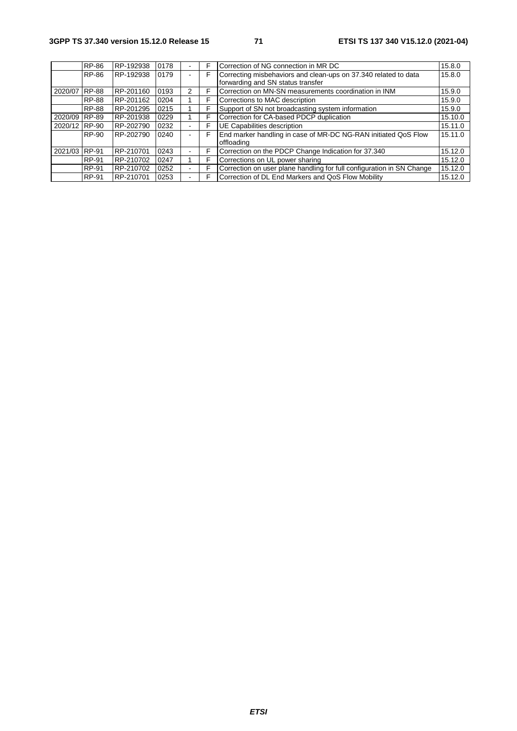| | RP-86 | RP-192938 | 0178 | - | F | Correction of NG connection in MR DC | 15.8.0 |
|---|---|---|---|---|---|---|---|
| | RP-86 | RP-192938 | 0179 | - | F | Correcting misbehaviors and clean-ups on 37.340 related to data forwarding and SN status transfer | 15.8.0 |
| 2020/07 | RP-88 | RP-201160 | 0193 | 2 | F | Correction on MN-SN measurements coordination in INM | 15.9.0 |
| | RP-88 | RP-201162 | 0204 | 1 | F | Corrections to MAC description | 15.9.0 |
| | RP-88 | RP-201295 | 0215 | 1 | F | Support of SN not broadcasting system information | 15.9.0 |
| 2020/09 | RP-89 | RP-201938 | 0229 | 1 | F | Correction for CA-based PDCP duplication | 15.10.0 |
| 2020/12 | RP-90 | RP-202790 | 0232 | - | F | UE Capabilities description | 15.11.0 |
| | RP-90 | RP-202790 | 0240 | - | F | End marker handling in case of MR-DC NG-RAN initiated QoS Flow offloading | 15.11.0 |
| 2021/03 | RP-91 | RP-210701 | 0243 | - | F | Correction on the PDCP Change Indication for 37.340 | 15.12.0 |
| | RP-91 | RP-210702 | 0247 | 1 | F | Corrections on UL power sharing | 15.12.0 |
| | RP-91 | RP-210702 | 0252 | - | F | Correction on user plane handling for full configuration in SN Change | 15.12.0 |
| | RP-91 | RP-210701 | 0253 | - | F | Correction of DL End Markers and QoS Flow Mobility | 15.12.0 |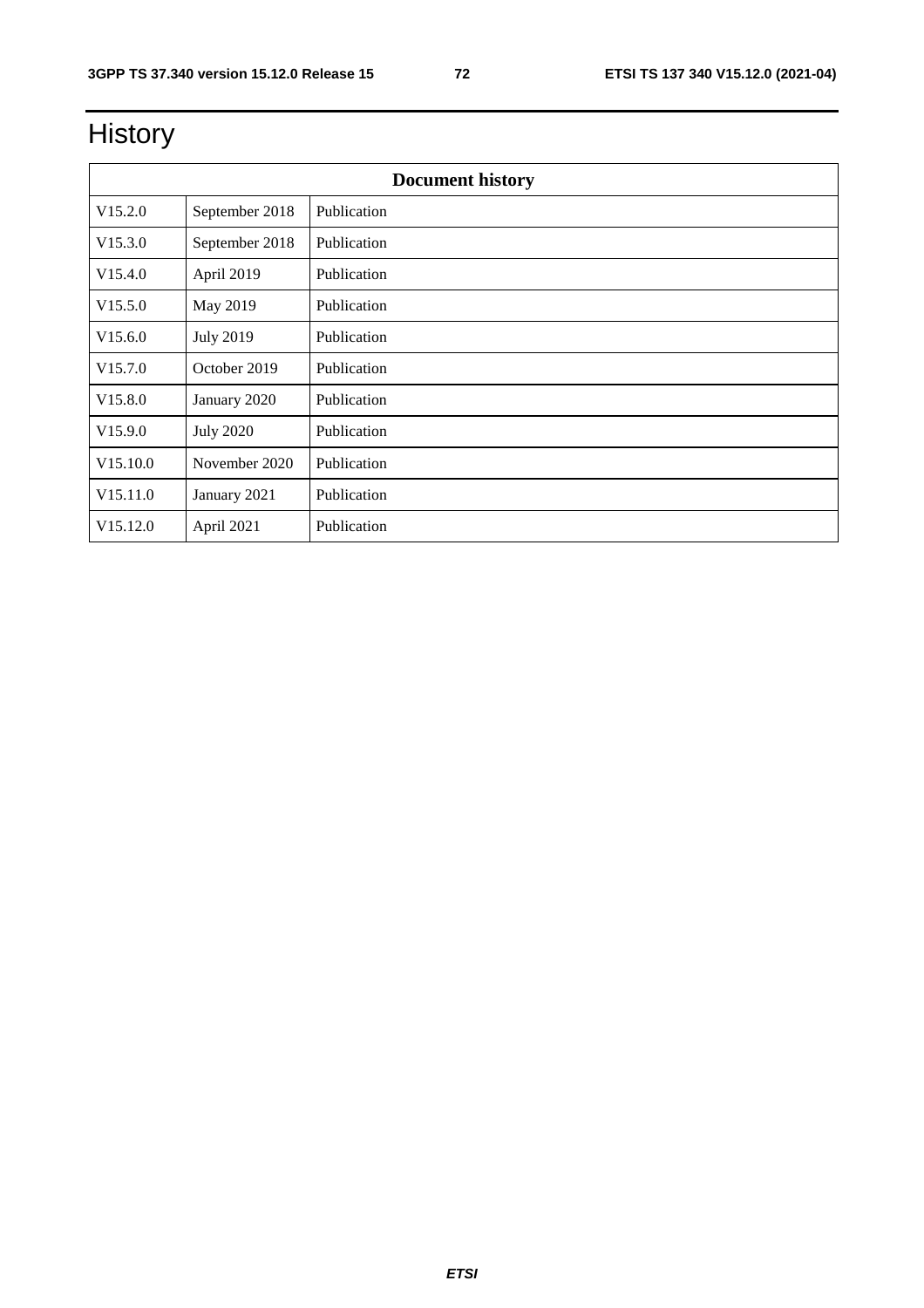# History

| Document history | | |
|---|---|---|
| V15.2.0 | September 2018 | Publication |
| V15.3.0 | September 2018 | Publication |
| V15.4.0 | April 2019 | Publication |
| V15.5.0 | May 2019 | Publication |
| V15.6.0 | July 2019 | Publication |
| V15.7.0 | October 2019 | Publication |
| V15.8.0 | January 2020 | Publication |
| V15.9.0 | July 2020 | Publication |
| V15.10.0 | November 2020 | Publication |
| V15.11.0 | January 2021 | Publication |
| V15.12.0 | April 2021 | Publication |